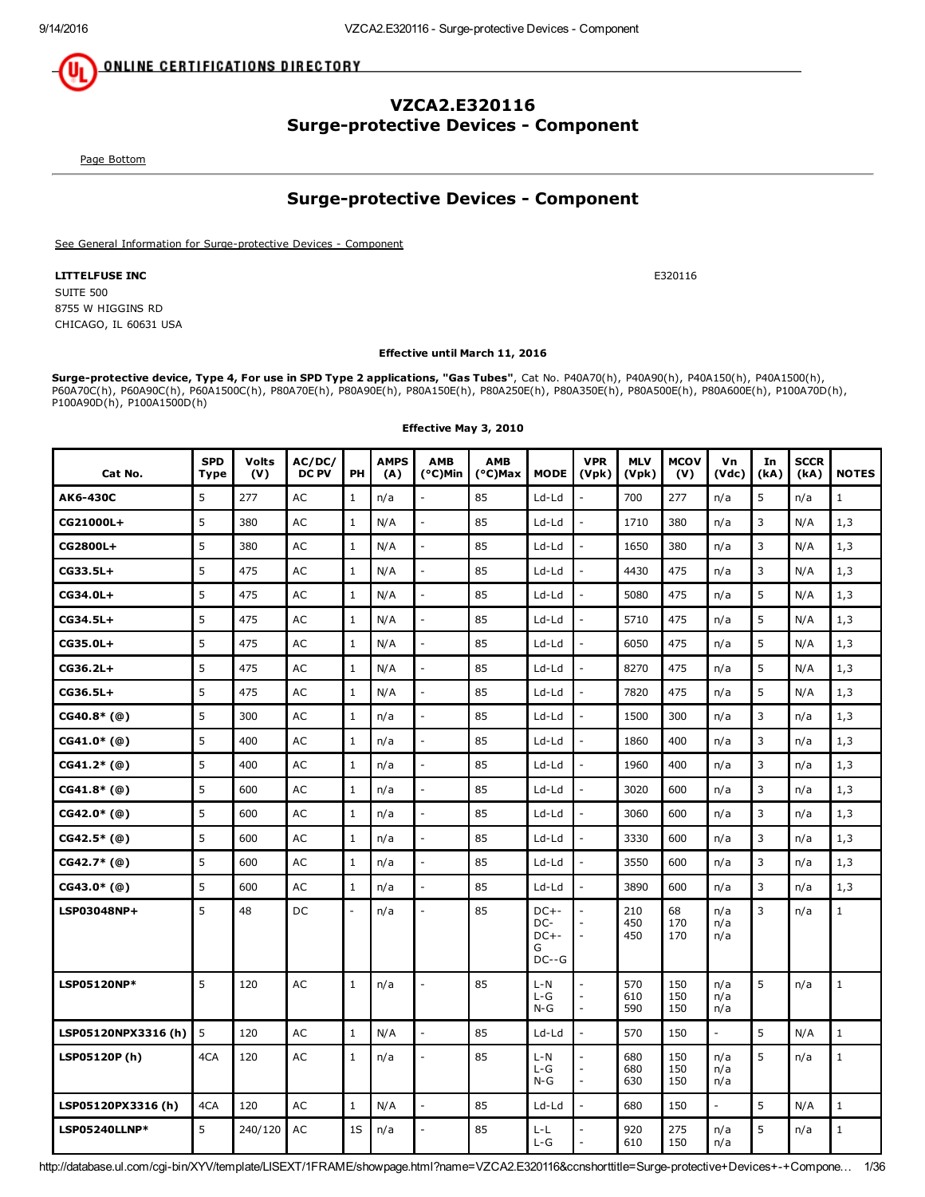# VZCA2.E320116
## Surge-protective Devices - Component

Page Bottom

## Surge-protective Devices - Component

See General Information for Surge-protective Devices - Component

**LITTELFUSE INC** E320116

SUITE 500
8755 W HIGGINS RD
CHICAGO, IL 60631 USA

**Effective until March 11, 2016**

**Surge-protective device, Type 4, For use in SPD Type 2 applications, "Gas Tubes"**, Cat No. P40A70(h), P40A90(h), P40A150(h), P40A1500(h), P60A70C(h), P60A90C(h), P60A1500C(h), P80A70E(h), P80A90E(h), P80A150E(h), P80A250E(h), P80A350E(h), P80A500E(h), P80A600E(h), P100A70D(h), P100A90D(h), P100A1500D(h)

**Effective May 3, 2010**

| Cat No. | SPD Type | Volts (V) | AC/DC/ DC PV | PH | AMPS (A) | AMB (°C)Min | AMB (°C)Max | MODE | VPR (Vpk) | MLV (Vpk) | MCOV (V) | Vn (Vdc) | In (kA) | SCCR (kA) | NOTES |
|---|---|---|---|---|---|---|---|---|---|---|---|---|---|---|---|
| **AK6-430C** | 5 | 277 | AC | 1 | n/a | - | 85 | Ld-Ld | - | 700 | 277 | n/a | 5 | n/a | 1 |
| **CG21000L+** | 5 | 380 | AC | 1 | N/A | - | 85 | Ld-Ld | - | 1710 | 380 | n/a | 3 | N/A | 1,3 |
| **CG2800L+** | 5 | 380 | AC | 1 | N/A | - | 85 | Ld-Ld | - | 1650 | 380 | n/a | 3 | N/A | 1,3 |
| **CG33.5L+** | 5 | 475 | AC | 1 | N/A | - | 85 | Ld-Ld | - | 4430 | 475 | n/a | 3 | N/A | 1,3 |
| **CG34.0L+** | 5 | 475 | AC | 1 | N/A | - | 85 | Ld-Ld | - | 5080 | 475 | n/a | 5 | N/A | 1,3 |
| **CG34.5L+** | 5 | 475 | AC | 1 | N/A | - | 85 | Ld-Ld | - | 5710 | 475 | n/a | 5 | N/A | 1,3 |
| **CG35.0L+** | 5 | 475 | AC | 1 | N/A | - | 85 | Ld-Ld | - | 6050 | 475 | n/a | 5 | N/A | 1,3 |
| **CG36.2L+** | 5 | 475 | AC | 1 | N/A | - | 85 | Ld-Ld | - | 8270 | 475 | n/a | 5 | N/A | 1,3 |
| **CG36.5L+** | 5 | 475 | AC | 1 | N/A | - | 85 | Ld-Ld | - | 7820 | 475 | n/a | 5 | N/A | 1,3 |
| **CG40.8* (@)** | 5 | 300 | AC | 1 | n/a | - | 85 | Ld-Ld | - | 1500 | 300 | n/a | 3 | n/a | 1,3 |
| **CG41.0* (@)** | 5 | 400 | AC | 1 | n/a | - | 85 | Ld-Ld | - | 1860 | 400 | n/a | 3 | n/a | 1,3 |
| **CG41.2* (@)** | 5 | 400 | AC | 1 | n/a | - | 85 | Ld-Ld | - | 1960 | 400 | n/a | 3 | n/a | 1,3 |
| **CG41.8* (@)** | 5 | 600 | AC | 1 | n/a | - | 85 | Ld-Ld | - | 3020 | 600 | n/a | 3 | n/a | 1,3 |
| **CG42.0* (@)** | 5 | 600 | AC | 1 | n/a | - | 85 | Ld-Ld | - | 3060 | 600 | n/a | 3 | n/a | 1,3 |
| **CG42.5* (@)** | 5 | 600 | AC | 1 | n/a | - | 85 | Ld-Ld | - | 3330 | 600 | n/a | 3 | n/a | 1,3 |
| **CG42.7* (@)** | 5 | 600 | AC | 1 | n/a | - | 85 | Ld-Ld | - | 3550 | 600 | n/a | 3 | n/a | 1,3 |
| **CG43.0* (@)** | 5 | 600 | AC | 1 | n/a | - | 85 | Ld-Ld | - | 3890 | 600 | n/a | 3 | n/a | 1,3 |
| **LSP03048NP+** | 5 | 48 | DC | - | n/a | - | 85 | DC+-DC- DC+-G DC--G | - - - | 210 450 450 | 68 170 170 | n/a n/a n/a | 3 | n/a | 1 |
| **LSP05120NP*** | 5 | 120 | AC | 1 | n/a | - | 85 | L-N L-G N-G | - - - | 570 610 590 | 150 150 150 | n/a n/a n/a | 5 | n/a | 1 |
| **LSP05120NPX3316 (h)** | 5 | 120 | AC | 1 | N/A | - | 85 | Ld-Ld | - | 570 | 150 | - | 5 | N/A | 1 |
| **LSP05120P (h)** | 4CA | 120 | AC | 1 | n/a | - | 85 | L-N L-G N-G | - - - | 680 680 630 | 150 150 150 | n/a n/a n/a | 5 | n/a | 1 |
| **LSP05120PX3316 (h)** | 4CA | 120 | AC | 1 | N/A | - | 85 | Ld-Ld | - | 680 | 150 | - | 5 | N/A | 1 |
| **LSP05240LLNP*** | 5 | 240/120 | AC | 1S | n/a | - | 85 | L-L L-G | - - | 920 610 | 275 150 | n/a n/a | 5 | n/a | 1 |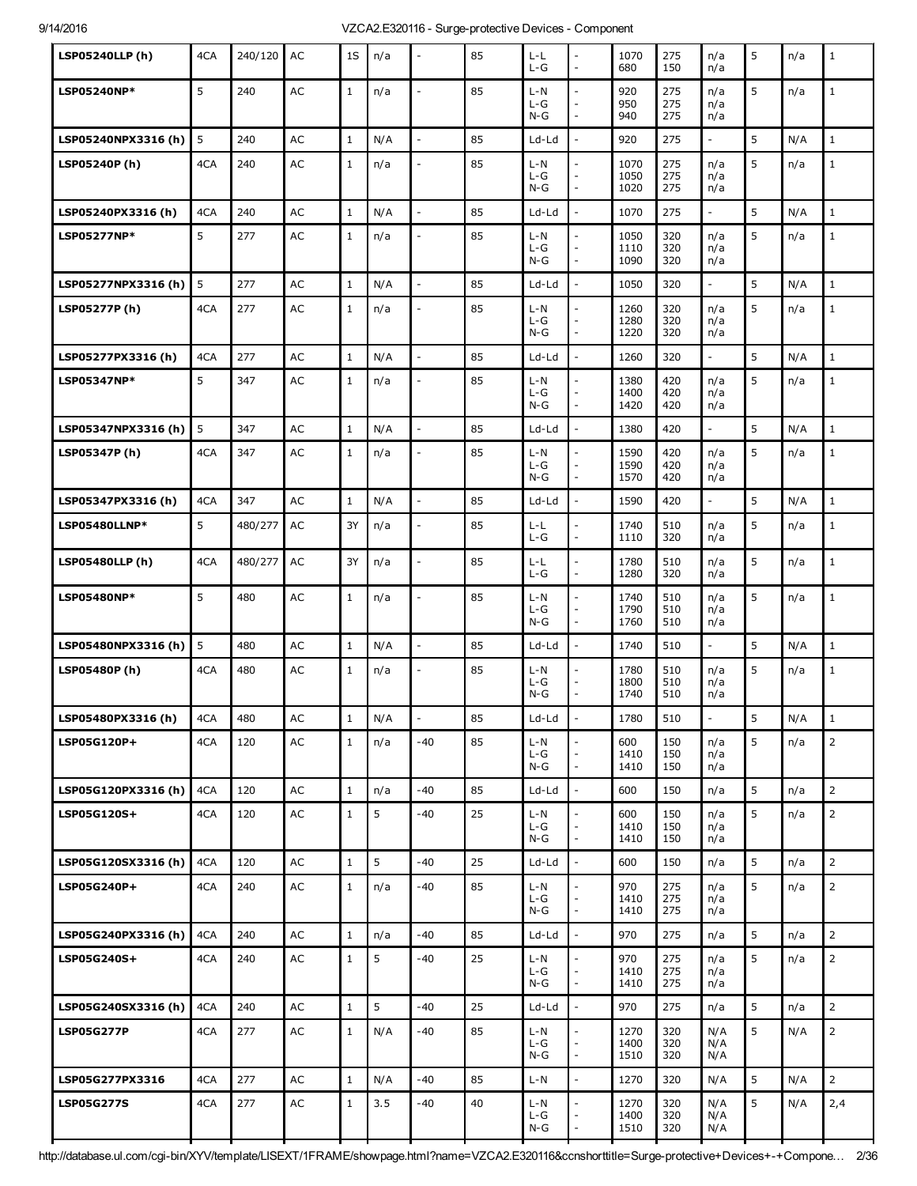| | | | | | | | | | | | | | | | |
|---|---|---|---|---|---|---|---|---|---|---|---|---|---|---|---|
| **LSP05240LLP (h)** | 4CA | 240/120 | AC | 1S | n/a | - | 85 | L-L<br>L-G | -<br>- | 1070<br>680 | 275<br>150 | n/a<br>n/a | 5 | n/a | 1 |
| **LSP05240NP*** | 5 | 240 | AC | 1 | n/a | - | 85 | L-N<br>L-G<br>N-G | -<br>-<br>- | 920<br>950<br>940 | 275<br>275<br>275 | n/a<br>n/a<br>n/a | 5 | n/a | 1 |
| **LSP05240NPX3316 (h)** | 5 | 240 | AC | 1 | N/A | - | 85 | Ld-Ld | - | 920 | 275 | - | 5 | N/A | 1 |
| **LSP05240P (h)** | 4CA | 240 | AC | 1 | n/a | - | 85 | L-N<br>L-G<br>N-G | -<br>-<br>- | 1070<br>1050<br>1020 | 275<br>275<br>275 | n/a<br>n/a<br>n/a | 5 | n/a | 1 |
| **LSP05240PX3316 (h)** | 4CA | 240 | AC | 1 | N/A | - | 85 | Ld-Ld | - | 1070 | 275 | - | 5 | N/A | 1 |
| **LSP05277NP*** | 5 | 277 | AC | 1 | n/a | - | 85 | L-N<br>L-G<br>N-G | -<br>-<br>- | 1050<br>1110<br>1090 | 320<br>320<br>320 | n/a<br>n/a<br>n/a | 5 | n/a | 1 |
| **LSP05277NPX3316 (h)** | 5 | 277 | AC | 1 | N/A | - | 85 | Ld-Ld | - | 1050 | 320 | - | 5 | N/A | 1 |
| **LSP05277P (h)** | 4CA | 277 | AC | 1 | n/a | - | 85 | L-N<br>L-G<br>N-G | -<br>-<br>- | 1260<br>1280<br>1220 | 320<br>320<br>320 | n/a<br>n/a<br>n/a | 5 | n/a | 1 |
| **LSP05277PX3316 (h)** | 4CA | 277 | AC | 1 | N/A | - | 85 | Ld-Ld | - | 1260 | 320 | - | 5 | N/A | 1 |
| **LSP05347NP*** | 5 | 347 | AC | 1 | n/a | - | 85 | L-N<br>L-G<br>N-G | -<br>-<br>- | 1380<br>1400<br>1420 | 420<br>420<br>420 | n/a<br>n/a<br>n/a | 5 | n/a | 1 |
| **LSP05347NPX3316 (h)** | 5 | 347 | AC | 1 | N/A | - | 85 | Ld-Ld | - | 1380 | 420 | - | 5 | N/A | 1 |
| **LSP05347P (h)** | 4CA | 347 | AC | 1 | n/a | - | 85 | L-N<br>L-G<br>N-G | -<br>-<br>- | 1590<br>1590<br>1570 | 420<br>420<br>420 | n/a<br>n/a<br>n/a | 5 | n/a | 1 |
| **LSP05347PX3316 (h)** | 4CA | 347 | AC | 1 | N/A | - | 85 | Ld-Ld | - | 1590 | 420 | - | 5 | N/A | 1 |
| **LSP05480LLNP*** | 5 | 480/277 | AC | 3Y | n/a | - | 85 | L-L<br>L-G | -<br>- | 1740<br>1110 | 510<br>320 | n/a<br>n/a | 5 | n/a | 1 |
| **LSP05480LLP (h)** | 4CA | 480/277 | AC | 3Y | n/a | - | 85 | L-L<br>L-G | -<br>- | 1780<br>1280 | 510<br>320 | n/a<br>n/a | 5 | n/a | 1 |
| **LSP05480NP*** | 5 | 480 | AC | 1 | n/a | - | 85 | L-N<br>L-G<br>N-G | -<br>-<br>- | 1740<br>1790<br>1760 | 510<br>510<br>510 | n/a<br>n/a<br>n/a | 5 | n/a | 1 |
| **LSP05480NPX3316 (h)** | 5 | 480 | AC | 1 | N/A | - | 85 | Ld-Ld | - | 1740 | 510 | - | 5 | N/A | 1 |
| **LSP05480P (h)** | 4CA | 480 | AC | 1 | n/a | - | 85 | L-N<br>L-G<br>N-G | -<br>-<br>- | 1780<br>1800<br>1740 | 510<br>510<br>510 | n/a<br>n/a<br>n/a | 5 | n/a | 1 |
| **LSP05480PX3316 (h)** | 4CA | 480 | AC | 1 | N/A | - | 85 | Ld-Ld | - | 1780 | 510 | - | 5 | N/A | 1 |
| **LSP05G120P+** | 4CA | 120 | AC | 1 | n/a | -40 | 85 | L-N<br>L-G<br>N-G | -<br>-<br>- | 600<br>1410<br>1410 | 150<br>150<br>150 | n/a<br>n/a<br>n/a | 5 | n/a | 2 |
| **LSP05G120PX3316 (h)** | 4CA | 120 | AC | 1 | n/a | -40 | 85 | Ld-Ld | - | 600 | 150 | n/a | 5 | n/a | 2 |
| **LSP05G120S+** | 4CA | 120 | AC | 1 | 5 | -40 | 25 | L-N<br>L-G<br>N-G | -<br>-<br>- | 600<br>1410<br>1410 | 150<br>150<br>150 | n/a<br>n/a<br>n/a | 5 | n/a | 2 |
| **LSP05G120SX3316 (h)** | 4CA | 120 | AC | 1 | 5 | -40 | 25 | Ld-Ld | - | 600 | 150 | n/a | 5 | n/a | 2 |
| **LSP05G240P+** | 4CA | 240 | AC | 1 | n/a | -40 | 85 | L-N<br>L-G<br>N-G | -<br>-<br>- | 970<br>1410<br>1410 | 275<br>275<br>275 | n/a<br>n/a<br>n/a | 5 | n/a | 2 |
| **LSP05G240PX3316 (h)** | 4CA | 240 | AC | 1 | n/a | -40 | 85 | Ld-Ld | - | 970 | 275 | n/a | 5 | n/a | 2 |
| **LSP05G240S+** | 4CA | 240 | AC | 1 | 5 | -40 | 25 | L-N<br>L-G<br>N-G | -<br>-<br>- | 970<br>1410<br>1410 | 275<br>275<br>275 | n/a<br>n/a<br>n/a | 5 | n/a | 2 |
| **LSP05G240SX3316 (h)** | 4CA | 240 | AC | 1 | 5 | -40 | 25 | Ld-Ld | - | 970 | 275 | n/a | 5 | n/a | 2 |
| **LSP05G277P** | 4CA | 277 | AC | 1 | N/A | -40 | 85 | L-N<br>L-G<br>N-G | -<br>-<br>- | 1270<br>1400<br>1510 | 320<br>320<br>320 | N/A<br>N/A<br>N/A | 5 | N/A | 2 |
| **LSP05G277PX3316** | 4CA | 277 | AC | 1 | N/A | -40 | 85 | L-N | - | 1270 | 320 | N/A | 5 | N/A | 2 |
| **LSP05G277S** | 4CA | 277 | AC | 1 | 3.5 | -40 | 40 | L-N<br>L-G<br>N-G | -<br>-<br>- | 1270<br>1400<br>1510 | 320<br>320<br>320 | N/A<br>N/A<br>N/A | 5 | N/A | 2,4 |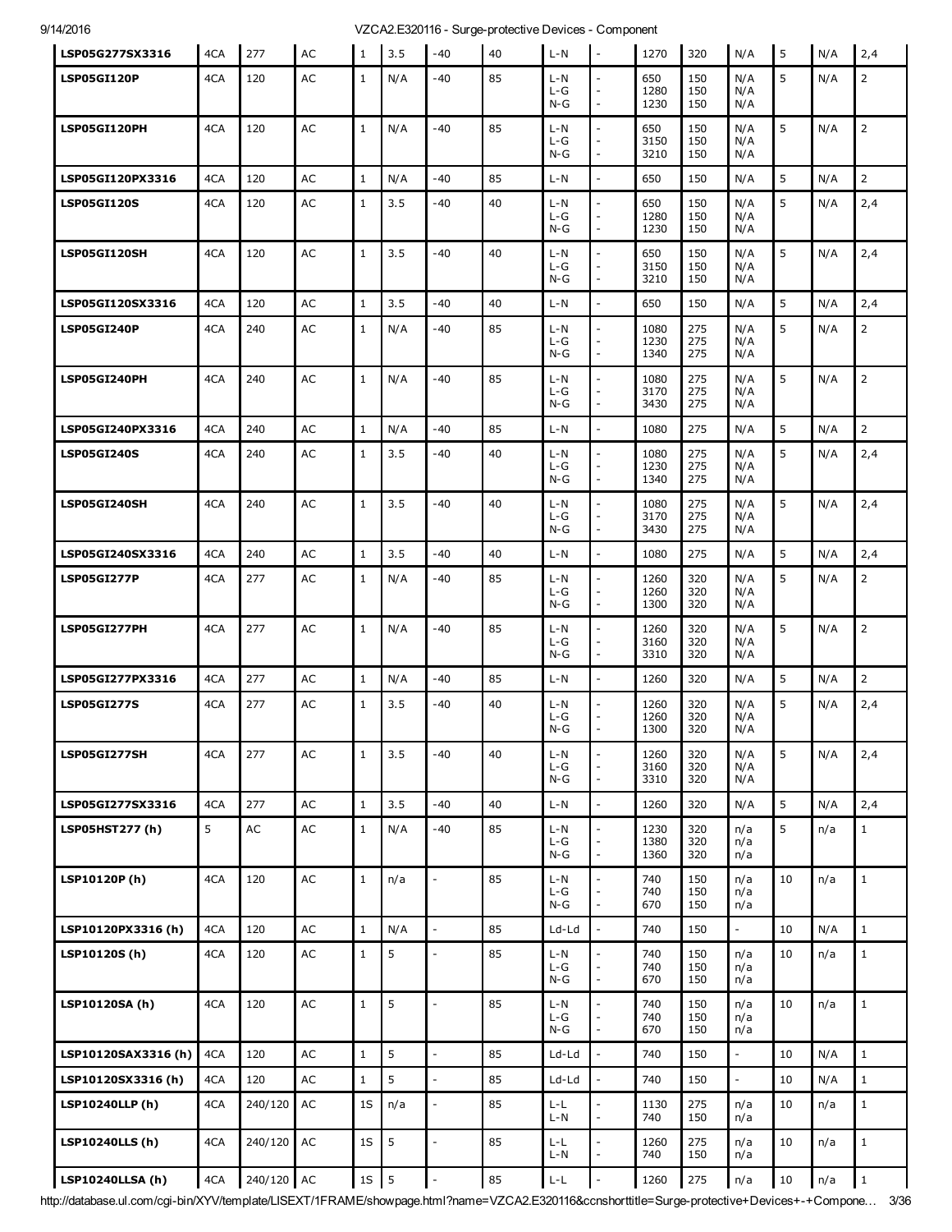| LSP05G277SX3316 | 4CA | 277 | AC | 1 | 3.5 | -40 | 40 | L-N | - | 1270 | 320 | N/A | 5 | N/A | 2,4 |
|---|---|---|---|---|---|---|---|---|---|---|---|---|---|---|---|
| **LSP05GI120P** | 4CA | 120 | AC | 1 | N/A | -40 | 85 | L-N<br>L-G<br>N-G | -<br>-<br>- | 650<br>1280<br>1230 | 150<br>150<br>150 | N/A<br>N/A<br>N/A | 5 | N/A | 2 |
| **LSP05GI120PH** | 4CA | 120 | AC | 1 | N/A | -40 | 85 | L-N<br>L-G<br>N-G | -<br>-<br>- | 650<br>3150<br>3210 | 150<br>150<br>150 | N/A<br>N/A<br>N/A | 5 | N/A | 2 |
| **LSP05GI120PX3316** | 4CA | 120 | AC | 1 | N/A | -40 | 85 | L-N | - | 650 | 150 | N/A | 5 | N/A | 2 |
| **LSP05GI120S** | 4CA | 120 | AC | 1 | 3.5 | -40 | 40 | L-N<br>L-G<br>N-G | -<br>-<br>- | 650<br>1280<br>1230 | 150<br>150<br>150 | N/A<br>N/A<br>N/A | 5 | N/A | 2,4 |
| **LSP05GI120SH** | 4CA | 120 | AC | 1 | 3.5 | -40 | 40 | L-N<br>L-G<br>N-G | -<br>-<br>- | 650<br>3150<br>3210 | 150<br>150<br>150 | N/A<br>N/A<br>N/A | 5 | N/A | 2,4 |
| **LSP05GI120SX3316** | 4CA | 120 | AC | 1 | 3.5 | -40 | 40 | L-N | - | 650 | 150 | N/A | 5 | N/A | 2,4 |
| **LSP05GI240P** | 4CA | 240 | AC | 1 | N/A | -40 | 85 | L-N<br>L-G<br>N-G | -<br>-<br>- | 1080<br>1230<br>1340 | 275<br>275<br>275 | N/A<br>N/A<br>N/A | 5 | N/A | 2 |
| **LSP05GI240PH** | 4CA | 240 | AC | 1 | N/A | -40 | 85 | L-N<br>L-G<br>N-G | -<br>-<br>- | 1080<br>3170<br>3430 | 275<br>275<br>275 | N/A<br>N/A<br>N/A | 5 | N/A | 2 |
| **LSP05GI240PX3316** | 4CA | 240 | AC | 1 | N/A | -40 | 85 | L-N | - | 1080 | 275 | N/A | 5 | N/A | 2 |
| **LSP05GI240S** | 4CA | 240 | AC | 1 | 3.5 | -40 | 40 | L-N<br>L-G<br>N-G | -<br>-<br>- | 1080<br>1230<br>1340 | 275<br>275<br>275 | N/A<br>N/A<br>N/A | 5 | N/A | 2,4 |
| **LSP05GI240SH** | 4CA | 240 | AC | 1 | 3.5 | -40 | 40 | L-N<br>L-G<br>N-G | -<br>-<br>- | 1080<br>3170<br>3430 | 275<br>275<br>275 | N/A<br>N/A<br>N/A | 5 | N/A | 2,4 |
| **LSP05GI240SX3316** | 4CA | 240 | AC | 1 | 3.5 | -40 | 40 | L-N | - | 1080 | 275 | N/A | 5 | N/A | 2,4 |
| **LSP05GI277P** | 4CA | 277 | AC | 1 | N/A | -40 | 85 | L-N<br>L-G<br>N-G | -<br>-<br>- | 1260<br>1260<br>1300 | 320<br>320<br>320 | N/A<br>N/A<br>N/A | 5 | N/A | 2 |
| **LSP05GI277PH** | 4CA | 277 | AC | 1 | N/A | -40 | 85 | L-N<br>L-G<br>N-G | -<br>-<br>- | 1260<br>3160<br>3310 | 320<br>320<br>320 | N/A<br>N/A<br>N/A | 5 | N/A | 2 |
| **LSP05GI277PX3316** | 4CA | 277 | AC | 1 | N/A | -40 | 85 | L-N | - | 1260 | 320 | N/A | 5 | N/A | 2 |
| **LSP05GI277S** | 4CA | 277 | AC | 1 | 3.5 | -40 | 40 | L-N<br>L-G<br>N-G | -<br>-<br>- | 1260<br>1260<br>1300 | 320<br>320<br>320 | N/A<br>N/A<br>N/A | 5 | N/A | 2,4 |
| **LSP05GI277SH** | 4CA | 277 | AC | 1 | 3.5 | -40 | 40 | L-N<br>L-G<br>N-G | -<br>-<br>- | 1260<br>3160<br>3310 | 320<br>320<br>320 | N/A<br>N/A<br>N/A | 5 | N/A | 2,4 |
| **LSP05GI277SX3316** | 4CA | 277 | AC | 1 | 3.5 | -40 | 40 | L-N | - | 1260 | 320 | N/A | 5 | N/A | 2,4 |
| **LSP05HST277 (h)** | 5 | AC | AC | 1 | N/A | -40 | 85 | L-N<br>L-G<br>N-G | -<br>-<br>- | 1230<br>1380<br>1360 | 320<br>320<br>320 | n/a<br>n/a<br>n/a | 5 | n/a | 1 |
| **LSP10120P (h)** | 4CA | 120 | AC | 1 | n/a | - | 85 | L-N<br>L-G<br>N-G | -<br>-<br>- | 740<br>740<br>670 | 150<br>150<br>150 | n/a<br>n/a<br>n/a | 10 | n/a | 1 |
| **LSP10120PX3316 (h)** | 4CA | 120 | AC | 1 | N/A | - | 85 | Ld-Ld | - | 740 | 150 | - | 10 | N/A | 1 |
| **LSP10120S (h)** | 4CA | 120 | AC | 1 | 5 | - | 85 | L-N<br>L-G<br>N-G | -<br>-<br>- | 740<br>740<br>670 | 150<br>150<br>150 | n/a<br>n/a<br>n/a | 10 | n/a | 1 |
| **LSP10120SA (h)** | 4CA | 120 | AC | 1 | 5 | - | 85 | L-N<br>L-G<br>N-G | -<br>-<br>- | 740<br>740<br>670 | 150<br>150<br>150 | n/a<br>n/a<br>n/a | 10 | n/a | 1 |
| **LSP10120SAX3316 (h)** | 4CA | 120 | AC | 1 | 5 | - | 85 | Ld-Ld | - | 740 | 150 | - | 10 | N/A | 1 |
| **LSP10120SX3316 (h)** | 4CA | 120 | AC | 1 | 5 | - | 85 | Ld-Ld | - | 740 | 150 | - | 10 | N/A | 1 |
| **LSP10240LLP (h)** | 4CA | 240/120 | AC | 1S | n/a | - | 85 | L-L<br>L-N | -<br>- | 1130<br>740 | 275<br>150 | n/a<br>n/a | 10 | n/a | 1 |
| **LSP10240LLS (h)** | 4CA | 240/120 | AC | 1S | 5 | - | 85 | L-L<br>L-N | -<br>- | 1260<br>740 | 275<br>150 | n/a<br>n/a | 10 | n/a | 1 |
| **LSP10240LLSA (h)** | 4CA | 240/120 | AC | 1S | 5 | - | 85 | L-L | - | 1260 | 275 | n/a | 10 | n/a | 1 |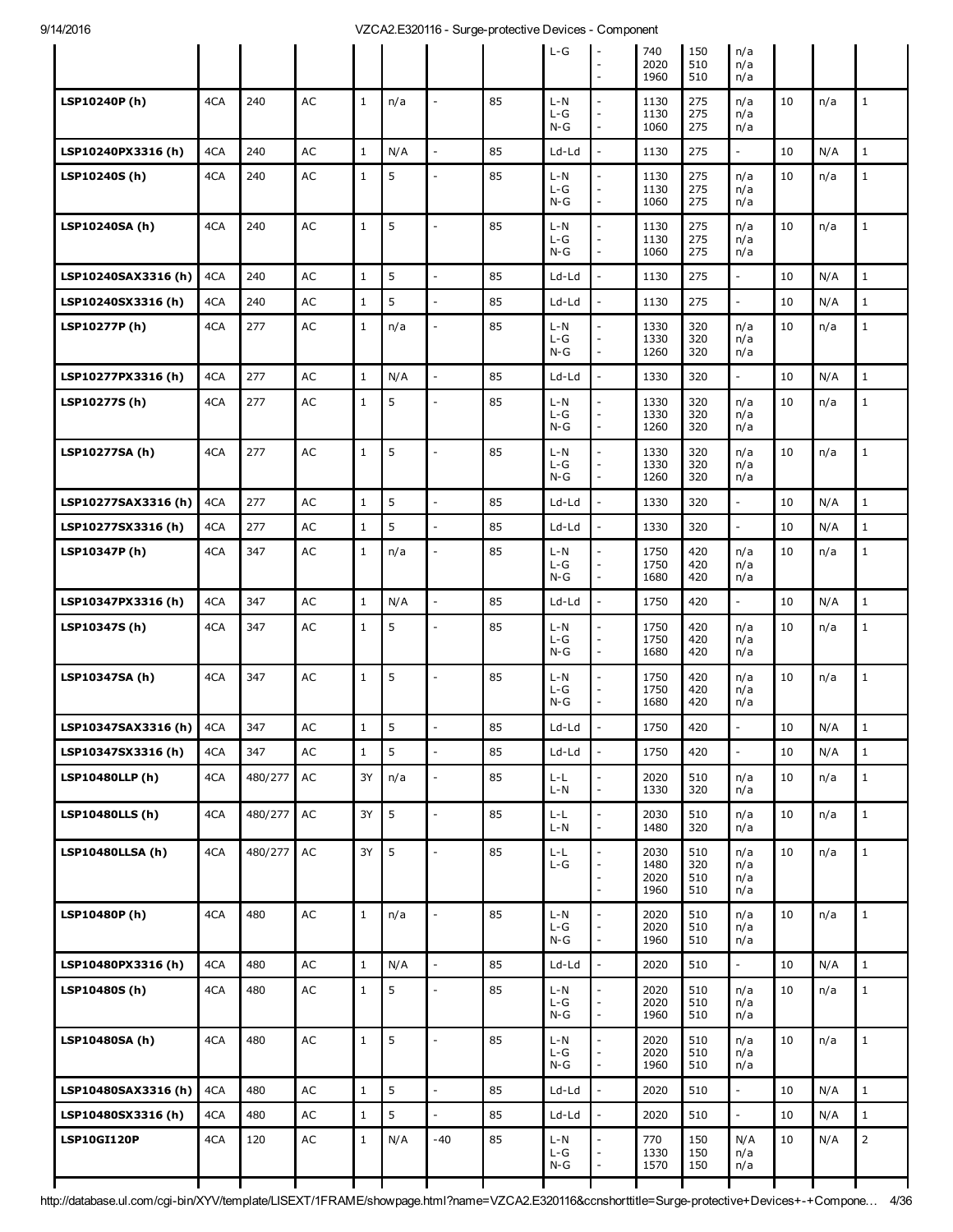| | | | | | | | | | | | | | | |
|---|---|---|---|---|---|---|---|---|---|---|---|---|---|---|
| | | | | | | | | L-G | -<br>-<br>- | 740<br>2020<br>1960 | 150<br>510<br>510 | n/a<br>n/a<br>n/a | | | |
| **LSP10240P (h)** | 4CA | 240 | AC | 1 | n/a | - | 85 | L-N<br>L-G<br>N-G | -<br>-<br>- | 1130<br>1130<br>1060 | 275<br>275<br>275 | n/a<br>n/a<br>n/a | 10 | n/a | 1 |
| **LSP10240PX3316 (h)** | 4CA | 240 | AC | 1 | N/A | - | 85 | Ld-Ld | - | 1130 | 275 | - | 10 | N/A | 1 |
| **LSP10240S (h)** | 4CA | 240 | AC | 1 | 5 | - | 85 | L-N<br>L-G<br>N-G | -<br>-<br>- | 1130<br>1130<br>1060 | 275<br>275<br>275 | n/a<br>n/a<br>n/a | 10 | n/a | 1 |
| **LSP10240SA (h)** | 4CA | 240 | AC | 1 | 5 | - | 85 | L-N<br>L-G<br>N-G | -<br>-<br>- | 1130<br>1130<br>1060 | 275<br>275<br>275 | n/a<br>n/a<br>n/a | 10 | n/a | 1 |
| **LSP10240SAX3316 (h)** | 4CA | 240 | AC | 1 | 5 | - | 85 | Ld-Ld | - | 1130 | 275 | - | 10 | N/A | 1 |
| **LSP10240SX3316 (h)** | 4CA | 240 | AC | 1 | 5 | - | 85 | Ld-Ld | - | 1130 | 275 | - | 10 | N/A | 1 |
| **LSP10277P (h)** | 4CA | 277 | AC | 1 | n/a | - | 85 | L-N<br>L-G<br>N-G | -<br>-<br>- | 1330<br>1330<br>1260 | 320<br>320<br>320 | n/a<br>n/a<br>n/a | 10 | n/a | 1 |
| **LSP10277PX3316 (h)** | 4CA | 277 | AC | 1 | N/A | - | 85 | Ld-Ld | - | 1330 | 320 | - | 10 | N/A | 1 |
| **LSP10277S (h)** | 4CA | 277 | AC | 1 | 5 | - | 85 | L-N<br>L-G<br>N-G | -<br>-<br>- | 1330<br>1330<br>1260 | 320<br>320<br>320 | n/a<br>n/a<br>n/a | 10 | n/a | 1 |
| **LSP10277SA (h)** | 4CA | 277 | AC | 1 | 5 | - | 85 | L-N<br>L-G<br>N-G | -<br>-<br>- | 1330<br>1330<br>1260 | 320<br>320<br>320 | n/a<br>n/a<br>n/a | 10 | n/a | 1 |
| **LSP10277SAX3316 (h)** | 4CA | 277 | AC | 1 | 5 | - | 85 | Ld-Ld | - | 1330 | 320 | - | 10 | N/A | 1 |
| **LSP10277SX3316 (h)** | 4CA | 277 | AC | 1 | 5 | - | 85 | Ld-Ld | - | 1330 | 320 | - | 10 | N/A | 1 |
| **LSP10347P (h)** | 4CA | 347 | AC | 1 | n/a | - | 85 | L-N<br>L-G<br>N-G | -<br>-<br>- | 1750<br>1750<br>1680 | 420<br>420<br>420 | n/a<br>n/a<br>n/a | 10 | n/a | 1 |
| **LSP10347PX3316 (h)** | 4CA | 347 | AC | 1 | N/A | - | 85 | Ld-Ld | - | 1750 | 420 | - | 10 | N/A | 1 |
| **LSP10347S (h)** | 4CA | 347 | AC | 1 | 5 | - | 85 | L-N<br>L-G<br>N-G | -<br>-<br>- | 1750<br>1750<br>1680 | 420<br>420<br>420 | n/a<br>n/a<br>n/a | 10 | n/a | 1 |
| **LSP10347SA (h)** | 4CA | 347 | AC | 1 | 5 | - | 85 | L-N<br>L-G<br>N-G | -<br>-<br>- | 1750<br>1750<br>1680 | 420<br>420<br>420 | n/a<br>n/a<br>n/a | 10 | n/a | 1 |
| **LSP10347SAX3316 (h)** | 4CA | 347 | AC | 1 | 5 | - | 85 | Ld-Ld | - | 1750 | 420 | - | 10 | N/A | 1 |
| **LSP10347SX3316 (h)** | 4CA | 347 | AC | 1 | 5 | - | 85 | Ld-Ld | - | 1750 | 420 | - | 10 | N/A | 1 |
| **LSP10480LLP (h)** | 4CA | 480/277 | AC | 3Y | n/a | - | 85 | L-L<br>L-N | -<br>- | 2020<br>1330 | 510<br>320 | n/a<br>n/a | 10 | n/a | 1 |
| **LSP10480LLS (h)** | 4CA | 480/277 | AC | 3Y | 5 | - | 85 | L-L<br>L-N | -<br>- | 2030<br>1480 | 510<br>320 | n/a<br>n/a | 10 | n/a | 1 |
| **LSP10480LLSA (h)** | 4CA | 480/277 | AC | 3Y | 5 | - | 85 | L-L<br>L-G | -<br>-<br>-<br>- | 2030<br>1480<br>2020<br>1960 | 510<br>320<br>510<br>510 | n/a<br>n/a<br>n/a<br>n/a | 10 | n/a | 1 |
| **LSP10480P (h)** | 4CA | 480 | AC | 1 | n/a | - | 85 | L-N<br>L-G<br>N-G | -<br>-<br>- | 2020<br>2020<br>1960 | 510<br>510<br>510 | n/a<br>n/a<br>n/a | 10 | n/a | 1 |
| **LSP10480PX3316 (h)** | 4CA | 480 | AC | 1 | N/A | - | 85 | Ld-Ld | - | 2020 | 510 | - | 10 | N/A | 1 |
| **LSP10480S (h)** | 4CA | 480 | AC | 1 | 5 | - | 85 | L-N<br>L-G<br>N-G | -<br>-<br>- | 2020<br>2020<br>1960 | 510<br>510<br>510 | n/a<br>n/a<br>n/a | 10 | n/a | 1 |
| **LSP10480SA (h)** | 4CA | 480 | AC | 1 | 5 | - | 85 | L-N<br>L-G<br>N-G | -<br>-<br>- | 2020<br>2020<br>1960 | 510<br>510<br>510 | n/a<br>n/a<br>n/a | 10 | n/a | 1 |
| **LSP10480SAX3316 (h)** | 4CA | 480 | AC | 1 | 5 | - | 85 | Ld-Ld | - | 2020 | 510 | - | 10 | N/A | 1 |
| **LSP10480SX3316 (h)** | 4CA | 480 | AC | 1 | 5 | - | 85 | Ld-Ld | - | 2020 | 510 | - | 10 | N/A | 1 |
| **LSP10GI120P** | 4CA | 120 | AC | 1 | N/A | -40 | 85 | L-N<br>L-G<br>N-G | -<br>-<br>- | 770<br>1330<br>1570 | 150<br>150<br>150 | N/A<br>n/a<br>n/a | 10 | N/A | 2 |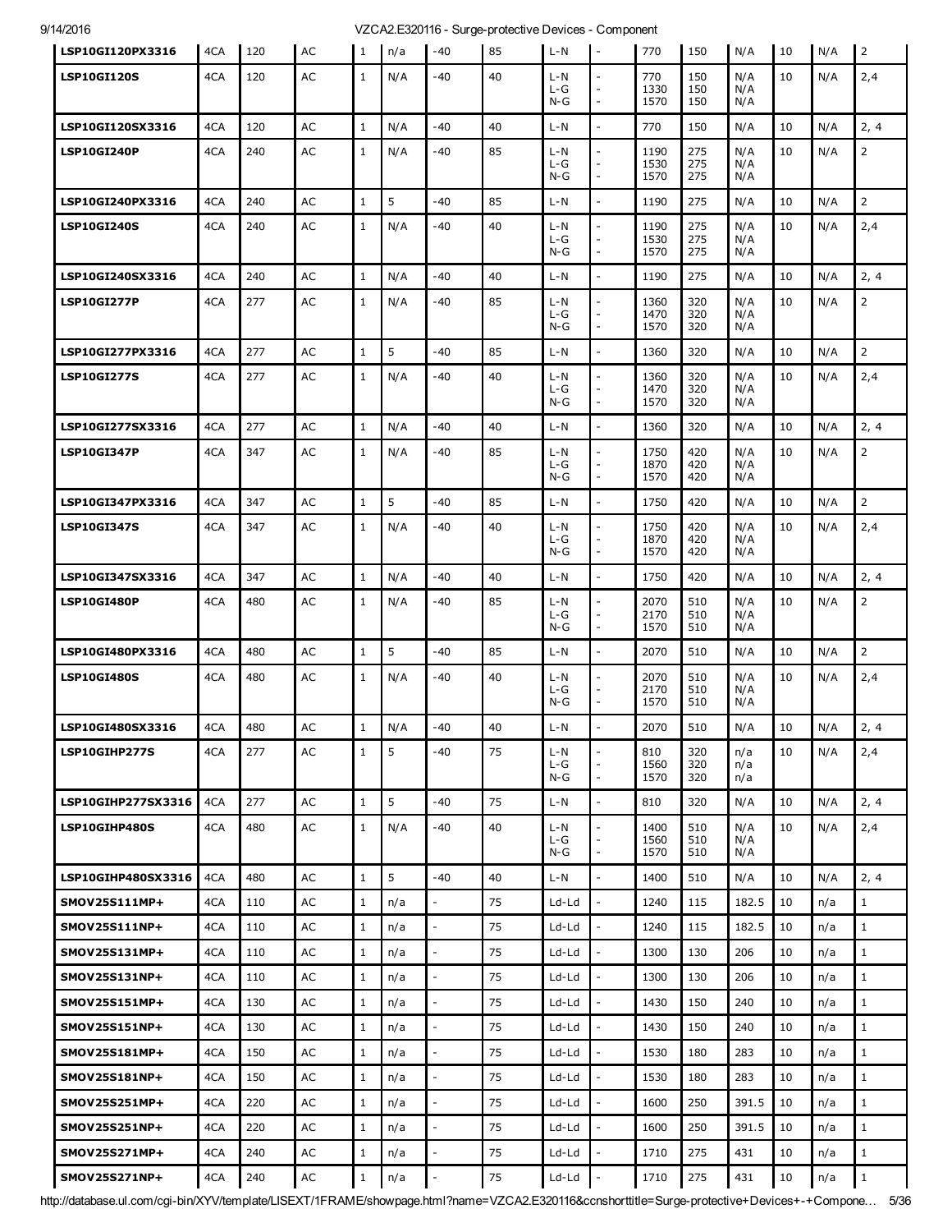| | | | | | | | | | | | | | | | | |
|---|---|---|---|---|---|---|---|---|---|---|---|---|---|---|---|---|
| **LSP10GI120PX3316** | 4CA | 120 | AC | 1 | n/a | -40 | 85 | L-N | - | 770 | 150 | N/A | 10 | N/A | 2 |
| **LSP10GI120S** | 4CA | 120 | AC | 1 | N/A | -40 | 40 | L-N<br>L-G<br>N-G | -<br>-<br>- | 770<br>1330<br>1570 | 150<br>150<br>150 | N/A<br>N/A<br>N/A | 10 | N/A | 2,4 |
| **LSP10GI120SX3316** | 4CA | 120 | AC | 1 | N/A | -40 | 40 | L-N | - | 770 | 150 | N/A | 10 | N/A | 2, 4 |
| **LSP10GI240P** | 4CA | 240 | AC | 1 | N/A | -40 | 85 | L-N<br>L-G<br>N-G | -<br>-<br>- | 1190<br>1530<br>1570 | 275<br>275<br>275 | N/A<br>N/A<br>N/A | 10 | N/A | 2 |
| **LSP10GI240PX3316** | 4CA | 240 | AC | 1 | 5 | -40 | 85 | L-N | - | 1190 | 275 | N/A | 10 | N/A | 2 |
| **LSP10GI240S** | 4CA | 240 | AC | 1 | N/A | -40 | 40 | L-N<br>L-G<br>N-G | -<br>-<br>- | 1190<br>1530<br>1570 | 275<br>275<br>275 | N/A<br>N/A<br>N/A | 10 | N/A | 2,4 |
| **LSP10GI240SX3316** | 4CA | 240 | AC | 1 | N/A | -40 | 40 | L-N | - | 1190 | 275 | N/A | 10 | N/A | 2, 4 |
| **LSP10GI277P** | 4CA | 277 | AC | 1 | N/A | -40 | 85 | L-N<br>L-G<br>N-G | -<br>-<br>- | 1360<br>1470<br>1570 | 320<br>320<br>320 | N/A<br>N/A<br>N/A | 10 | N/A | 2 |
| **LSP10GI277PX3316** | 4CA | 277 | AC | 1 | 5 | -40 | 85 | L-N | - | 1360 | 320 | N/A | 10 | N/A | 2 |
| **LSP10GI277S** | 4CA | 277 | AC | 1 | N/A | -40 | 40 | L-N<br>L-G<br>N-G | -<br>-<br>- | 1360<br>1470<br>1570 | 320<br>320<br>320 | N/A<br>N/A<br>N/A | 10 | N/A | 2,4 |
| **LSP10GI277SX3316** | 4CA | 277 | AC | 1 | N/A | -40 | 40 | L-N | - | 1360 | 320 | N/A | 10 | N/A | 2, 4 |
| **LSP10GI347P** | 4CA | 347 | AC | 1 | N/A | -40 | 85 | L-N<br>L-G<br>N-G | -<br>-<br>- | 1750<br>1870<br>1570 | 420<br>420<br>420 | N/A<br>N/A<br>N/A | 10 | N/A | 2 |
| **LSP10GI347PX3316** | 4CA | 347 | AC | 1 | 5 | -40 | 85 | L-N | - | 1750 | 420 | N/A | 10 | N/A | 2 |
| **LSP10GI347S** | 4CA | 347 | AC | 1 | N/A | -40 | 40 | L-N<br>L-G<br>N-G | -<br>-<br>- | 1750<br>1870<br>1570 | 420<br>420<br>420 | N/A<br>N/A<br>N/A | 10 | N/A | 2,4 |
| **LSP10GI347SX3316** | 4CA | 347 | AC | 1 | N/A | -40 | 40 | L-N | - | 1750 | 420 | N/A | 10 | N/A | 2, 4 |
| **LSP10GI480P** | 4CA | 480 | AC | 1 | N/A | -40 | 85 | L-N<br>L-G<br>N-G | -<br>-<br>- | 2070<br>2170<br>1570 | 510<br>510<br>510 | N/A<br>N/A<br>N/A | 10 | N/A | 2 |
| **LSP10GI480PX3316** | 4CA | 480 | AC | 1 | 5 | -40 | 85 | L-N | - | 2070 | 510 | N/A | 10 | N/A | 2 |
| **LSP10GI480S** | 4CA | 480 | AC | 1 | N/A | -40 | 40 | L-N<br>L-G<br>N-G | -<br>-<br>- | 2070<br>2170<br>1570 | 510<br>510<br>510 | N/A<br>N/A<br>N/A | 10 | N/A | 2,4 |
| **LSP10GI480SX3316** | 4CA | 480 | AC | 1 | N/A | -40 | 40 | L-N | - | 2070 | 510 | N/A | 10 | N/A | 2, 4 |
| **LSP10GIHP277S** | 4CA | 277 | AC | 1 | 5 | -40 | 75 | L-N<br>L-G<br>N-G | -<br>-<br>- | 810<br>1560<br>1570 | 320<br>320<br>320 | n/a<br>n/a<br>n/a | 10 | N/A | 2,4 |
| **LSP10GIHP277SX3316** | 4CA | 277 | AC | 1 | 5 | -40 | 75 | L-N | - | 810 | 320 | N/A | 10 | N/A | 2, 4 |
| **LSP10GIHP480S** | 4CA | 480 | AC | 1 | N/A | -40 | 40 | L-N<br>L-G<br>N-G | -<br>-<br>- | 1400<br>1560<br>1570 | 510<br>510<br>510 | N/A<br>N/A<br>N/A | 10 | N/A | 2,4 |
| **LSP10GIHP480SX3316** | 4CA | 480 | AC | 1 | 5 | -40 | 40 | L-N | - | 1400 | 510 | N/A | 10 | N/A | 2, 4 |
| **SMOV25S111MP+** | 4CA | 110 | AC | 1 | n/a | - | 75 | Ld-Ld | - | 1240 | 115 | 182.5 | 10 | n/a | 1 |
| **SMOV25S111NP+** | 4CA | 110 | AC | 1 | n/a | - | 75 | Ld-Ld | - | 1240 | 115 | 182.5 | 10 | n/a | 1 |
| **SMOV25S131MP+** | 4CA | 110 | AC | 1 | n/a | - | 75 | Ld-Ld | - | 1300 | 130 | 206 | 10 | n/a | 1 |
| **SMOV25S131NP+** | 4CA | 110 | AC | 1 | n/a | - | 75 | Ld-Ld | - | 1300 | 130 | 206 | 10 | n/a | 1 |
| **SMOV25S151MP+** | 4CA | 130 | AC | 1 | n/a | - | 75 | Ld-Ld | - | 1430 | 150 | 240 | 10 | n/a | 1 |
| **SMOV25S151NP+** | 4CA | 130 | AC | 1 | n/a | - | 75 | Ld-Ld | - | 1430 | 150 | 240 | 10 | n/a | 1 |
| **SMOV25S181MP+** | 4CA | 150 | AC | 1 | n/a | - | 75 | Ld-Ld | - | 1530 | 180 | 283 | 10 | n/a | 1 |
| **SMOV25S181NP+** | 4CA | 150 | AC | 1 | n/a | - | 75 | Ld-Ld | - | 1530 | 180 | 283 | 10 | n/a | 1 |
| **SMOV25S251MP+** | 4CA | 220 | AC | 1 | n/a | - | 75 | Ld-Ld | - | 1600 | 250 | 391.5 | 10 | n/a | 1 |
| **SMOV25S251NP+** | 4CA | 220 | AC | 1 | n/a | - | 75 | Ld-Ld | - | 1600 | 250 | 391.5 | 10 | n/a | 1 |
| **SMOV25S271MP+** | 4CA | 240 | AC | 1 | n/a | - | 75 | Ld-Ld | - | 1710 | 275 | 431 | 10 | n/a | 1 |
| **SMOV25S271NP+** | 4CA | 240 | AC | 1 | n/a | - | 75 | Ld-Ld | - | 1710 | 275 | 431 | 10 | n/a | 1 |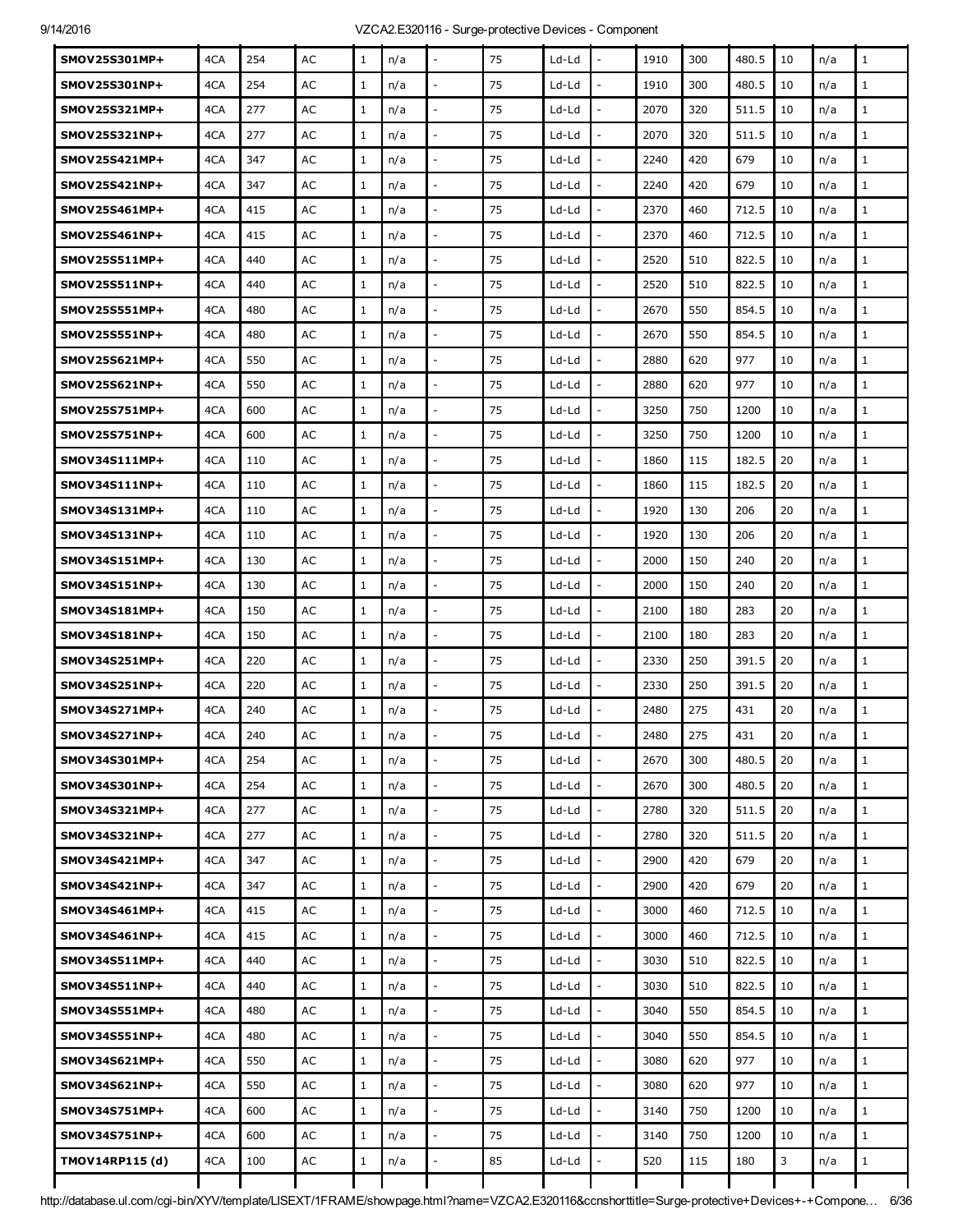| | | | | | | | | | | | | | | | |
|---|---|---|---|---|---|---|---|---|---|---|---|---|---|---|---|
| **SMOV25S301MP+** | 4CA | 254 | AC | 1 | n/a | - | 75 | Ld-Ld | - | 1910 | 300 | 480.5 | 10 | n/a | 1 |
| **SMOV25S301NP+** | 4CA | 254 | AC | 1 | n/a | - | 75 | Ld-Ld | - | 1910 | 300 | 480.5 | 10 | n/a | 1 |
| **SMOV25S321MP+** | 4CA | 277 | AC | 1 | n/a | - | 75 | Ld-Ld | - | 2070 | 320 | 511.5 | 10 | n/a | 1 |
| **SMOV25S321NP+** | 4CA | 277 | AC | 1 | n/a | - | 75 | Ld-Ld | - | 2070 | 320 | 511.5 | 10 | n/a | 1 |
| **SMOV25S421MP+** | 4CA | 347 | AC | 1 | n/a | - | 75 | Ld-Ld | - | 2240 | 420 | 679 | 10 | n/a | 1 |
| **SMOV25S421NP+** | 4CA | 347 | AC | 1 | n/a | - | 75 | Ld-Ld | - | 2240 | 420 | 679 | 10 | n/a | 1 |
| **SMOV25S461MP+** | 4CA | 415 | AC | 1 | n/a | - | 75 | Ld-Ld | - | 2370 | 460 | 712.5 | 10 | n/a | 1 |
| **SMOV25S461NP+** | 4CA | 415 | AC | 1 | n/a | - | 75 | Ld-Ld | - | 2370 | 460 | 712.5 | 10 | n/a | 1 |
| **SMOV25S511MP+** | 4CA | 440 | AC | 1 | n/a | - | 75 | Ld-Ld | - | 2520 | 510 | 822.5 | 10 | n/a | 1 |
| **SMOV25S511NP+** | 4CA | 440 | AC | 1 | n/a | - | 75 | Ld-Ld | - | 2520 | 510 | 822.5 | 10 | n/a | 1 |
| **SMOV25S551MP+** | 4CA | 480 | AC | 1 | n/a | - | 75 | Ld-Ld | - | 2670 | 550 | 854.5 | 10 | n/a | 1 |
| **SMOV25S551NP+** | 4CA | 480 | AC | 1 | n/a | - | 75 | Ld-Ld | - | 2670 | 550 | 854.5 | 10 | n/a | 1 |
| **SMOV25S621MP+** | 4CA | 550 | AC | 1 | n/a | - | 75 | Ld-Ld | - | 2880 | 620 | 977 | 10 | n/a | 1 |
| **SMOV25S621NP+** | 4CA | 550 | AC | 1 | n/a | - | 75 | Ld-Ld | - | 2880 | 620 | 977 | 10 | n/a | 1 |
| **SMOV25S751MP+** | 4CA | 600 | AC | 1 | n/a | - | 75 | Ld-Ld | - | 3250 | 750 | 1200 | 10 | n/a | 1 |
| **SMOV25S751NP+** | 4CA | 600 | AC | 1 | n/a | - | 75 | Ld-Ld | - | 3250 | 750 | 1200 | 10 | n/a | 1 |
| **SMOV34S111MP+** | 4CA | 110 | AC | 1 | n/a | - | 75 | Ld-Ld | - | 1860 | 115 | 182.5 | 20 | n/a | 1 |
| **SMOV34S111NP+** | 4CA | 110 | AC | 1 | n/a | - | 75 | Ld-Ld | - | 1860 | 115 | 182.5 | 20 | n/a | 1 |
| **SMOV34S131MP+** | 4CA | 110 | AC | 1 | n/a | - | 75 | Ld-Ld | - | 1920 | 130 | 206 | 20 | n/a | 1 |
| **SMOV34S131NP+** | 4CA | 110 | AC | 1 | n/a | - | 75 | Ld-Ld | - | 1920 | 130 | 206 | 20 | n/a | 1 |
| **SMOV34S151MP+** | 4CA | 130 | AC | 1 | n/a | - | 75 | Ld-Ld | - | 2000 | 150 | 240 | 20 | n/a | 1 |
| **SMOV34S151NP+** | 4CA | 130 | AC | 1 | n/a | - | 75 | Ld-Ld | - | 2000 | 150 | 240 | 20 | n/a | 1 |
| **SMOV34S181MP+** | 4CA | 150 | AC | 1 | n/a | - | 75 | Ld-Ld | - | 2100 | 180 | 283 | 20 | n/a | 1 |
| **SMOV34S181NP+** | 4CA | 150 | AC | 1 | n/a | - | 75 | Ld-Ld | - | 2100 | 180 | 283 | 20 | n/a | 1 |
| **SMOV34S251MP+** | 4CA | 220 | AC | 1 | n/a | - | 75 | Ld-Ld | - | 2330 | 250 | 391.5 | 20 | n/a | 1 |
| **SMOV34S251NP+** | 4CA | 220 | AC | 1 | n/a | - | 75 | Ld-Ld | - | 2330 | 250 | 391.5 | 20 | n/a | 1 |
| **SMOV34S271MP+** | 4CA | 240 | AC | 1 | n/a | - | 75 | Ld-Ld | - | 2480 | 275 | 431 | 20 | n/a | 1 |
| **SMOV34S271NP+** | 4CA | 240 | AC | 1 | n/a | - | 75 | Ld-Ld | - | 2480 | 275 | 431 | 20 | n/a | 1 |
| **SMOV34S301MP+** | 4CA | 254 | AC | 1 | n/a | - | 75 | Ld-Ld | - | 2670 | 300 | 480.5 | 20 | n/a | 1 |
| **SMOV34S301NP+** | 4CA | 254 | AC | 1 | n/a | - | 75 | Ld-Ld | - | 2670 | 300 | 480.5 | 20 | n/a | 1 |
| **SMOV34S321MP+** | 4CA | 277 | AC | 1 | n/a | - | 75 | Ld-Ld | - | 2780 | 320 | 511.5 | 20 | n/a | 1 |
| **SMOV34S321NP+** | 4CA | 277 | AC | 1 | n/a | - | 75 | Ld-Ld | - | 2780 | 320 | 511.5 | 20 | n/a | 1 |
| **SMOV34S421MP+** | 4CA | 347 | AC | 1 | n/a | - | 75 | Ld-Ld | - | 2900 | 420 | 679 | 20 | n/a | 1 |
| **SMOV34S421NP+** | 4CA | 347 | AC | 1 | n/a | - | 75 | Ld-Ld | - | 2900 | 420 | 679 | 20 | n/a | 1 |
| **SMOV34S461MP+** | 4CA | 415 | AC | 1 | n/a | - | 75 | Ld-Ld | - | 3000 | 460 | 712.5 | 10 | n/a | 1 |
| **SMOV34S461NP+** | 4CA | 415 | AC | 1 | n/a | - | 75 | Ld-Ld | - | 3000 | 460 | 712.5 | 10 | n/a | 1 |
| **SMOV34S511MP+** | 4CA | 440 | AC | 1 | n/a | - | 75 | Ld-Ld | - | 3030 | 510 | 822.5 | 10 | n/a | 1 |
| **SMOV34S511NP+** | 4CA | 440 | AC | 1 | n/a | - | 75 | Ld-Ld | - | 3030 | 510 | 822.5 | 10 | n/a | 1 |
| **SMOV34S551MP+** | 4CA | 480 | AC | 1 | n/a | - | 75 | Ld-Ld | - | 3040 | 550 | 854.5 | 10 | n/a | 1 |
| **SMOV34S551NP+** | 4CA | 480 | AC | 1 | n/a | - | 75 | Ld-Ld | - | 3040 | 550 | 854.5 | 10 | n/a | 1 |
| **SMOV34S621MP+** | 4CA | 550 | AC | 1 | n/a | - | 75 | Ld-Ld | - | 3080 | 620 | 977 | 10 | n/a | 1 |
| **SMOV34S621NP+** | 4CA | 550 | AC | 1 | n/a | - | 75 | Ld-Ld | - | 3080 | 620 | 977 | 10 | n/a | 1 |
| **SMOV34S751MP+** | 4CA | 600 | AC | 1 | n/a | - | 75 | Ld-Ld | - | 3140 | 750 | 1200 | 10 | n/a | 1 |
| **SMOV34S751NP+** | 4CA | 600 | AC | 1 | n/a | - | 75 | Ld-Ld | - | 3140 | 750 | 1200 | 10 | n/a | 1 |
| **TMOV14RP115 (d)** | 4CA | 100 | AC | 1 | n/a | - | 85 | Ld-Ld | - | 520 | 115 | 180 | 3 | n/a | 1 |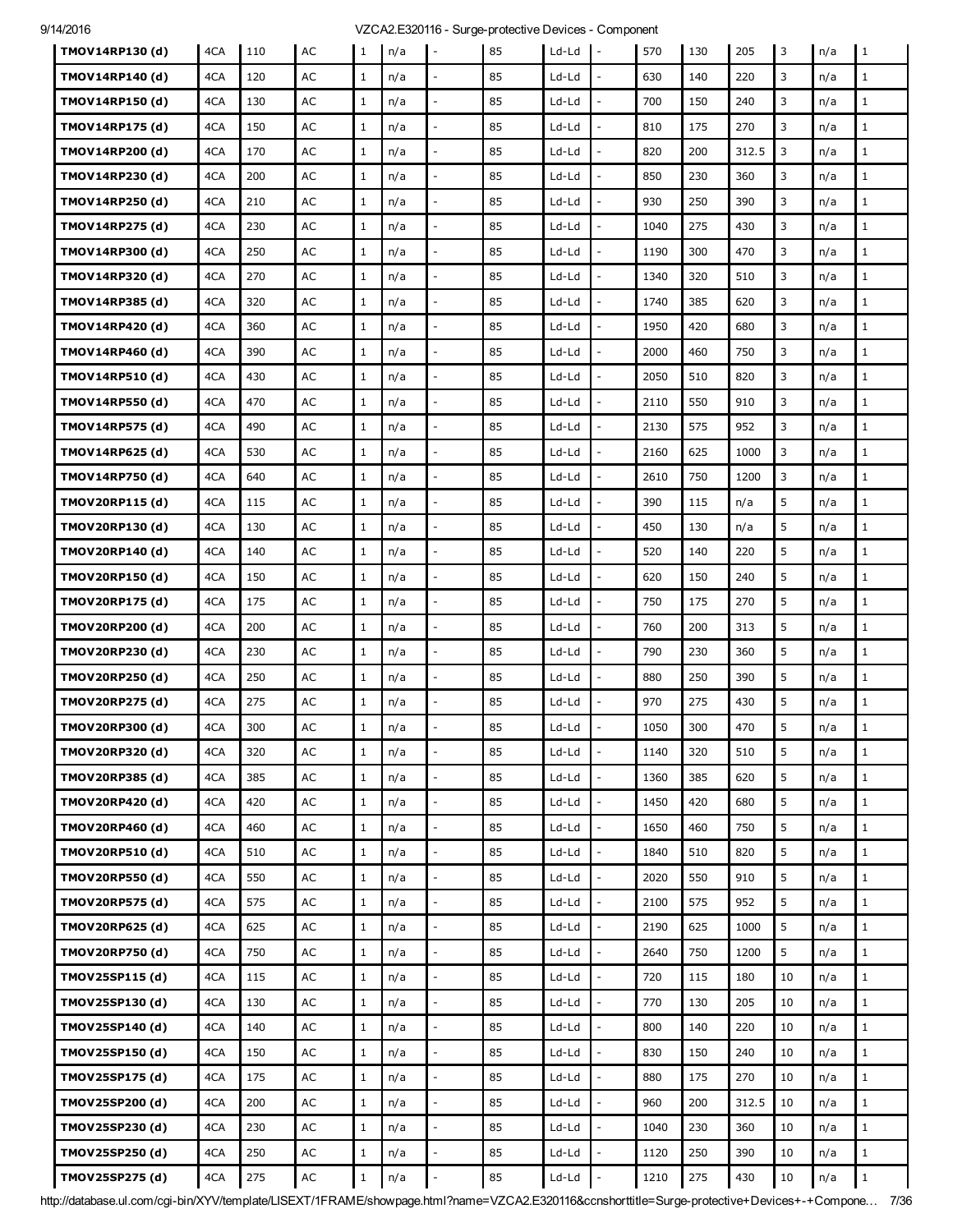| | | | | | | | | | | | | | | | | |
|---|---|---|---|---|---|---|---|---|---|---|---|---|---|---|---|---|
| **TMOV14RP130 (d)** | 4CA | 110 | AC | 1 | n/a | - | 85 | Ld-Ld | - | 570 | 130 | 205 | 3 | n/a | 1 |
| **TMOV14RP140 (d)** | 4CA | 120 | AC | 1 | n/a | - | 85 | Ld-Ld | - | 630 | 140 | 220 | 3 | n/a | 1 |
| **TMOV14RP150 (d)** | 4CA | 130 | AC | 1 | n/a | - | 85 | Ld-Ld | - | 700 | 150 | 240 | 3 | n/a | 1 |
| **TMOV14RP175 (d)** | 4CA | 150 | AC | 1 | n/a | - | 85 | Ld-Ld | - | 810 | 175 | 270 | 3 | n/a | 1 |
| **TMOV14RP200 (d)** | 4CA | 170 | AC | 1 | n/a | - | 85 | Ld-Ld | - | 820 | 200 | 312.5 | 3 | n/a | 1 |
| **TMOV14RP230 (d)** | 4CA | 200 | AC | 1 | n/a | - | 85 | Ld-Ld | - | 850 | 230 | 360 | 3 | n/a | 1 |
| **TMOV14RP250 (d)** | 4CA | 210 | AC | 1 | n/a | - | 85 | Ld-Ld | - | 930 | 250 | 390 | 3 | n/a | 1 |
| **TMOV14RP275 (d)** | 4CA | 230 | AC | 1 | n/a | - | 85 | Ld-Ld | - | 1040 | 275 | 430 | 3 | n/a | 1 |
| **TMOV14RP300 (d)** | 4CA | 250 | AC | 1 | n/a | - | 85 | Ld-Ld | - | 1190 | 300 | 470 | 3 | n/a | 1 |
| **TMOV14RP320 (d)** | 4CA | 270 | AC | 1 | n/a | - | 85 | Ld-Ld | - | 1340 | 320 | 510 | 3 | n/a | 1 |
| **TMOV14RP385 (d)** | 4CA | 320 | AC | 1 | n/a | - | 85 | Ld-Ld | - | 1740 | 385 | 620 | 3 | n/a | 1 |
| **TMOV14RP420 (d)** | 4CA | 360 | AC | 1 | n/a | - | 85 | Ld-Ld | - | 1950 | 420 | 680 | 3 | n/a | 1 |
| **TMOV14RP460 (d)** | 4CA | 390 | AC | 1 | n/a | - | 85 | Ld-Ld | - | 2000 | 460 | 750 | 3 | n/a | 1 |
| **TMOV14RP510 (d)** | 4CA | 430 | AC | 1 | n/a | - | 85 | Ld-Ld | - | 2050 | 510 | 820 | 3 | n/a | 1 |
| **TMOV14RP550 (d)** | 4CA | 470 | AC | 1 | n/a | - | 85 | Ld-Ld | - | 2110 | 550 | 910 | 3 | n/a | 1 |
| **TMOV14RP575 (d)** | 4CA | 490 | AC | 1 | n/a | - | 85 | Ld-Ld | - | 2130 | 575 | 952 | 3 | n/a | 1 |
| **TMOV14RP625 (d)** | 4CA | 530 | AC | 1 | n/a | - | 85 | Ld-Ld | - | 2160 | 625 | 1000 | 3 | n/a | 1 |
| **TMOV14RP750 (d)** | 4CA | 640 | AC | 1 | n/a | - | 85 | Ld-Ld | - | 2610 | 750 | 1200 | 3 | n/a | 1 |
| **TMOV20RP115 (d)** | 4CA | 115 | AC | 1 | n/a | - | 85 | Ld-Ld | - | 390 | 115 | n/a | 5 | n/a | 1 |
| **TMOV20RP130 (d)** | 4CA | 130 | AC | 1 | n/a | - | 85 | Ld-Ld | - | 450 | 130 | n/a | 5 | n/a | 1 |
| **TMOV20RP140 (d)** | 4CA | 140 | AC | 1 | n/a | - | 85 | Ld-Ld | - | 520 | 140 | 220 | 5 | n/a | 1 |
| **TMOV20RP150 (d)** | 4CA | 150 | AC | 1 | n/a | - | 85 | Ld-Ld | - | 620 | 150 | 240 | 5 | n/a | 1 |
| **TMOV20RP175 (d)** | 4CA | 175 | AC | 1 | n/a | - | 85 | Ld-Ld | - | 750 | 175 | 270 | 5 | n/a | 1 |
| **TMOV20RP200 (d)** | 4CA | 200 | AC | 1 | n/a | - | 85 | Ld-Ld | - | 760 | 200 | 313 | 5 | n/a | 1 |
| **TMOV20RP230 (d)** | 4CA | 230 | AC | 1 | n/a | - | 85 | Ld-Ld | - | 790 | 230 | 360 | 5 | n/a | 1 |
| **TMOV20RP250 (d)** | 4CA | 250 | AC | 1 | n/a | - | 85 | Ld-Ld | - | 880 | 250 | 390 | 5 | n/a | 1 |
| **TMOV20RP275 (d)** | 4CA | 275 | AC | 1 | n/a | - | 85 | Ld-Ld | - | 970 | 275 | 430 | 5 | n/a | 1 |
| **TMOV20RP300 (d)** | 4CA | 300 | AC | 1 | n/a | - | 85 | Ld-Ld | - | 1050 | 300 | 470 | 5 | n/a | 1 |
| **TMOV20RP320 (d)** | 4CA | 320 | AC | 1 | n/a | - | 85 | Ld-Ld | - | 1140 | 320 | 510 | 5 | n/a | 1 |
| **TMOV20RP385 (d)** | 4CA | 385 | AC | 1 | n/a | - | 85 | Ld-Ld | - | 1360 | 385 | 620 | 5 | n/a | 1 |
| **TMOV20RP420 (d)** | 4CA | 420 | AC | 1 | n/a | - | 85 | Ld-Ld | - | 1450 | 420 | 680 | 5 | n/a | 1 |
| **TMOV20RP460 (d)** | 4CA | 460 | AC | 1 | n/a | - | 85 | Ld-Ld | - | 1650 | 460 | 750 | 5 | n/a | 1 |
| **TMOV20RP510 (d)** | 4CA | 510 | AC | 1 | n/a | - | 85 | Ld-Ld | - | 1840 | 510 | 820 | 5 | n/a | 1 |
| **TMOV20RP550 (d)** | 4CA | 550 | AC | 1 | n/a | - | 85 | Ld-Ld | - | 2020 | 550 | 910 | 5 | n/a | 1 |
| **TMOV20RP575 (d)** | 4CA | 575 | AC | 1 | n/a | - | 85 | Ld-Ld | - | 2100 | 575 | 952 | 5 | n/a | 1 |
| **TMOV20RP625 (d)** | 4CA | 625 | AC | 1 | n/a | - | 85 | Ld-Ld | - | 2190 | 625 | 1000 | 5 | n/a | 1 |
| **TMOV20RP750 (d)** | 4CA | 750 | AC | 1 | n/a | - | 85 | Ld-Ld | - | 2640 | 750 | 1200 | 5 | n/a | 1 |
| **TMOV25SP115 (d)** | 4CA | 115 | AC | 1 | n/a | - | 85 | Ld-Ld | - | 720 | 115 | 180 | 10 | n/a | 1 |
| **TMOV25SP130 (d)** | 4CA | 130 | AC | 1 | n/a | - | 85 | Ld-Ld | - | 770 | 130 | 205 | 10 | n/a | 1 |
| **TMOV25SP140 (d)** | 4CA | 140 | AC | 1 | n/a | - | 85 | Ld-Ld | - | 800 | 140 | 220 | 10 | n/a | 1 |
| **TMOV25SP150 (d)** | 4CA | 150 | AC | 1 | n/a | - | 85 | Ld-Ld | - | 830 | 150 | 240 | 10 | n/a | 1 |
| **TMOV25SP175 (d)** | 4CA | 175 | AC | 1 | n/a | - | 85 | Ld-Ld | - | 880 | 175 | 270 | 10 | n/a | 1 |
| **TMOV25SP200 (d)** | 4CA | 200 | AC | 1 | n/a | - | 85 | Ld-Ld | - | 960 | 200 | 312.5 | 10 | n/a | 1 |
| **TMOV25SP230 (d)** | 4CA | 230 | AC | 1 | n/a | - | 85 | Ld-Ld | - | 1040 | 230 | 360 | 10 | n/a | 1 |
| **TMOV25SP250 (d)** | 4CA | 250 | AC | 1 | n/a | - | 85 | Ld-Ld | - | 1120 | 250 | 390 | 10 | n/a | 1 |
| **TMOV25SP275 (d)** | 4CA | 275 | AC | 1 | n/a | - | 85 | Ld-Ld | - | 1210 | 275 | 430 | 10 | n/a | 1 |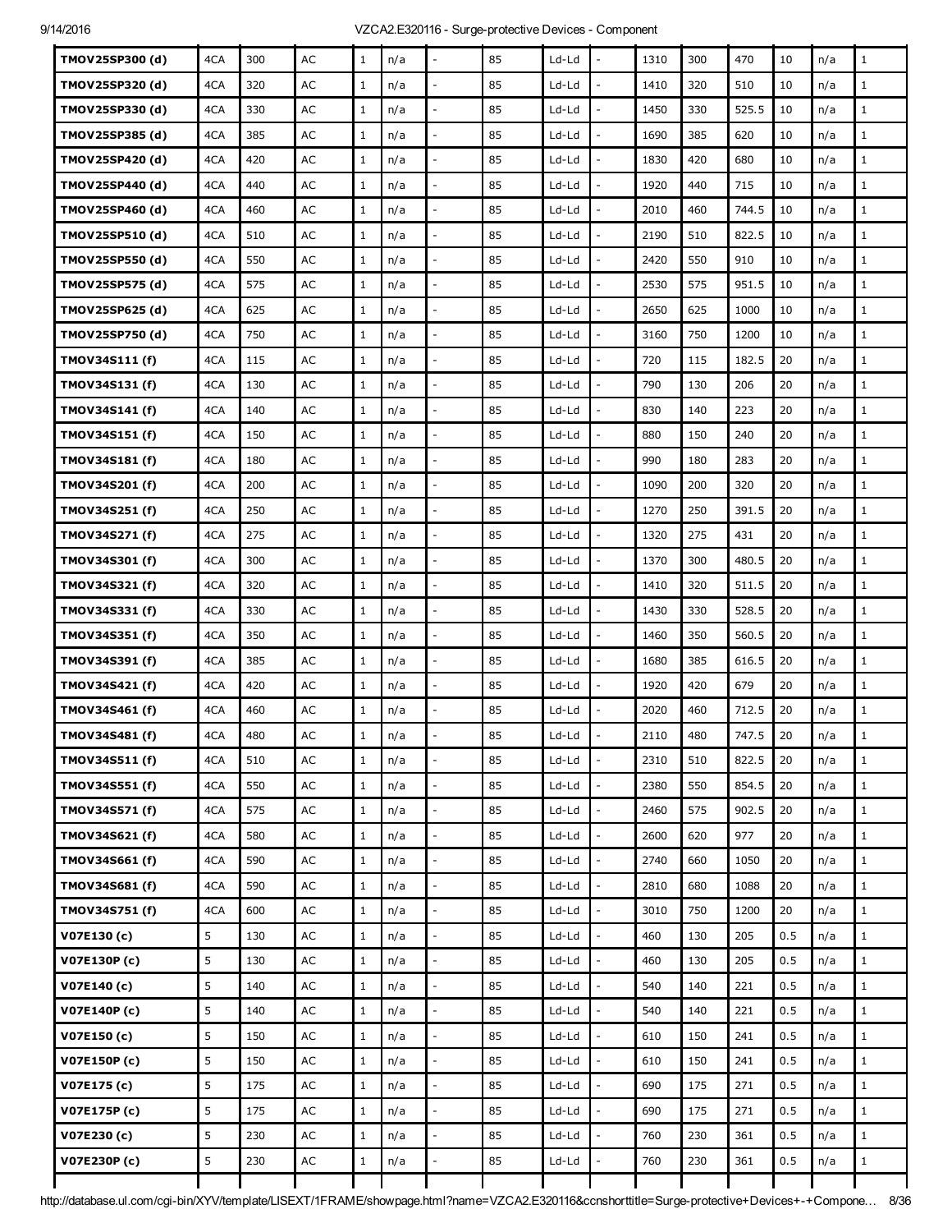| | | | | | | | | | | | | | | | | |
|---|---|---|---|---|---|---|---|---|---|---|---|---|---|---|---|---|
| **TMOV25SP300 (d)** | 4CA | 300 | AC | 1 | n/a | - | 85 | Ld-Ld | - | 1310 | 300 | 470 | 10 | n/a | 1 |
| **TMOV25SP320 (d)** | 4CA | 320 | AC | 1 | n/a | - | 85 | Ld-Ld | - | 1410 | 320 | 510 | 10 | n/a | 1 |
| **TMOV25SP330 (d)** | 4CA | 330 | AC | 1 | n/a | - | 85 | Ld-Ld | - | 1450 | 330 | 525.5 | 10 | n/a | 1 |
| **TMOV25SP385 (d)** | 4CA | 385 | AC | 1 | n/a | - | 85 | Ld-Ld | - | 1690 | 385 | 620 | 10 | n/a | 1 |
| **TMOV25SP420 (d)** | 4CA | 420 | AC | 1 | n/a | - | 85 | Ld-Ld | - | 1830 | 420 | 680 | 10 | n/a | 1 |
| **TMOV25SP440 (d)** | 4CA | 440 | AC | 1 | n/a | - | 85 | Ld-Ld | - | 1920 | 440 | 715 | 10 | n/a | 1 |
| **TMOV25SP460 (d)** | 4CA | 460 | AC | 1 | n/a | - | 85 | Ld-Ld | - | 2010 | 460 | 744.5 | 10 | n/a | 1 |
| **TMOV25SP510 (d)** | 4CA | 510 | AC | 1 | n/a | - | 85 | Ld-Ld | - | 2190 | 510 | 822.5 | 10 | n/a | 1 |
| **TMOV25SP550 (d)** | 4CA | 550 | AC | 1 | n/a | - | 85 | Ld-Ld | - | 2420 | 550 | 910 | 10 | n/a | 1 |
| **TMOV25SP575 (d)** | 4CA | 575 | AC | 1 | n/a | - | 85 | Ld-Ld | - | 2530 | 575 | 951.5 | 10 | n/a | 1 |
| **TMOV25SP625 (d)** | 4CA | 625 | AC | 1 | n/a | - | 85 | Ld-Ld | - | 2650 | 625 | 1000 | 10 | n/a | 1 |
| **TMOV25SP750 (d)** | 4CA | 750 | AC | 1 | n/a | - | 85 | Ld-Ld | - | 3160 | 750 | 1200 | 10 | n/a | 1 |
| **TMOV34S111 (f)** | 4CA | 115 | AC | 1 | n/a | - | 85 | Ld-Ld | - | 720 | 115 | 182.5 | 20 | n/a | 1 |
| **TMOV34S131 (f)** | 4CA | 130 | AC | 1 | n/a | - | 85 | Ld-Ld | - | 790 | 130 | 206 | 20 | n/a | 1 |
| **TMOV34S141 (f)** | 4CA | 140 | AC | 1 | n/a | - | 85 | Ld-Ld | - | 830 | 140 | 223 | 20 | n/a | 1 |
| **TMOV34S151 (f)** | 4CA | 150 | AC | 1 | n/a | - | 85 | Ld-Ld | - | 880 | 150 | 240 | 20 | n/a | 1 |
| **TMOV34S181 (f)** | 4CA | 180 | AC | 1 | n/a | - | 85 | Ld-Ld | - | 990 | 180 | 283 | 20 | n/a | 1 |
| **TMOV34S201 (f)** | 4CA | 200 | AC | 1 | n/a | - | 85 | Ld-Ld | - | 1090 | 200 | 320 | 20 | n/a | 1 |
| **TMOV34S251 (f)** | 4CA | 250 | AC | 1 | n/a | - | 85 | Ld-Ld | - | 1270 | 250 | 391.5 | 20 | n/a | 1 |
| **TMOV34S271 (f)** | 4CA | 275 | AC | 1 | n/a | - | 85 | Ld-Ld | - | 1320 | 275 | 431 | 20 | n/a | 1 |
| **TMOV34S301 (f)** | 4CA | 300 | AC | 1 | n/a | - | 85 | Ld-Ld | - | 1370 | 300 | 480.5 | 20 | n/a | 1 |
| **TMOV34S321 (f)** | 4CA | 320 | AC | 1 | n/a | - | 85 | Ld-Ld | - | 1410 | 320 | 511.5 | 20 | n/a | 1 |
| **TMOV34S331 (f)** | 4CA | 330 | AC | 1 | n/a | - | 85 | Ld-Ld | - | 1430 | 330 | 528.5 | 20 | n/a | 1 |
| **TMOV34S351 (f)** | 4CA | 350 | AC | 1 | n/a | - | 85 | Ld-Ld | - | 1460 | 350 | 560.5 | 20 | n/a | 1 |
| **TMOV34S391 (f)** | 4CA | 385 | AC | 1 | n/a | - | 85 | Ld-Ld | - | 1680 | 385 | 616.5 | 20 | n/a | 1 |
| **TMOV34S421 (f)** | 4CA | 420 | AC | 1 | n/a | - | 85 | Ld-Ld | - | 1920 | 420 | 679 | 20 | n/a | 1 |
| **TMOV34S461 (f)** | 4CA | 460 | AC | 1 | n/a | - | 85 | Ld-Ld | - | 2020 | 460 | 712.5 | 20 | n/a | 1 |
| **TMOV34S481 (f)** | 4CA | 480 | AC | 1 | n/a | - | 85 | Ld-Ld | - | 2110 | 480 | 747.5 | 20 | n/a | 1 |
| **TMOV34S511 (f)** | 4CA | 510 | AC | 1 | n/a | - | 85 | Ld-Ld | - | 2310 | 510 | 822.5 | 20 | n/a | 1 |
| **TMOV34S551 (f)** | 4CA | 550 | AC | 1 | n/a | - | 85 | Ld-Ld | - | 2380 | 550 | 854.5 | 20 | n/a | 1 |
| **TMOV34S571 (f)** | 4CA | 575 | AC | 1 | n/a | - | 85 | Ld-Ld | - | 2460 | 575 | 902.5 | 20 | n/a | 1 |
| **TMOV34S621 (f)** | 4CA | 580 | AC | 1 | n/a | - | 85 | Ld-Ld | - | 2600 | 620 | 977 | 20 | n/a | 1 |
| **TMOV34S661 (f)** | 4CA | 590 | AC | 1 | n/a | - | 85 | Ld-Ld | - | 2740 | 660 | 1050 | 20 | n/a | 1 |
| **TMOV34S681 (f)** | 4CA | 590 | AC | 1 | n/a | - | 85 | Ld-Ld | - | 2810 | 680 | 1088 | 20 | n/a | 1 |
| **TMOV34S751 (f)** | 4CA | 600 | AC | 1 | n/a | - | 85 | Ld-Ld | - | 3010 | 750 | 1200 | 20 | n/a | 1 |
| **V07E130 (c)** | 5 | 130 | AC | 1 | n/a | - | 85 | Ld-Ld | - | 460 | 130 | 205 | 0.5 | n/a | 1 |
| **V07E130P (c)** | 5 | 130 | AC | 1 | n/a | - | 85 | Ld-Ld | - | 460 | 130 | 205 | 0.5 | n/a | 1 |
| **V07E140 (c)** | 5 | 140 | AC | 1 | n/a | - | 85 | Ld-Ld | - | 540 | 140 | 221 | 0.5 | n/a | 1 |
| **V07E140P (c)** | 5 | 140 | AC | 1 | n/a | - | 85 | Ld-Ld | - | 540 | 140 | 221 | 0.5 | n/a | 1 |
| **V07E150 (c)** | 5 | 150 | AC | 1 | n/a | - | 85 | Ld-Ld | - | 610 | 150 | 241 | 0.5 | n/a | 1 |
| **V07E150P (c)** | 5 | 150 | AC | 1 | n/a | - | 85 | Ld-Ld | - | 610 | 150 | 241 | 0.5 | n/a | 1 |
| **V07E175 (c)** | 5 | 175 | AC | 1 | n/a | - | 85 | Ld-Ld | - | 690 | 175 | 271 | 0.5 | n/a | 1 |
| **V07E175P (c)** | 5 | 175 | AC | 1 | n/a | - | 85 | Ld-Ld | - | 690 | 175 | 271 | 0.5 | n/a | 1 |
| **V07E230 (c)** | 5 | 230 | AC | 1 | n/a | - | 85 | Ld-Ld | - | 760 | 230 | 361 | 0.5 | n/a | 1 |
| **V07E230P (c)** | 5 | 230 | AC | 1 | n/a | - | 85 | Ld-Ld | - | 760 | 230 | 361 | 0.5 | n/a | 1 |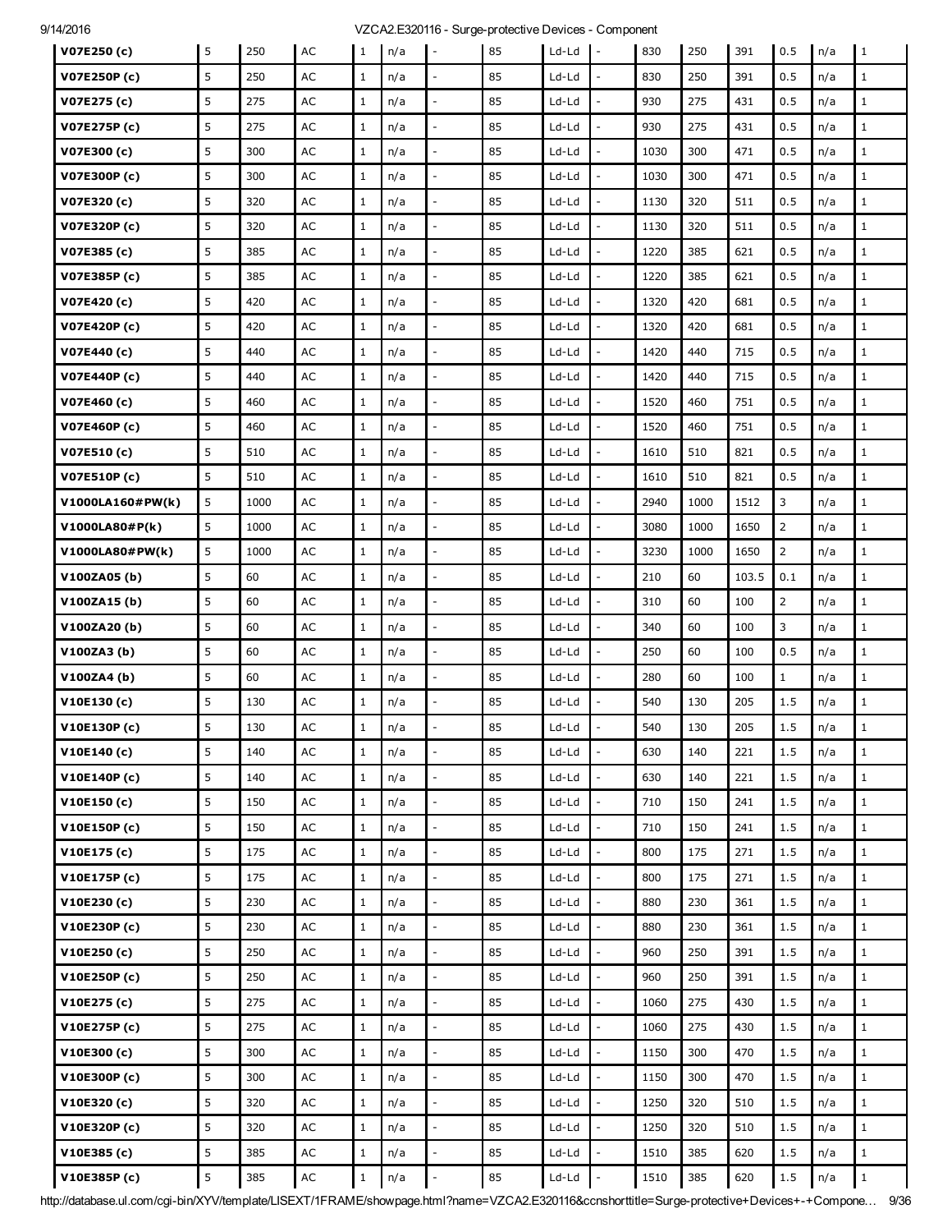| | | | | | | | | | | | | | | | |
|---|---|---|---|---|---|---|---|---|---|---|---|---|---|---|---|
| **V07E250 (c)** | 5 | 250 | AC | 1 | n/a | - | 85 | Ld-Ld | - | 830 | 250 | 391 | 0.5 | n/a | 1 |
| **V07E250P (c)** | 5 | 250 | AC | 1 | n/a | - | 85 | Ld-Ld | - | 830 | 250 | 391 | 0.5 | n/a | 1 |
| **V07E275 (c)** | 5 | 275 | AC | 1 | n/a | - | 85 | Ld-Ld | - | 930 | 275 | 431 | 0.5 | n/a | 1 |
| **V07E275P (c)** | 5 | 275 | AC | 1 | n/a | - | 85 | Ld-Ld | - | 930 | 275 | 431 | 0.5 | n/a | 1 |
| **V07E300 (c)** | 5 | 300 | AC | 1 | n/a | - | 85 | Ld-Ld | - | 1030 | 300 | 471 | 0.5 | n/a | 1 |
| **V07E300P (c)** | 5 | 300 | AC | 1 | n/a | - | 85 | Ld-Ld | - | 1030 | 300 | 471 | 0.5 | n/a | 1 |
| **V07E320 (c)** | 5 | 320 | AC | 1 | n/a | - | 85 | Ld-Ld | - | 1130 | 320 | 511 | 0.5 | n/a | 1 |
| **V07E320P (c)** | 5 | 320 | AC | 1 | n/a | - | 85 | Ld-Ld | - | 1130 | 320 | 511 | 0.5 | n/a | 1 |
| **V07E385 (c)** | 5 | 385 | AC | 1 | n/a | - | 85 | Ld-Ld | - | 1220 | 385 | 621 | 0.5 | n/a | 1 |
| **V07E385P (c)** | 5 | 385 | AC | 1 | n/a | - | 85 | Ld-Ld | - | 1220 | 385 | 621 | 0.5 | n/a | 1 |
| **V07E420 (c)** | 5 | 420 | AC | 1 | n/a | - | 85 | Ld-Ld | - | 1320 | 420 | 681 | 0.5 | n/a | 1 |
| **V07E420P (c)** | 5 | 420 | AC | 1 | n/a | - | 85 | Ld-Ld | - | 1320 | 420 | 681 | 0.5 | n/a | 1 |
| **V07E440 (c)** | 5 | 440 | AC | 1 | n/a | - | 85 | Ld-Ld | - | 1420 | 440 | 715 | 0.5 | n/a | 1 |
| **V07E440P (c)** | 5 | 440 | AC | 1 | n/a | - | 85 | Ld-Ld | - | 1420 | 440 | 715 | 0.5 | n/a | 1 |
| **V07E460 (c)** | 5 | 460 | AC | 1 | n/a | - | 85 | Ld-Ld | - | 1520 | 460 | 751 | 0.5 | n/a | 1 |
| **V07E460P (c)** | 5 | 460 | AC | 1 | n/a | - | 85 | Ld-Ld | - | 1520 | 460 | 751 | 0.5 | n/a | 1 |
| **V07E510 (c)** | 5 | 510 | AC | 1 | n/a | - | 85 | Ld-Ld | - | 1610 | 510 | 821 | 0.5 | n/a | 1 |
| **V07E510P (c)** | 5 | 510 | AC | 1 | n/a | - | 85 | Ld-Ld | - | 1610 | 510 | 821 | 0.5 | n/a | 1 |
| **V1000LA160#PW(k)** | 5 | 1000 | AC | 1 | n/a | - | 85 | Ld-Ld | - | 2940 | 1000 | 1512 | 3 | n/a | 1 |
| **V1000LA80#P(k)** | 5 | 1000 | AC | 1 | n/a | - | 85 | Ld-Ld | - | 3080 | 1000 | 1650 | 2 | n/a | 1 |
| **V1000LA80#PW(k)** | 5 | 1000 | AC | 1 | n/a | - | 85 | Ld-Ld | - | 3230 | 1000 | 1650 | 2 | n/a | 1 |
| **V100ZA05 (b)** | 5 | 60 | AC | 1 | n/a | - | 85 | Ld-Ld | - | 210 | 60 | 103.5 | 0.1 | n/a | 1 |
| **V100ZA15 (b)** | 5 | 60 | AC | 1 | n/a | - | 85 | Ld-Ld | - | 310 | 60 | 100 | 2 | n/a | 1 |
| **V100ZA20 (b)** | 5 | 60 | AC | 1 | n/a | - | 85 | Ld-Ld | - | 340 | 60 | 100 | 3 | n/a | 1 |
| **V100ZA3 (b)** | 5 | 60 | AC | 1 | n/a | - | 85 | Ld-Ld | - | 250 | 60 | 100 | 0.5 | n/a | 1 |
| **V100ZA4 (b)** | 5 | 60 | AC | 1 | n/a | - | 85 | Ld-Ld | - | 280 | 60 | 100 | 1 | n/a | 1 |
| **V10E130 (c)** | 5 | 130 | AC | 1 | n/a | - | 85 | Ld-Ld | - | 540 | 130 | 205 | 1.5 | n/a | 1 |
| **V10E130P (c)** | 5 | 130 | AC | 1 | n/a | - | 85 | Ld-Ld | - | 540 | 130 | 205 | 1.5 | n/a | 1 |
| **V10E140 (c)** | 5 | 140 | AC | 1 | n/a | - | 85 | Ld-Ld | - | 630 | 140 | 221 | 1.5 | n/a | 1 |
| **V10E140P (c)** | 5 | 140 | AC | 1 | n/a | - | 85 | Ld-Ld | - | 630 | 140 | 221 | 1.5 | n/a | 1 |
| **V10E150 (c)** | 5 | 150 | AC | 1 | n/a | - | 85 | Ld-Ld | - | 710 | 150 | 241 | 1.5 | n/a | 1 |
| **V10E150P (c)** | 5 | 150 | AC | 1 | n/a | - | 85 | Ld-Ld | - | 710 | 150 | 241 | 1.5 | n/a | 1 |
| **V10E175 (c)** | 5 | 175 | AC | 1 | n/a | - | 85 | Ld-Ld | - | 800 | 175 | 271 | 1.5 | n/a | 1 |
| **V10E175P (c)** | 5 | 175 | AC | 1 | n/a | - | 85 | Ld-Ld | - | 800 | 175 | 271 | 1.5 | n/a | 1 |
| **V10E230 (c)** | 5 | 230 | AC | 1 | n/a | - | 85 | Ld-Ld | - | 880 | 230 | 361 | 1.5 | n/a | 1 |
| **V10E230P (c)** | 5 | 230 | AC | 1 | n/a | - | 85 | Ld-Ld | - | 880 | 230 | 361 | 1.5 | n/a | 1 |
| **V10E250 (c)** | 5 | 250 | AC | 1 | n/a | - | 85 | Ld-Ld | - | 960 | 250 | 391 | 1.5 | n/a | 1 |
| **V10E250P (c)** | 5 | 250 | AC | 1 | n/a | - | 85 | Ld-Ld | - | 960 | 250 | 391 | 1.5 | n/a | 1 |
| **V10E275 (c)** | 5 | 275 | AC | 1 | n/a | - | 85 | Ld-Ld | - | 1060 | 275 | 430 | 1.5 | n/a | 1 |
| **V10E275P (c)** | 5 | 275 | AC | 1 | n/a | - | 85 | Ld-Ld | - | 1060 | 275 | 430 | 1.5 | n/a | 1 |
| **V10E300 (c)** | 5 | 300 | AC | 1 | n/a | - | 85 | Ld-Ld | - | 1150 | 300 | 470 | 1.5 | n/a | 1 |
| **V10E300P (c)** | 5 | 300 | AC | 1 | n/a | - | 85 | Ld-Ld | - | 1150 | 300 | 470 | 1.5 | n/a | 1 |
| **V10E320 (c)** | 5 | 320 | AC | 1 | n/a | - | 85 | Ld-Ld | - | 1250 | 320 | 510 | 1.5 | n/a | 1 |
| **V10E320P (c)** | 5 | 320 | AC | 1 | n/a | - | 85 | Ld-Ld | - | 1250 | 320 | 510 | 1.5 | n/a | 1 |
| **V10E385 (c)** | 5 | 385 | AC | 1 | n/a | - | 85 | Ld-Ld | - | 1510 | 385 | 620 | 1.5 | n/a | 1 |
| **V10E385P (c)** | 5 | 385 | AC | 1 | n/a | - | 85 | Ld-Ld | - | 1510 | 385 | 620 | 1.5 | n/a | 1 |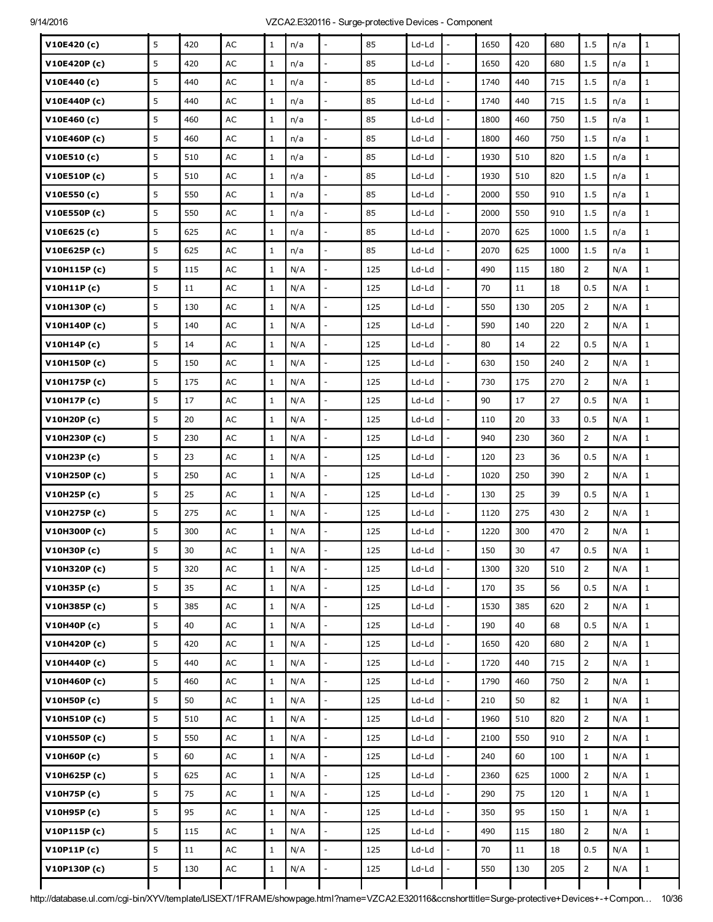| | | | | | | | | | | | | | | | | |
|---|---|---|---|---|---|---|---|---|---|---|---|---|---|---|---|---|
| **V10E420 (c)** | 5 | 420 | AC | 1 | n/a | - | 85 | Ld-Ld | - | 1650 | 420 | 680 | 1.5 | n/a | 1 | |
| **V10E420P (c)** | 5 | 420 | AC | 1 | n/a | - | 85 | Ld-Ld | - | 1650 | 420 | 680 | 1.5 | n/a | 1 | |
| **V10E440 (c)** | 5 | 440 | AC | 1 | n/a | - | 85 | Ld-Ld | - | 1740 | 440 | 715 | 1.5 | n/a | 1 | |
| **V10E440P (c)** | 5 | 440 | AC | 1 | n/a | - | 85 | Ld-Ld | - | 1740 | 440 | 715 | 1.5 | n/a | 1 | |
| **V10E460 (c)** | 5 | 460 | AC | 1 | n/a | - | 85 | Ld-Ld | - | 1800 | 460 | 750 | 1.5 | n/a | 1 | |
| **V10E460P (c)** | 5 | 460 | AC | 1 | n/a | - | 85 | Ld-Ld | - | 1800 | 460 | 750 | 1.5 | n/a | 1 | |
| **V10E510 (c)** | 5 | 510 | AC | 1 | n/a | - | 85 | Ld-Ld | - | 1930 | 510 | 820 | 1.5 | n/a | 1 | |
| **V10E510P (c)** | 5 | 510 | AC | 1 | n/a | - | 85 | Ld-Ld | - | 1930 | 510 | 820 | 1.5 | n/a | 1 | |
| **V10E550 (c)** | 5 | 550 | AC | 1 | n/a | - | 85 | Ld-Ld | - | 2000 | 550 | 910 | 1.5 | n/a | 1 | |
| **V10E550P (c)** | 5 | 550 | AC | 1 | n/a | - | 85 | Ld-Ld | - | 2000 | 550 | 910 | 1.5 | n/a | 1 | |
| **V10E625 (c)** | 5 | 625 | AC | 1 | n/a | - | 85 | Ld-Ld | - | 2070 | 625 | 1000 | 1.5 | n/a | 1 | |
| **V10E625P (c)** | 5 | 625 | AC | 1 | n/a | - | 85 | Ld-Ld | - | 2070 | 625 | 1000 | 1.5 | n/a | 1 | |
| **V10H115P (c)** | 5 | 115 | AC | 1 | N/A | - | 125 | Ld-Ld | - | 490 | 115 | 180 | 2 | N/A | 1 | |
| **V10H11P (c)** | 5 | 11 | AC | 1 | N/A | - | 125 | Ld-Ld | - | 70 | 11 | 18 | 0.5 | N/A | 1 | |
| **V10H130P (c)** | 5 | 130 | AC | 1 | N/A | - | 125 | Ld-Ld | - | 550 | 130 | 205 | 2 | N/A | 1 | |
| **V10H140P (c)** | 5 | 140 | AC | 1 | N/A | - | 125 | Ld-Ld | - | 590 | 140 | 220 | 2 | N/A | 1 | |
| **V10H14P (c)** | 5 | 14 | AC | 1 | N/A | - | 125 | Ld-Ld | - | 80 | 14 | 22 | 0.5 | N/A | 1 | |
| **V10H150P (c)** | 5 | 150 | AC | 1 | N/A | - | 125 | Ld-Ld | - | 630 | 150 | 240 | 2 | N/A | 1 | |
| **V10H175P (c)** | 5 | 175 | AC | 1 | N/A | - | 125 | Ld-Ld | - | 730 | 175 | 270 | 2 | N/A | 1 | |
| **V10H17P (c)** | 5 | 17 | AC | 1 | N/A | - | 125 | Ld-Ld | - | 90 | 17 | 27 | 0.5 | N/A | 1 | |
| **V10H20P (c)** | 5 | 20 | AC | 1 | N/A | - | 125 | Ld-Ld | - | 110 | 20 | 33 | 0.5 | N/A | 1 | |
| **V10H230P (c)** | 5 | 230 | AC | 1 | N/A | - | 125 | Ld-Ld | - | 940 | 230 | 360 | 2 | N/A | 1 | |
| **V10H23P (c)** | 5 | 23 | AC | 1 | N/A | - | 125 | Ld-Ld | - | 120 | 23 | 36 | 0.5 | N/A | 1 | |
| **V10H250P (c)** | 5 | 250 | AC | 1 | N/A | - | 125 | Ld-Ld | - | 1020 | 250 | 390 | 2 | N/A | 1 | |
| **V10H25P (c)** | 5 | 25 | AC | 1 | N/A | - | 125 | Ld-Ld | - | 130 | 25 | 39 | 0.5 | N/A | 1 | |
| **V10H275P (c)** | 5 | 275 | AC | 1 | N/A | - | 125 | Ld-Ld | - | 1120 | 275 | 430 | 2 | N/A | 1 | |
| **V10H300P (c)** | 5 | 300 | AC | 1 | N/A | - | 125 | Ld-Ld | - | 1220 | 300 | 470 | 2 | N/A | 1 | |
| **V10H30P (c)** | 5 | 30 | AC | 1 | N/A | - | 125 | Ld-Ld | - | 150 | 30 | 47 | 0.5 | N/A | 1 | |
| **V10H320P (c)** | 5 | 320 | AC | 1 | N/A | - | 125 | Ld-Ld | - | 1300 | 320 | 510 | 2 | N/A | 1 | |
| **V10H35P (c)** | 5 | 35 | AC | 1 | N/A | - | 125 | Ld-Ld | - | 170 | 35 | 56 | 0.5 | N/A | 1 | |
| **V10H385P (c)** | 5 | 385 | AC | 1 | N/A | - | 125 | Ld-Ld | - | 1530 | 385 | 620 | 2 | N/A | 1 | |
| **V10H40P (c)** | 5 | 40 | AC | 1 | N/A | - | 125 | Ld-Ld | - | 190 | 40 | 68 | 0.5 | N/A | 1 | |
| **V10H420P (c)** | 5 | 420 | AC | 1 | N/A | - | 125 | Ld-Ld | - | 1650 | 420 | 680 | 2 | N/A | 1 | |
| **V10H440P (c)** | 5 | 440 | AC | 1 | N/A | - | 125 | Ld-Ld | - | 1720 | 440 | 715 | 2 | N/A | 1 | |
| **V10H460P (c)** | 5 | 460 | AC | 1 | N/A | - | 125 | Ld-Ld | - | 1790 | 460 | 750 | 2 | N/A | 1 | |
| **V10H50P (c)** | 5 | 50 | AC | 1 | N/A | - | 125 | Ld-Ld | - | 210 | 50 | 82 | 1 | N/A | 1 | |
| **V10H510P (c)** | 5 | 510 | AC | 1 | N/A | - | 125 | Ld-Ld | - | 1960 | 510 | 820 | 2 | N/A | 1 | |
| **V10H550P (c)** | 5 | 550 | AC | 1 | N/A | - | 125 | Ld-Ld | - | 2100 | 550 | 910 | 2 | N/A | 1 | |
| **V10H60P (c)** | 5 | 60 | AC | 1 | N/A | - | 125 | Ld-Ld | - | 240 | 60 | 100 | 1 | N/A | 1 | |
| **V10H625P (c)** | 5 | 625 | AC | 1 | N/A | - | 125 | Ld-Ld | - | 2360 | 625 | 1000 | 2 | N/A | 1 | |
| **V10H75P (c)** | 5 | 75 | AC | 1 | N/A | - | 125 | Ld-Ld | - | 290 | 75 | 120 | 1 | N/A | 1 | |
| **V10H95P (c)** | 5 | 95 | AC | 1 | N/A | - | 125 | Ld-Ld | - | 350 | 95 | 150 | 1 | N/A | 1 | |
| **V10P115P (c)** | 5 | 115 | AC | 1 | N/A | - | 125 | Ld-Ld | - | 490 | 115 | 180 | 2 | N/A | 1 | |
| **V10P11P (c)** | 5 | 11 | AC | 1 | N/A | - | 125 | Ld-Ld | - | 70 | 11 | 18 | 0.5 | N/A | 1 | |
| **V10P130P (c)** | 5 | 130 | AC | 1 | N/A | - | 125 | Ld-Ld | - | 550 | 130 | 205 | 2 | N/A | 1 | |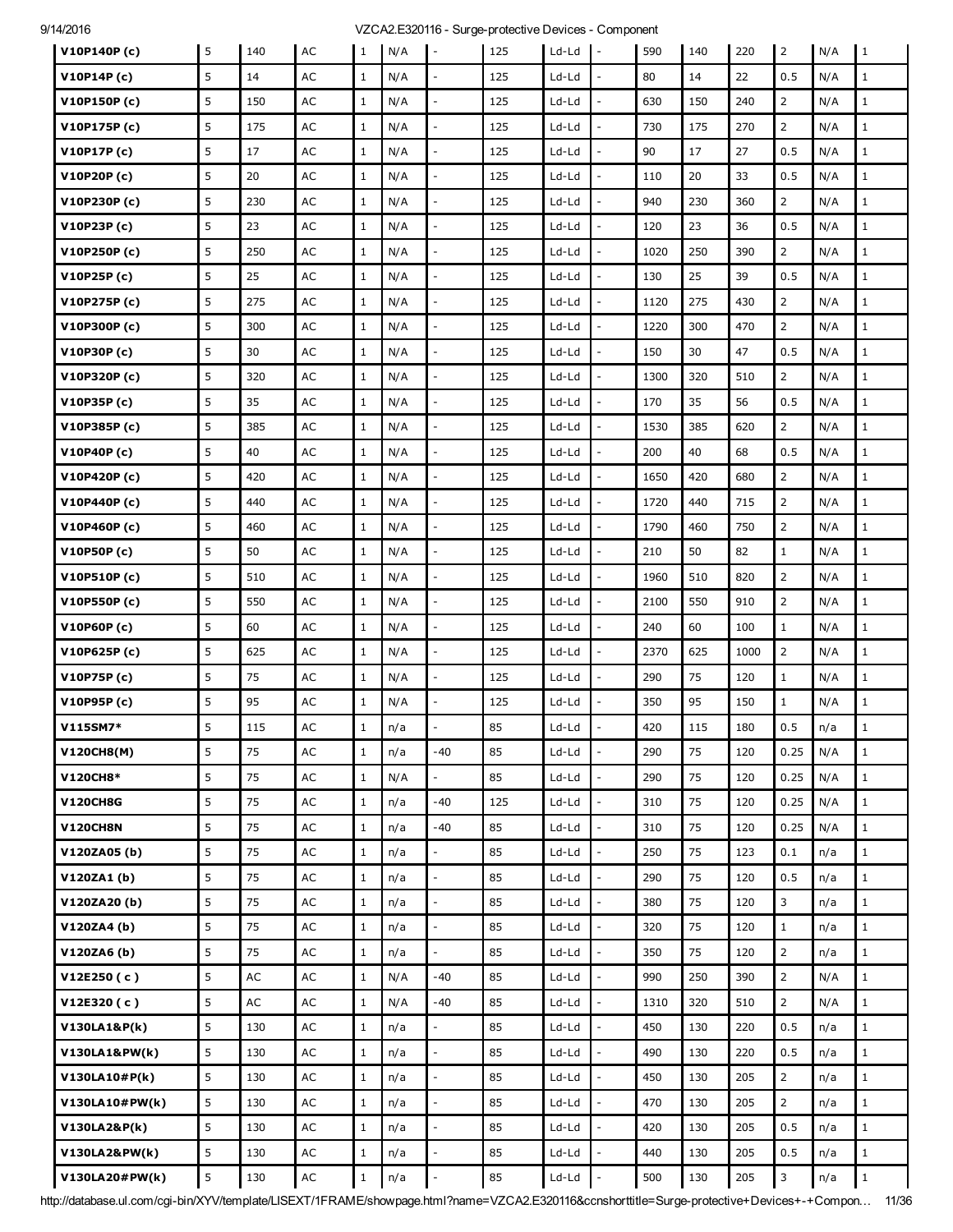| | | | | | | | | | | | | | | | |
|---|---|---|---|---|---|---|---|---|---|---|---|---|---|---|---|
| **V10P140P (c)** | 5 | 140 | AC | 1 | N/A | - | 125 | Ld-Ld | - | 590 | 140 | 220 | 2 | N/A | 1 |
| **V10P14P (c)** | 5 | 14 | AC | 1 | N/A | - | 125 | Ld-Ld | - | 80 | 14 | 22 | 0.5 | N/A | 1 |
| **V10P150P (c)** | 5 | 150 | AC | 1 | N/A | - | 125 | Ld-Ld | - | 630 | 150 | 240 | 2 | N/A | 1 |
| **V10P175P (c)** | 5 | 175 | AC | 1 | N/A | - | 125 | Ld-Ld | - | 730 | 175 | 270 | 2 | N/A | 1 |
| **V10P17P (c)** | 5 | 17 | AC | 1 | N/A | - | 125 | Ld-Ld | - | 90 | 17 | 27 | 0.5 | N/A | 1 |
| **V10P20P (c)** | 5 | 20 | AC | 1 | N/A | - | 125 | Ld-Ld | - | 110 | 20 | 33 | 0.5 | N/A | 1 |
| **V10P230P (c)** | 5 | 230 | AC | 1 | N/A | - | 125 | Ld-Ld | - | 940 | 230 | 360 | 2 | N/A | 1 |
| **V10P23P (c)** | 5 | 23 | AC | 1 | N/A | - | 125 | Ld-Ld | - | 120 | 23 | 36 | 0.5 | N/A | 1 |
| **V10P250P (c)** | 5 | 250 | AC | 1 | N/A | - | 125 | Ld-Ld | - | 1020 | 250 | 390 | 2 | N/A | 1 |
| **V10P25P (c)** | 5 | 25 | AC | 1 | N/A | - | 125 | Ld-Ld | - | 130 | 25 | 39 | 0.5 | N/A | 1 |
| **V10P275P (c)** | 5 | 275 | AC | 1 | N/A | - | 125 | Ld-Ld | - | 1120 | 275 | 430 | 2 | N/A | 1 |
| **V10P300P (c)** | 5 | 300 | AC | 1 | N/A | - | 125 | Ld-Ld | - | 1220 | 300 | 470 | 2 | N/A | 1 |
| **V10P30P (c)** | 5 | 30 | AC | 1 | N/A | - | 125 | Ld-Ld | - | 150 | 30 | 47 | 0.5 | N/A | 1 |
| **V10P320P (c)** | 5 | 320 | AC | 1 | N/A | - | 125 | Ld-Ld | - | 1300 | 320 | 510 | 2 | N/A | 1 |
| **V10P35P (c)** | 5 | 35 | AC | 1 | N/A | - | 125 | Ld-Ld | - | 170 | 35 | 56 | 0.5 | N/A | 1 |
| **V10P385P (c)** | 5 | 385 | AC | 1 | N/A | - | 125 | Ld-Ld | - | 1530 | 385 | 620 | 2 | N/A | 1 |
| **V10P40P (c)** | 5 | 40 | AC | 1 | N/A | - | 125 | Ld-Ld | - | 200 | 40 | 68 | 0.5 | N/A | 1 |
| **V10P420P (c)** | 5 | 420 | AC | 1 | N/A | - | 125 | Ld-Ld | - | 1650 | 420 | 680 | 2 | N/A | 1 |
| **V10P440P (c)** | 5 | 440 | AC | 1 | N/A | - | 125 | Ld-Ld | - | 1720 | 440 | 715 | 2 | N/A | 1 |
| **V10P460P (c)** | 5 | 460 | AC | 1 | N/A | - | 125 | Ld-Ld | - | 1790 | 460 | 750 | 2 | N/A | 1 |
| **V10P50P (c)** | 5 | 50 | AC | 1 | N/A | - | 125 | Ld-Ld | - | 210 | 50 | 82 | 1 | N/A | 1 |
| **V10P510P (c)** | 5 | 510 | AC | 1 | N/A | - | 125 | Ld-Ld | - | 1960 | 510 | 820 | 2 | N/A | 1 |
| **V10P550P (c)** | 5 | 550 | AC | 1 | N/A | - | 125 | Ld-Ld | - | 2100 | 550 | 910 | 2 | N/A | 1 |
| **V10P60P (c)** | 5 | 60 | AC | 1 | N/A | - | 125 | Ld-Ld | - | 240 | 60 | 100 | 1 | N/A | 1 |
| **V10P625P (c)** | 5 | 625 | AC | 1 | N/A | - | 125 | Ld-Ld | - | 2370 | 625 | 1000 | 2 | N/A | 1 |
| **V10P75P (c)** | 5 | 75 | AC | 1 | N/A | - | 125 | Ld-Ld | - | 290 | 75 | 120 | 1 | N/A | 1 |
| **V10P95P (c)** | 5 | 95 | AC | 1 | N/A | - | 125 | Ld-Ld | - | 350 | 95 | 150 | 1 | N/A | 1 |
| **V115SM7*** | 5 | 115 | AC | 1 | n/a | - | 85 | Ld-Ld | - | 420 | 115 | 180 | 0.5 | n/a | 1 |
| **V120CH8(M)** | 5 | 75 | AC | 1 | n/a | -40 | 85 | Ld-Ld | - | 290 | 75 | 120 | 0.25 | N/A | 1 |
| **V120CH8*** | 5 | 75 | AC | 1 | N/A | - | 85 | Ld-Ld | - | 290 | 75 | 120 | 0.25 | N/A | 1 |
| **V120CH8G** | 5 | 75 | AC | 1 | n/a | -40 | 125 | Ld-Ld | - | 310 | 75 | 120 | 0.25 | N/A | 1 |
| **V120CH8N** | 5 | 75 | AC | 1 | n/a | -40 | 85 | Ld-Ld | - | 310 | 75 | 120 | 0.25 | N/A | 1 |
| **V120ZA05 (b)** | 5 | 75 | AC | 1 | n/a | - | 85 | Ld-Ld | - | 250 | 75 | 123 | 0.1 | n/a | 1 |
| **V120ZA1 (b)** | 5 | 75 | AC | 1 | n/a | - | 85 | Ld-Ld | - | 290 | 75 | 120 | 0.5 | n/a | 1 |
| **V120ZA20 (b)** | 5 | 75 | AC | 1 | n/a | - | 85 | Ld-Ld | - | 380 | 75 | 120 | 3 | n/a | 1 |
| **V120ZA4 (b)** | 5 | 75 | AC | 1 | n/a | - | 85 | Ld-Ld | - | 320 | 75 | 120 | 1 | n/a | 1 |
| **V120ZA6 (b)** | 5 | 75 | AC | 1 | n/a | - | 85 | Ld-Ld | - | 350 | 75 | 120 | 2 | n/a | 1 |
| **V12E250 ( c )** | 5 | AC | AC | 1 | N/A | -40 | 85 | Ld-Ld | - | 990 | 250 | 390 | 2 | N/A | 1 |
| **V12E320 ( c )** | 5 | AC | AC | 1 | N/A | -40 | 85 | Ld-Ld | - | 1310 | 320 | 510 | 2 | N/A | 1 |
| **V130LA1&P(k)** | 5 | 130 | AC | 1 | n/a | - | 85 | Ld-Ld | - | 450 | 130 | 220 | 0.5 | n/a | 1 |
| **V130LA1&PW(k)** | 5 | 130 | AC | 1 | n/a | - | 85 | Ld-Ld | - | 490 | 130 | 220 | 0.5 | n/a | 1 |
| **V130LA10#P(k)** | 5 | 130 | AC | 1 | n/a | - | 85 | Ld-Ld | - | 450 | 130 | 205 | 2 | n/a | 1 |
| **V130LA10#PW(k)** | 5 | 130 | AC | 1 | n/a | - | 85 | Ld-Ld | - | 470 | 130 | 205 | 2 | n/a | 1 |
| **V130LA2&P(k)** | 5 | 130 | AC | 1 | n/a | - | 85 | Ld-Ld | - | 420 | 130 | 205 | 0.5 | n/a | 1 |
| **V130LA2&PW(k)** | 5 | 130 | AC | 1 | n/a | - | 85 | Ld-Ld | - | 440 | 130 | 205 | 0.5 | n/a | 1 |
| **V130LA20#PW(k)** | 5 | 130 | AC | 1 | n/a | - | 85 | Ld-Ld | - | 500 | 130 | 205 | 3 | n/a | 1 |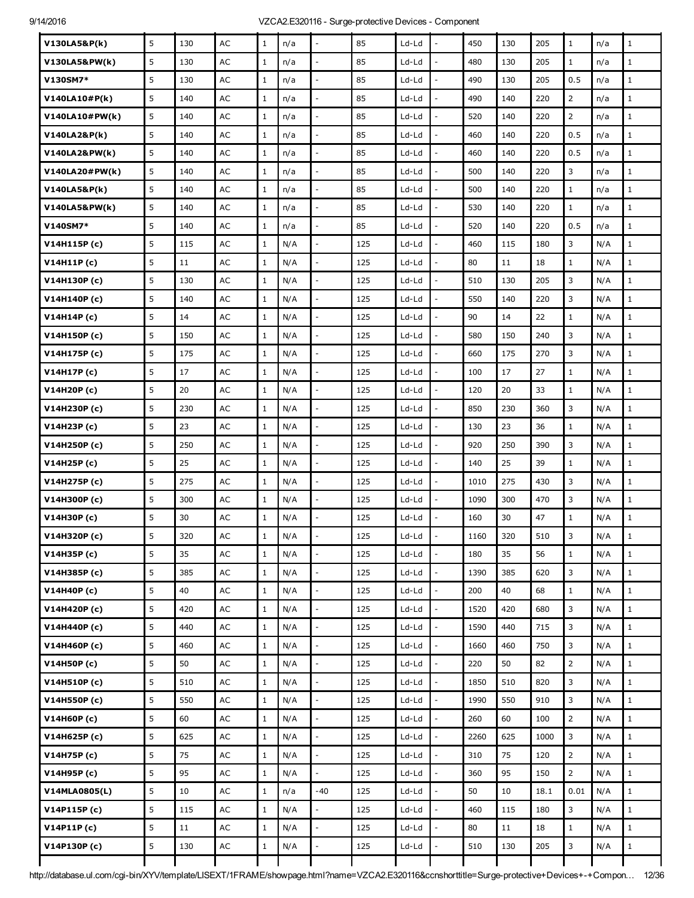| | | | | | | | | | | | | | | | |
|---|---|---|---|---|---|---|---|---|---|---|---|---|---|---|---|
| **V130LA5&P(k)** | 5 | 130 | AC | 1 | n/a | - | 85 | Ld-Ld | - | 450 | 130 | 205 | 1 | n/a | 1 |
| **V130LA5&PW(k)** | 5 | 130 | AC | 1 | n/a | - | 85 | Ld-Ld | - | 480 | 130 | 205 | 1 | n/a | 1 |
| **V130SM7*** | 5 | 130 | AC | 1 | n/a | - | 85 | Ld-Ld | - | 490 | 130 | 205 | 0.5 | n/a | 1 |
| **V140LA10#P(k)** | 5 | 140 | AC | 1 | n/a | - | 85 | Ld-Ld | - | 490 | 140 | 220 | 2 | n/a | 1 |
| **V140LA10#PW(k)** | 5 | 140 | AC | 1 | n/a | - | 85 | Ld-Ld | - | 520 | 140 | 220 | 2 | n/a | 1 |
| **V140LA2&P(k)** | 5 | 140 | AC | 1 | n/a | - | 85 | Ld-Ld | - | 460 | 140 | 220 | 0.5 | n/a | 1 |
| **V140LA2&PW(k)** | 5 | 140 | AC | 1 | n/a | - | 85 | Ld-Ld | - | 460 | 140 | 220 | 0.5 | n/a | 1 |
| **V140LA20#PW(k)** | 5 | 140 | AC | 1 | n/a | - | 85 | Ld-Ld | - | 500 | 140 | 220 | 3 | n/a | 1 |
| **V140LA5&P(k)** | 5 | 140 | AC | 1 | n/a | - | 85 | Ld-Ld | - | 500 | 140 | 220 | 1 | n/a | 1 |
| **V140LA5&PW(k)** | 5 | 140 | AC | 1 | n/a | - | 85 | Ld-Ld | - | 530 | 140 | 220 | 1 | n/a | 1 |
| **V140SM7*** | 5 | 140 | AC | 1 | n/a | - | 85 | Ld-Ld | - | 520 | 140 | 220 | 0.5 | n/a | 1 |
| **V14H115P (c)** | 5 | 115 | AC | 1 | N/A | - | 125 | Ld-Ld | - | 460 | 115 | 180 | 3 | N/A | 1 |
| **V14H11P (c)** | 5 | 11 | AC | 1 | N/A | - | 125 | Ld-Ld | - | 80 | 11 | 18 | 1 | N/A | 1 |
| **V14H130P (c)** | 5 | 130 | AC | 1 | N/A | - | 125 | Ld-Ld | - | 510 | 130 | 205 | 3 | N/A | 1 |
| **V14H140P (c)** | 5 | 140 | AC | 1 | N/A | - | 125 | Ld-Ld | - | 550 | 140 | 220 | 3 | N/A | 1 |
| **V14H14P (c)** | 5 | 14 | AC | 1 | N/A | - | 125 | Ld-Ld | - | 90 | 14 | 22 | 1 | N/A | 1 |
| **V14H150P (c)** | 5 | 150 | AC | 1 | N/A | - | 125 | Ld-Ld | - | 580 | 150 | 240 | 3 | N/A | 1 |
| **V14H175P (c)** | 5 | 175 | AC | 1 | N/A | - | 125 | Ld-Ld | - | 660 | 175 | 270 | 3 | N/A | 1 |
| **V14H17P (c)** | 5 | 17 | AC | 1 | N/A | - | 125 | Ld-Ld | - | 100 | 17 | 27 | 1 | N/A | 1 |
| **V14H20P (c)** | 5 | 20 | AC | 1 | N/A | - | 125 | Ld-Ld | - | 120 | 20 | 33 | 1 | N/A | 1 |
| **V14H230P (c)** | 5 | 230 | AC | 1 | N/A | - | 125 | Ld-Ld | - | 850 | 230 | 360 | 3 | N/A | 1 |
| **V14H23P (c)** | 5 | 23 | AC | 1 | N/A | - | 125 | Ld-Ld | - | 130 | 23 | 36 | 1 | N/A | 1 |
| **V14H250P (c)** | 5 | 250 | AC | 1 | N/A | - | 125 | Ld-Ld | - | 920 | 250 | 390 | 3 | N/A | 1 |
| **V14H25P (c)** | 5 | 25 | AC | 1 | N/A | - | 125 | Ld-Ld | - | 140 | 25 | 39 | 1 | N/A | 1 |
| **V14H275P (c)** | 5 | 275 | AC | 1 | N/A | - | 125 | Ld-Ld | - | 1010 | 275 | 430 | 3 | N/A | 1 |
| **V14H300P (c)** | 5 | 300 | AC | 1 | N/A | - | 125 | Ld-Ld | - | 1090 | 300 | 470 | 3 | N/A | 1 |
| **V14H30P (c)** | 5 | 30 | AC | 1 | N/A | - | 125 | Ld-Ld | - | 160 | 30 | 47 | 1 | N/A | 1 |
| **V14H320P (c)** | 5 | 320 | AC | 1 | N/A | - | 125 | Ld-Ld | - | 1160 | 320 | 510 | 3 | N/A | 1 |
| **V14H35P (c)** | 5 | 35 | AC | 1 | N/A | - | 125 | Ld-Ld | - | 180 | 35 | 56 | 1 | N/A | 1 |
| **V14H385P (c)** | 5 | 385 | AC | 1 | N/A | - | 125 | Ld-Ld | - | 1390 | 385 | 620 | 3 | N/A | 1 |
| **V14H40P (c)** | 5 | 40 | AC | 1 | N/A | - | 125 | Ld-Ld | - | 200 | 40 | 68 | 1 | N/A | 1 |
| **V14H420P (c)** | 5 | 420 | AC | 1 | N/A | - | 125 | Ld-Ld | - | 1520 | 420 | 680 | 3 | N/A | 1 |
| **V14H440P (c)** | 5 | 440 | AC | 1 | N/A | - | 125 | Ld-Ld | - | 1590 | 440 | 715 | 3 | N/A | 1 |
| **V14H460P (c)** | 5 | 460 | AC | 1 | N/A | - | 125 | Ld-Ld | - | 1660 | 460 | 750 | 3 | N/A | 1 |
| **V14H50P (c)** | 5 | 50 | AC | 1 | N/A | - | 125 | Ld-Ld | - | 220 | 50 | 82 | 2 | N/A | 1 |
| **V14H510P (c)** | 5 | 510 | AC | 1 | N/A | - | 125 | Ld-Ld | - | 1850 | 510 | 820 | 3 | N/A | 1 |
| **V14H550P (c)** | 5 | 550 | AC | 1 | N/A | - | 125 | Ld-Ld | - | 1990 | 550 | 910 | 3 | N/A | 1 |
| **V14H60P (c)** | 5 | 60 | AC | 1 | N/A | - | 125 | Ld-Ld | - | 260 | 60 | 100 | 2 | N/A | 1 |
| **V14H625P (c)** | 5 | 625 | AC | 1 | N/A | - | 125 | Ld-Ld | - | 2260 | 625 | 1000 | 3 | N/A | 1 |
| **V14H75P (c)** | 5 | 75 | AC | 1 | N/A | - | 125 | Ld-Ld | - | 310 | 75 | 120 | 2 | N/A | 1 |
| **V14H95P (c)** | 5 | 95 | AC | 1 | N/A | - | 125 | Ld-Ld | - | 360 | 95 | 150 | 2 | N/A | 1 |
| **V14MLA0805(L)** | 5 | 10 | AC | 1 | n/a | -40 | 125 | Ld-Ld | - | 50 | 10 | 18.1 | 0.01 | N/A | 1 |
| **V14P115P (c)** | 5 | 115 | AC | 1 | N/A | - | 125 | Ld-Ld | - | 460 | 115 | 180 | 3 | N/A | 1 |
| **V14P11P (c)** | 5 | 11 | AC | 1 | N/A | - | 125 | Ld-Ld | - | 80 | 11 | 18 | 1 | N/A | 1 |
| **V14P130P (c)** | 5 | 130 | AC | 1 | N/A | - | 125 | Ld-Ld | - | 510 | 130 | 205 | 3 | N/A | 1 |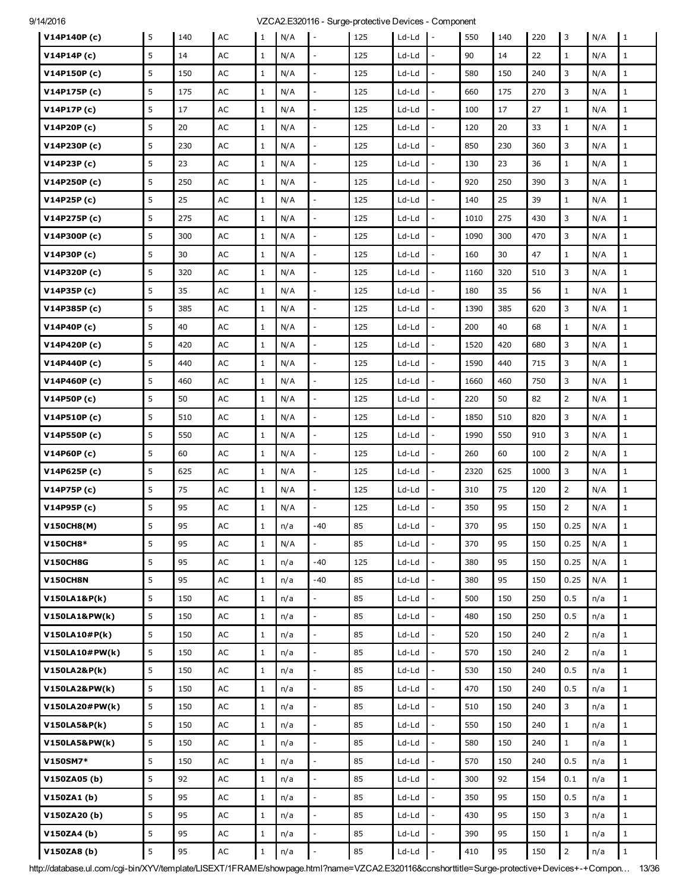| | | | | | | | | | | | | | | | |
|---|---|---|---|---|---|---|---|---|---|---|---|---|---|---|---|
| **V14P140P (c)** | 5 | 140 | AC | 1 | N/A | - | 125 | Ld-Ld | - | 550 | 140 | 220 | 3 | N/A | 1 |
| **V14P14P (c)** | 5 | 14 | AC | 1 | N/A | - | 125 | Ld-Ld | - | 90 | 14 | 22 | 1 | N/A | 1 |
| **V14P150P (c)** | 5 | 150 | AC | 1 | N/A | - | 125 | Ld-Ld | - | 580 | 150 | 240 | 3 | N/A | 1 |
| **V14P175P (c)** | 5 | 175 | AC | 1 | N/A | - | 125 | Ld-Ld | - | 660 | 175 | 270 | 3 | N/A | 1 |
| **V14P17P (c)** | 5 | 17 | AC | 1 | N/A | - | 125 | Ld-Ld | - | 100 | 17 | 27 | 1 | N/A | 1 |
| **V14P20P (c)** | 5 | 20 | AC | 1 | N/A | - | 125 | Ld-Ld | - | 120 | 20 | 33 | 1 | N/A | 1 |
| **V14P230P (c)** | 5 | 230 | AC | 1 | N/A | - | 125 | Ld-Ld | - | 850 | 230 | 360 | 3 | N/A | 1 |
| **V14P23P (c)** | 5 | 23 | AC | 1 | N/A | - | 125 | Ld-Ld | - | 130 | 23 | 36 | 1 | N/A | 1 |
| **V14P250P (c)** | 5 | 250 | AC | 1 | N/A | - | 125 | Ld-Ld | - | 920 | 250 | 390 | 3 | N/A | 1 |
| **V14P25P (c)** | 5 | 25 | AC | 1 | N/A | - | 125 | Ld-Ld | - | 140 | 25 | 39 | 1 | N/A | 1 |
| **V14P275P (c)** | 5 | 275 | AC | 1 | N/A | - | 125 | Ld-Ld | - | 1010 | 275 | 430 | 3 | N/A | 1 |
| **V14P300P (c)** | 5 | 300 | AC | 1 | N/A | - | 125 | Ld-Ld | - | 1090 | 300 | 470 | 3 | N/A | 1 |
| **V14P30P (c)** | 5 | 30 | AC | 1 | N/A | - | 125 | Ld-Ld | - | 160 | 30 | 47 | 1 | N/A | 1 |
| **V14P320P (c)** | 5 | 320 | AC | 1 | N/A | - | 125 | Ld-Ld | - | 1160 | 320 | 510 | 3 | N/A | 1 |
| **V14P35P (c)** | 5 | 35 | AC | 1 | N/A | - | 125 | Ld-Ld | - | 180 | 35 | 56 | 1 | N/A | 1 |
| **V14P385P (c)** | 5 | 385 | AC | 1 | N/A | - | 125 | Ld-Ld | - | 1390 | 385 | 620 | 3 | N/A | 1 |
| **V14P40P (c)** | 5 | 40 | AC | 1 | N/A | - | 125 | Ld-Ld | - | 200 | 40 | 68 | 1 | N/A | 1 |
| **V14P420P (c)** | 5 | 420 | AC | 1 | N/A | - | 125 | Ld-Ld | - | 1520 | 420 | 680 | 3 | N/A | 1 |
| **V14P440P (c)** | 5 | 440 | AC | 1 | N/A | - | 125 | Ld-Ld | - | 1590 | 440 | 715 | 3 | N/A | 1 |
| **V14P460P (c)** | 5 | 460 | AC | 1 | N/A | - | 125 | Ld-Ld | - | 1660 | 460 | 750 | 3 | N/A | 1 |
| **V14P50P (c)** | 5 | 50 | AC | 1 | N/A | - | 125 | Ld-Ld | - | 220 | 50 | 82 | 2 | N/A | 1 |
| **V14P510P (c)** | 5 | 510 | AC | 1 | N/A | - | 125 | Ld-Ld | - | 1850 | 510 | 820 | 3 | N/A | 1 |
| **V14P550P (c)** | 5 | 550 | AC | 1 | N/A | - | 125 | Ld-Ld | - | 1990 | 550 | 910 | 3 | N/A | 1 |
| **V14P60P (c)** | 5 | 60 | AC | 1 | N/A | - | 125 | Ld-Ld | - | 260 | 60 | 100 | 2 | N/A | 1 |
| **V14P625P (c)** | 5 | 625 | AC | 1 | N/A | - | 125 | Ld-Ld | - | 2320 | 625 | 1000 | 3 | N/A | 1 |
| **V14P75P (c)** | 5 | 75 | AC | 1 | N/A | - | 125 | Ld-Ld | - | 310 | 75 | 120 | 2 | N/A | 1 |
| **V14P95P (c)** | 5 | 95 | AC | 1 | N/A | - | 125 | Ld-Ld | - | 350 | 95 | 150 | 2 | N/A | 1 |
| **V150CH8(M)** | 5 | 95 | AC | 1 | n/a | -40 | 85 | Ld-Ld | - | 370 | 95 | 150 | 0.25 | N/A | 1 |
| **V150CH8*** | 5 | 95 | AC | 1 | N/A | - | 85 | Ld-Ld | - | 370 | 95 | 150 | 0.25 | N/A | 1 |
| **V150CH8G** | 5 | 95 | AC | 1 | n/a | -40 | 125 | Ld-Ld | - | 380 | 95 | 150 | 0.25 | N/A | 1 |
| **V150CH8N** | 5 | 95 | AC | 1 | n/a | -40 | 85 | Ld-Ld | - | 380 | 95 | 150 | 0.25 | N/A | 1 |
| **V150LA1&P(k)** | 5 | 150 | AC | 1 | n/a | - | 85 | Ld-Ld | - | 500 | 150 | 250 | 0.5 | n/a | 1 |
| **V150LA1&PW(k)** | 5 | 150 | AC | 1 | n/a | - | 85 | Ld-Ld | - | 480 | 150 | 250 | 0.5 | n/a | 1 |
| **V150LA10#P(k)** | 5 | 150 | AC | 1 | n/a | - | 85 | Ld-Ld | - | 520 | 150 | 240 | 2 | n/a | 1 |
| **V150LA10#PW(k)** | 5 | 150 | AC | 1 | n/a | - | 85 | Ld-Ld | - | 570 | 150 | 240 | 2 | n/a | 1 |
| **V150LA2&P(k)** | 5 | 150 | AC | 1 | n/a | - | 85 | Ld-Ld | - | 530 | 150 | 240 | 0.5 | n/a | 1 |
| **V150LA2&PW(k)** | 5 | 150 | AC | 1 | n/a | - | 85 | Ld-Ld | - | 470 | 150 | 240 | 0.5 | n/a | 1 |
| **V150LA20#PW(k)** | 5 | 150 | AC | 1 | n/a | - | 85 | Ld-Ld | - | 510 | 150 | 240 | 3 | n/a | 1 |
| **V150LA5&P(k)** | 5 | 150 | AC | 1 | n/a | - | 85 | Ld-Ld | - | 550 | 150 | 240 | 1 | n/a | 1 |
| **V150LA5&PW(k)** | 5 | 150 | AC | 1 | n/a | - | 85 | Ld-Ld | - | 580 | 150 | 240 | 1 | n/a | 1 |
| **V150SM7*** | 5 | 150 | AC | 1 | n/a | - | 85 | Ld-Ld | - | 570 | 150 | 240 | 0.5 | n/a | 1 |
| **V150ZA05 (b)** | 5 | 92 | AC | 1 | n/a | - | 85 | Ld-Ld | - | 300 | 92 | 154 | 0.1 | n/a | 1 |
| **V150ZA1 (b)** | 5 | 95 | AC | 1 | n/a | - | 85 | Ld-Ld | - | 350 | 95 | 150 | 0.5 | n/a | 1 |
| **V150ZA20 (b)** | 5 | 95 | AC | 1 | n/a | - | 85 | Ld-Ld | - | 430 | 95 | 150 | 3 | n/a | 1 |
| **V150ZA4 (b)** | 5 | 95 | AC | 1 | n/a | - | 85 | Ld-Ld | - | 390 | 95 | 150 | 1 | n/a | 1 |
| **V150ZA8 (b)** | 5 | 95 | AC | 1 | n/a | - | 85 | Ld-Ld | - | 410 | 95 | 150 | 2 | n/a | 1 |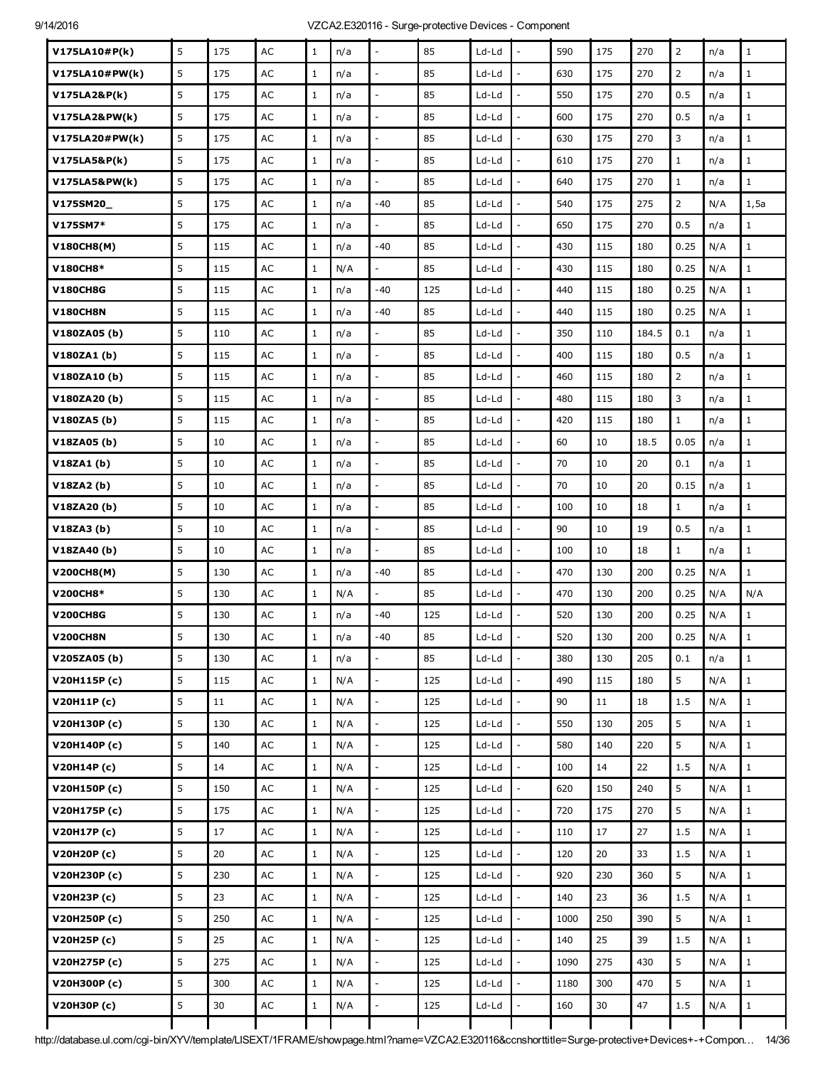| | | | | | | | | | | | | | | | |
|---|---|---|---|---|---|---|---|---|---|---|---|---|---|---|---|
| **V175LA10#P(k)** | 5 | 175 | AC | 1 | n/a | - | 85 | Ld-Ld | - | 590 | 175 | 270 | 2 | n/a | 1 |
| **V175LA10#PW(k)** | 5 | 175 | AC | 1 | n/a | - | 85 | Ld-Ld | - | 630 | 175 | 270 | 2 | n/a | 1 |
| **V175LA2&P(k)** | 5 | 175 | AC | 1 | n/a | - | 85 | Ld-Ld | - | 550 | 175 | 270 | 0.5 | n/a | 1 |
| **V175LA2&PW(k)** | 5 | 175 | AC | 1 | n/a | - | 85 | Ld-Ld | - | 600 | 175 | 270 | 0.5 | n/a | 1 |
| **V175LA20#PW(k)** | 5 | 175 | AC | 1 | n/a | - | 85 | Ld-Ld | - | 630 | 175 | 270 | 3 | n/a | 1 |
| **V175LA5&P(k)** | 5 | 175 | AC | 1 | n/a | - | 85 | Ld-Ld | - | 610 | 175 | 270 | 1 | n/a | 1 |
| **V175LA5&PW(k)** | 5 | 175 | AC | 1 | n/a | - | 85 | Ld-Ld | - | 640 | 175 | 270 | 1 | n/a | 1 |
| **V175SM20_** | 5 | 175 | AC | 1 | n/a | -40 | 85 | Ld-Ld | - | 540 | 175 | 275 | 2 | N/A | 1,5a |
| **V175SM7*** | 5 | 175 | AC | 1 | n/a | - | 85 | Ld-Ld | - | 650 | 175 | 270 | 0.5 | n/a | 1 |
| **V180CH8(M)** | 5 | 115 | AC | 1 | n/a | -40 | 85 | Ld-Ld | - | 430 | 115 | 180 | 0.25 | N/A | 1 |
| **V180CH8*** | 5 | 115 | AC | 1 | N/A | - | 85 | Ld-Ld | - | 430 | 115 | 180 | 0.25 | N/A | 1 |
| **V180CH8G** | 5 | 115 | AC | 1 | n/a | -40 | 125 | Ld-Ld | - | 440 | 115 | 180 | 0.25 | N/A | 1 |
| **V180CH8N** | 5 | 115 | AC | 1 | n/a | -40 | 85 | Ld-Ld | - | 440 | 115 | 180 | 0.25 | N/A | 1 |
| **V180ZA05 (b)** | 5 | 110 | AC | 1 | n/a | - | 85 | Ld-Ld | - | 350 | 110 | 184.5 | 0.1 | n/a | 1 |
| **V180ZA1 (b)** | 5 | 115 | AC | 1 | n/a | - | 85 | Ld-Ld | - | 400 | 115 | 180 | 0.5 | n/a | 1 |
| **V180ZA10 (b)** | 5 | 115 | AC | 1 | n/a | - | 85 | Ld-Ld | - | 460 | 115 | 180 | 2 | n/a | 1 |
| **V180ZA20 (b)** | 5 | 115 | AC | 1 | n/a | - | 85 | Ld-Ld | - | 480 | 115 | 180 | 3 | n/a | 1 |
| **V180ZA5 (b)** | 5 | 115 | AC | 1 | n/a | - | 85 | Ld-Ld | - | 420 | 115 | 180 | 1 | n/a | 1 |
| **V18ZA05 (b)** | 5 | 10 | AC | 1 | n/a | - | 85 | Ld-Ld | - | 60 | 10 | 18.5 | 0.05 | n/a | 1 |
| **V18ZA1 (b)** | 5 | 10 | AC | 1 | n/a | - | 85 | Ld-Ld | - | 70 | 10 | 20 | 0.1 | n/a | 1 |
| **V18ZA2 (b)** | 5 | 10 | AC | 1 | n/a | - | 85 | Ld-Ld | - | 70 | 10 | 20 | 0.15 | n/a | 1 |
| **V18ZA20 (b)** | 5 | 10 | AC | 1 | n/a | - | 85 | Ld-Ld | - | 100 | 10 | 18 | 1 | n/a | 1 |
| **V18ZA3 (b)** | 5 | 10 | AC | 1 | n/a | - | 85 | Ld-Ld | - | 90 | 10 | 19 | 0.5 | n/a | 1 |
| **V18ZA40 (b)** | 5 | 10 | AC | 1 | n/a | - | 85 | Ld-Ld | - | 100 | 10 | 18 | 1 | n/a | 1 |
| **V200CH8(M)** | 5 | 130 | AC | 1 | n/a | -40 | 85 | Ld-Ld | - | 470 | 130 | 200 | 0.25 | N/A | 1 |
| **V200CH8*** | 5 | 130 | AC | 1 | N/A | - | 85 | Ld-Ld | - | 470 | 130 | 200 | 0.25 | N/A | N/A |
| **V200CH8G** | 5 | 130 | AC | 1 | n/a | -40 | 125 | Ld-Ld | - | 520 | 130 | 200 | 0.25 | N/A | 1 |
| **V200CH8N** | 5 | 130 | AC | 1 | n/a | -40 | 85 | Ld-Ld | - | 520 | 130 | 200 | 0.25 | N/A | 1 |
| **V205ZA05 (b)** | 5 | 130 | AC | 1 | n/a | - | 85 | Ld-Ld | - | 380 | 130 | 205 | 0.1 | n/a | 1 |
| **V20H115P (c)** | 5 | 115 | AC | 1 | N/A | - | 125 | Ld-Ld | - | 490 | 115 | 180 | 5 | N/A | 1 |
| **V20H11P (c)** | 5 | 11 | AC | 1 | N/A | - | 125 | Ld-Ld | - | 90 | 11 | 18 | 1.5 | N/A | 1 |
| **V20H130P (c)** | 5 | 130 | AC | 1 | N/A | - | 125 | Ld-Ld | - | 550 | 130 | 205 | 5 | N/A | 1 |
| **V20H140P (c)** | 5 | 140 | AC | 1 | N/A | - | 125 | Ld-Ld | - | 580 | 140 | 220 | 5 | N/A | 1 |
| **V20H14P (c)** | 5 | 14 | AC | 1 | N/A | - | 125 | Ld-Ld | - | 100 | 14 | 22 | 1.5 | N/A | 1 |
| **V20H150P (c)** | 5 | 150 | AC | 1 | N/A | - | 125 | Ld-Ld | - | 620 | 150 | 240 | 5 | N/A | 1 |
| **V20H175P (c)** | 5 | 175 | AC | 1 | N/A | - | 125 | Ld-Ld | - | 720 | 175 | 270 | 5 | N/A | 1 |
| **V20H17P (c)** | 5 | 17 | AC | 1 | N/A | - | 125 | Ld-Ld | - | 110 | 17 | 27 | 1.5 | N/A | 1 |
| **V20H20P (c)** | 5 | 20 | AC | 1 | N/A | - | 125 | Ld-Ld | - | 120 | 20 | 33 | 1.5 | N/A | 1 |
| **V20H230P (c)** | 5 | 230 | AC | 1 | N/A | - | 125 | Ld-Ld | - | 920 | 230 | 360 | 5 | N/A | 1 |
| **V20H23P (c)** | 5 | 23 | AC | 1 | N/A | - | 125 | Ld-Ld | - | 140 | 23 | 36 | 1.5 | N/A | 1 |
| **V20H250P (c)** | 5 | 250 | AC | 1 | N/A | - | 125 | Ld-Ld | - | 1000 | 250 | 390 | 5 | N/A | 1 |
| **V20H25P (c)** | 5 | 25 | AC | 1 | N/A | - | 125 | Ld-Ld | - | 140 | 25 | 39 | 1.5 | N/A | 1 |
| **V20H275P (c)** | 5 | 275 | AC | 1 | N/A | - | 125 | Ld-Ld | - | 1090 | 275 | 430 | 5 | N/A | 1 |
| **V20H300P (c)** | 5 | 300 | AC | 1 | N/A | - | 125 | Ld-Ld | - | 1180 | 300 | 470 | 5 | N/A | 1 |
| **V20H30P (c)** | 5 | 30 | AC | 1 | N/A | - | 125 | Ld-Ld | - | 160 | 30 | 47 | 1.5 | N/A | 1 |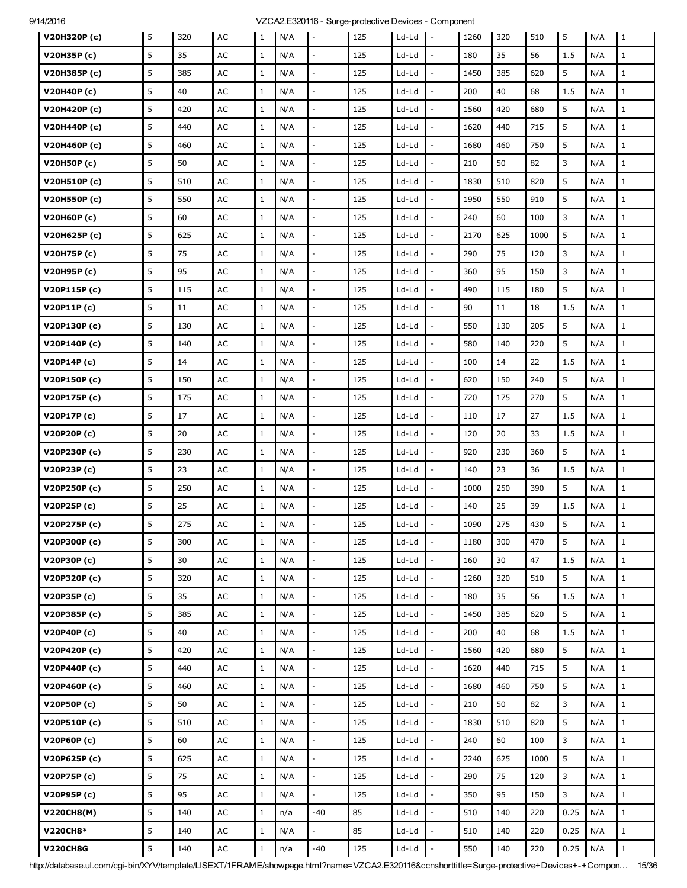| | | | | | | | | | | | | | | | | |
|---|---|---|---|---|---|---|---|---|---|---|---|---|---|---|---|---|
| **V20H320P (c)** | 5 | 320 | AC | 1 | N/A | - | 125 | Ld-Ld | - | 1260 | 320 | 510 | 5 | N/A | 1 |
| **V20H35P (c)** | 5 | 35 | AC | 1 | N/A | - | 125 | Ld-Ld | - | 180 | 35 | 56 | 1.5 | N/A | 1 |
| **V20H385P (c)** | 5 | 385 | AC | 1 | N/A | - | 125 | Ld-Ld | - | 1450 | 385 | 620 | 5 | N/A | 1 |
| **V20H40P (c)** | 5 | 40 | AC | 1 | N/A | - | 125 | Ld-Ld | - | 200 | 40 | 68 | 1.5 | N/A | 1 |
| **V20H420P (c)** | 5 | 420 | AC | 1 | N/A | - | 125 | Ld-Ld | - | 1560 | 420 | 680 | 5 | N/A | 1 |
| **V20H440P (c)** | 5 | 440 | AC | 1 | N/A | - | 125 | Ld-Ld | - | 1620 | 440 | 715 | 5 | N/A | 1 |
| **V20H460P (c)** | 5 | 460 | AC | 1 | N/A | - | 125 | Ld-Ld | - | 1680 | 460 | 750 | 5 | N/A | 1 |
| **V20H50P (c)** | 5 | 50 | AC | 1 | N/A | - | 125 | Ld-Ld | - | 210 | 50 | 82 | 3 | N/A | 1 |
| **V20H510P (c)** | 5 | 510 | AC | 1 | N/A | - | 125 | Ld-Ld | - | 1830 | 510 | 820 | 5 | N/A | 1 |
| **V20H550P (c)** | 5 | 550 | AC | 1 | N/A | - | 125 | Ld-Ld | - | 1950 | 550 | 910 | 5 | N/A | 1 |
| **V20H60P (c)** | 5 | 60 | AC | 1 | N/A | - | 125 | Ld-Ld | - | 240 | 60 | 100 | 3 | N/A | 1 |
| **V20H625P (c)** | 5 | 625 | AC | 1 | N/A | - | 125 | Ld-Ld | - | 2170 | 625 | 1000 | 5 | N/A | 1 |
| **V20H75P (c)** | 5 | 75 | AC | 1 | N/A | - | 125 | Ld-Ld | - | 290 | 75 | 120 | 3 | N/A | 1 |
| **V20H95P (c)** | 5 | 95 | AC | 1 | N/A | - | 125 | Ld-Ld | - | 360 | 95 | 150 | 3 | N/A | 1 |
| **V20P115P (c)** | 5 | 115 | AC | 1 | N/A | - | 125 | Ld-Ld | - | 490 | 115 | 180 | 5 | N/A | 1 |
| **V20P11P (c)** | 5 | 11 | AC | 1 | N/A | - | 125 | Ld-Ld | - | 90 | 11 | 18 | 1.5 | N/A | 1 |
| **V20P130P (c)** | 5 | 130 | AC | 1 | N/A | - | 125 | Ld-Ld | - | 550 | 130 | 205 | 5 | N/A | 1 |
| **V20P140P (c)** | 5 | 140 | AC | 1 | N/A | - | 125 | Ld-Ld | - | 580 | 140 | 220 | 5 | N/A | 1 |
| **V20P14P (c)** | 5 | 14 | AC | 1 | N/A | - | 125 | Ld-Ld | - | 100 | 14 | 22 | 1.5 | N/A | 1 |
| **V20P150P (c)** | 5 | 150 | AC | 1 | N/A | - | 125 | Ld-Ld | - | 620 | 150 | 240 | 5 | N/A | 1 |
| **V20P175P (c)** | 5 | 175 | AC | 1 | N/A | - | 125 | Ld-Ld | - | 720 | 175 | 270 | 5 | N/A | 1 |
| **V20P17P (c)** | 5 | 17 | AC | 1 | N/A | - | 125 | Ld-Ld | - | 110 | 17 | 27 | 1.5 | N/A | 1 |
| **V20P20P (c)** | 5 | 20 | AC | 1 | N/A | - | 125 | Ld-Ld | - | 120 | 20 | 33 | 1.5 | N/A | 1 |
| **V20P230P (c)** | 5 | 230 | AC | 1 | N/A | - | 125 | Ld-Ld | - | 920 | 230 | 360 | 5 | N/A | 1 |
| **V20P23P (c)** | 5 | 23 | AC | 1 | N/A | - | 125 | Ld-Ld | - | 140 | 23 | 36 | 1.5 | N/A | 1 |
| **V20P250P (c)** | 5 | 250 | AC | 1 | N/A | - | 125 | Ld-Ld | - | 1000 | 250 | 390 | 5 | N/A | 1 |
| **V20P25P (c)** | 5 | 25 | AC | 1 | N/A | - | 125 | Ld-Ld | - | 140 | 25 | 39 | 1.5 | N/A | 1 |
| **V20P275P (c)** | 5 | 275 | AC | 1 | N/A | - | 125 | Ld-Ld | - | 1090 | 275 | 430 | 5 | N/A | 1 |
| **V20P300P (c)** | 5 | 300 | AC | 1 | N/A | - | 125 | Ld-Ld | - | 1180 | 300 | 470 | 5 | N/A | 1 |
| **V20P30P (c)** | 5 | 30 | AC | 1 | N/A | - | 125 | Ld-Ld | - | 160 | 30 | 47 | 1.5 | N/A | 1 |
| **V20P320P (c)** | 5 | 320 | AC | 1 | N/A | - | 125 | Ld-Ld | - | 1260 | 320 | 510 | 5 | N/A | 1 |
| **V20P35P (c)** | 5 | 35 | AC | 1 | N/A | - | 125 | Ld-Ld | - | 180 | 35 | 56 | 1.5 | N/A | 1 |
| **V20P385P (c)** | 5 | 385 | AC | 1 | N/A | - | 125 | Ld-Ld | - | 1450 | 385 | 620 | 5 | N/A | 1 |
| **V20P40P (c)** | 5 | 40 | AC | 1 | N/A | - | 125 | Ld-Ld | - | 200 | 40 | 68 | 1.5 | N/A | 1 |
| **V20P420P (c)** | 5 | 420 | AC | 1 | N/A | - | 125 | Ld-Ld | - | 1560 | 420 | 680 | 5 | N/A | 1 |
| **V20P440P (c)** | 5 | 440 | AC | 1 | N/A | - | 125 | Ld-Ld | - | 1620 | 440 | 715 | 5 | N/A | 1 |
| **V20P460P (c)** | 5 | 460 | AC | 1 | N/A | - | 125 | Ld-Ld | - | 1680 | 460 | 750 | 5 | N/A | 1 |
| **V20P50P (c)** | 5 | 50 | AC | 1 | N/A | - | 125 | Ld-Ld | - | 210 | 50 | 82 | 3 | N/A | 1 |
| **V20P510P (c)** | 5 | 510 | AC | 1 | N/A | - | 125 | Ld-Ld | - | 1830 | 510 | 820 | 5 | N/A | 1 |
| **V20P60P (c)** | 5 | 60 | AC | 1 | N/A | - | 125 | Ld-Ld | - | 240 | 60 | 100 | 3 | N/A | 1 |
| **V20P625P (c)** | 5 | 625 | AC | 1 | N/A | - | 125 | Ld-Ld | - | 2240 | 625 | 1000 | 5 | N/A | 1 |
| **V20P75P (c)** | 5 | 75 | AC | 1 | N/A | - | 125 | Ld-Ld | - | 290 | 75 | 120 | 3 | N/A | 1 |
| **V20P95P (c)** | 5 | 95 | AC | 1 | N/A | - | 125 | Ld-Ld | - | 350 | 95 | 150 | 3 | N/A | 1 |
| **V220CH8(M)** | 5 | 140 | AC | 1 | n/a | -40 | 85 | Ld-Ld | - | 510 | 140 | 220 | 0.25 | N/A | 1 |
| **V220CH8*** | 5 | 140 | AC | 1 | N/A | - | 85 | Ld-Ld | - | 510 | 140 | 220 | 0.25 | N/A | 1 |
| **V220CH8G** | 5 | 140 | AC | 1 | n/a | -40 | 125 | Ld-Ld | - | 550 | 140 | 220 | 0.25 | N/A | 1 |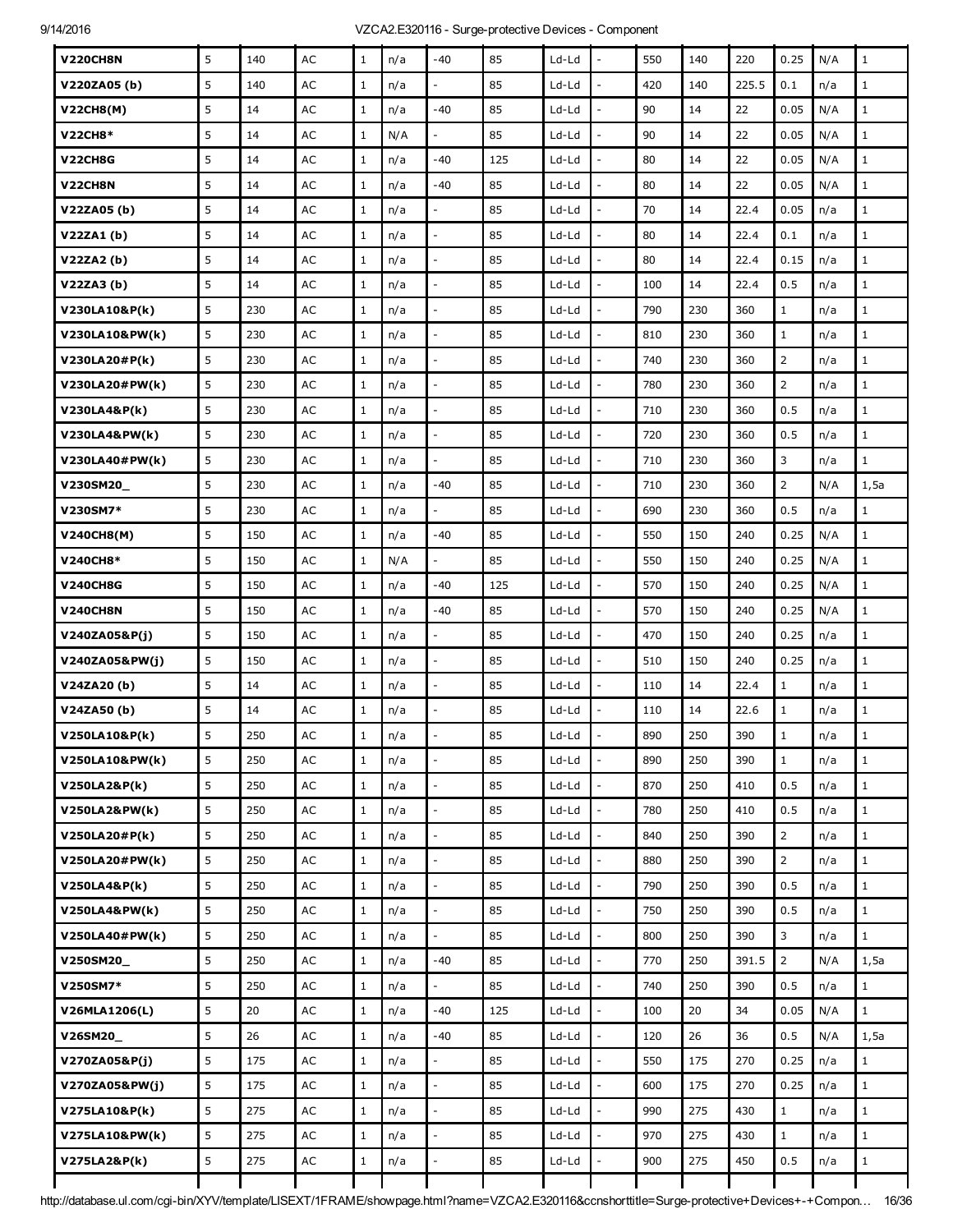| | | | | | | | | | | | | | | | | |
|---|---|---|---|---|---|---|---|---|---|---|---|---|---|---|---|---|
| **V220CH8N** | 5 | 140 | AC | 1 | n/a | -40 | 85 | Ld-Ld | - | 550 | 140 | 220 | 0.25 | N/A | 1 |
| **V220ZA05 (b)** | 5 | 140 | AC | 1 | n/a | - | 85 | Ld-Ld | - | 420 | 140 | 225.5 | 0.1 | n/a | 1 |
| **V22CH8(M)** | 5 | 14 | AC | 1 | n/a | -40 | 85 | Ld-Ld | - | 90 | 14 | 22 | 0.05 | N/A | 1 |
| **V22CH8*** | 5 | 14 | AC | 1 | N/A | - | 85 | Ld-Ld | - | 90 | 14 | 22 | 0.05 | N/A | 1 |
| **V22CH8G** | 5 | 14 | AC | 1 | n/a | -40 | 125 | Ld-Ld | - | 80 | 14 | 22 | 0.05 | N/A | 1 |
| **V22CH8N** | 5 | 14 | AC | 1 | n/a | -40 | 85 | Ld-Ld | - | 80 | 14 | 22 | 0.05 | N/A | 1 |
| **V22ZA05 (b)** | 5 | 14 | AC | 1 | n/a | - | 85 | Ld-Ld | - | 70 | 14 | 22.4 | 0.05 | n/a | 1 |
| **V22ZA1 (b)** | 5 | 14 | AC | 1 | n/a | - | 85 | Ld-Ld | - | 80 | 14 | 22.4 | 0.1 | n/a | 1 |
| **V22ZA2 (b)** | 5 | 14 | AC | 1 | n/a | - | 85 | Ld-Ld | - | 80 | 14 | 22.4 | 0.15 | n/a | 1 |
| **V22ZA3 (b)** | 5 | 14 | AC | 1 | n/a | - | 85 | Ld-Ld | - | 100 | 14 | 22.4 | 0.5 | n/a | 1 |
| **V230LA10&P(k)** | 5 | 230 | AC | 1 | n/a | - | 85 | Ld-Ld | - | 790 | 230 | 360 | 1 | n/a | 1 |
| **V230LA10&PW(k)** | 5 | 230 | AC | 1 | n/a | - | 85 | Ld-Ld | - | 810 | 230 | 360 | 1 | n/a | 1 |
| **V230LA20#P(k)** | 5 | 230 | AC | 1 | n/a | - | 85 | Ld-Ld | - | 740 | 230 | 360 | 2 | n/a | 1 |
| **V230LA20#PW(k)** | 5 | 230 | AC | 1 | n/a | - | 85 | Ld-Ld | - | 780 | 230 | 360 | 2 | n/a | 1 |
| **V230LA4&P(k)** | 5 | 230 | AC | 1 | n/a | - | 85 | Ld-Ld | - | 710 | 230 | 360 | 0.5 | n/a | 1 |
| **V230LA4&PW(k)** | 5 | 230 | AC | 1 | n/a | - | 85 | Ld-Ld | - | 720 | 230 | 360 | 0.5 | n/a | 1 |
| **V230LA40#PW(k)** | 5 | 230 | AC | 1 | n/a | - | 85 | Ld-Ld | - | 710 | 230 | 360 | 3 | n/a | 1 |
| **V230SM20_** | 5 | 230 | AC | 1 | n/a | -40 | 85 | Ld-Ld | - | 710 | 230 | 360 | 2 | N/A | 1,5a |
| **V230SM7*** | 5 | 230 | AC | 1 | n/a | - | 85 | Ld-Ld | - | 690 | 230 | 360 | 0.5 | n/a | 1 |
| **V240CH8(M)** | 5 | 150 | AC | 1 | n/a | -40 | 85 | Ld-Ld | - | 550 | 150 | 240 | 0.25 | N/A | 1 |
| **V240CH8*** | 5 | 150 | AC | 1 | N/A | - | 85 | Ld-Ld | - | 550 | 150 | 240 | 0.25 | N/A | 1 |
| **V240CH8G** | 5 | 150 | AC | 1 | n/a | -40 | 125 | Ld-Ld | - | 570 | 150 | 240 | 0.25 | N/A | 1 |
| **V240CH8N** | 5 | 150 | AC | 1 | n/a | -40 | 85 | Ld-Ld | - | 570 | 150 | 240 | 0.25 | N/A | 1 |
| **V240ZA05&P(j)** | 5 | 150 | AC | 1 | n/a | - | 85 | Ld-Ld | - | 470 | 150 | 240 | 0.25 | n/a | 1 |
| **V240ZA05&PW(j)** | 5 | 150 | AC | 1 | n/a | - | 85 | Ld-Ld | - | 510 | 150 | 240 | 0.25 | n/a | 1 |
| **V24ZA20 (b)** | 5 | 14 | AC | 1 | n/a | - | 85 | Ld-Ld | - | 110 | 14 | 22.4 | 1 | n/a | 1 |
| **V24ZA50 (b)** | 5 | 14 | AC | 1 | n/a | - | 85 | Ld-Ld | - | 110 | 14 | 22.6 | 1 | n/a | 1 |
| **V250LA10&P(k)** | 5 | 250 | AC | 1 | n/a | - | 85 | Ld-Ld | - | 890 | 250 | 390 | 1 | n/a | 1 |
| **V250LA10&PW(k)** | 5 | 250 | AC | 1 | n/a | - | 85 | Ld-Ld | - | 890 | 250 | 390 | 1 | n/a | 1 |
| **V250LA2&P(k)** | 5 | 250 | AC | 1 | n/a | - | 85 | Ld-Ld | - | 870 | 250 | 410 | 0.5 | n/a | 1 |
| **V250LA2&PW(k)** | 5 | 250 | AC | 1 | n/a | - | 85 | Ld-Ld | - | 780 | 250 | 410 | 0.5 | n/a | 1 |
| **V250LA20#P(k)** | 5 | 250 | AC | 1 | n/a | - | 85 | Ld-Ld | - | 840 | 250 | 390 | 2 | n/a | 1 |
| **V250LA20#PW(k)** | 5 | 250 | AC | 1 | n/a | - | 85 | Ld-Ld | - | 880 | 250 | 390 | 2 | n/a | 1 |
| **V250LA4&P(k)** | 5 | 250 | AC | 1 | n/a | - | 85 | Ld-Ld | - | 790 | 250 | 390 | 0.5 | n/a | 1 |
| **V250LA4&PW(k)** | 5 | 250 | AC | 1 | n/a | - | 85 | Ld-Ld | - | 750 | 250 | 390 | 0.5 | n/a | 1 |
| **V250LA40#PW(k)** | 5 | 250 | AC | 1 | n/a | - | 85 | Ld-Ld | - | 800 | 250 | 390 | 3 | n/a | 1 |
| **V250SM20_** | 5 | 250 | AC | 1 | n/a | -40 | 85 | Ld-Ld | - | 770 | 250 | 391.5 | 2 | N/A | 1,5a |
| **V250SM7*** | 5 | 250 | AC | 1 | n/a | - | 85 | Ld-Ld | - | 740 | 250 | 390 | 0.5 | n/a | 1 |
| **V26MLA1206(L)** | 5 | 20 | AC | 1 | n/a | -40 | 125 | Ld-Ld | - | 100 | 20 | 34 | 0.05 | N/A | 1 |
| **V26SM20_** | 5 | 26 | AC | 1 | n/a | -40 | 85 | Ld-Ld | - | 120 | 26 | 36 | 0.5 | N/A | 1,5a |
| **V270ZA05&P(j)** | 5 | 175 | AC | 1 | n/a | - | 85 | Ld-Ld | - | 550 | 175 | 270 | 0.25 | n/a | 1 |
| **V270ZA05&PW(j)** | 5 | 175 | AC | 1 | n/a | - | 85 | Ld-Ld | - | 600 | 175 | 270 | 0.25 | n/a | 1 |
| **V275LA10&P(k)** | 5 | 275 | AC | 1 | n/a | - | 85 | Ld-Ld | - | 990 | 275 | 430 | 1 | n/a | 1 |
| **V275LA10&PW(k)** | 5 | 275 | AC | 1 | n/a | - | 85 | Ld-Ld | - | 970 | 275 | 430 | 1 | n/a | 1 |
| **V275LA2&P(k)** | 5 | 275 | AC | 1 | n/a | - | 85 | Ld-Ld | - | 900 | 275 | 450 | 0.5 | n/a | 1 |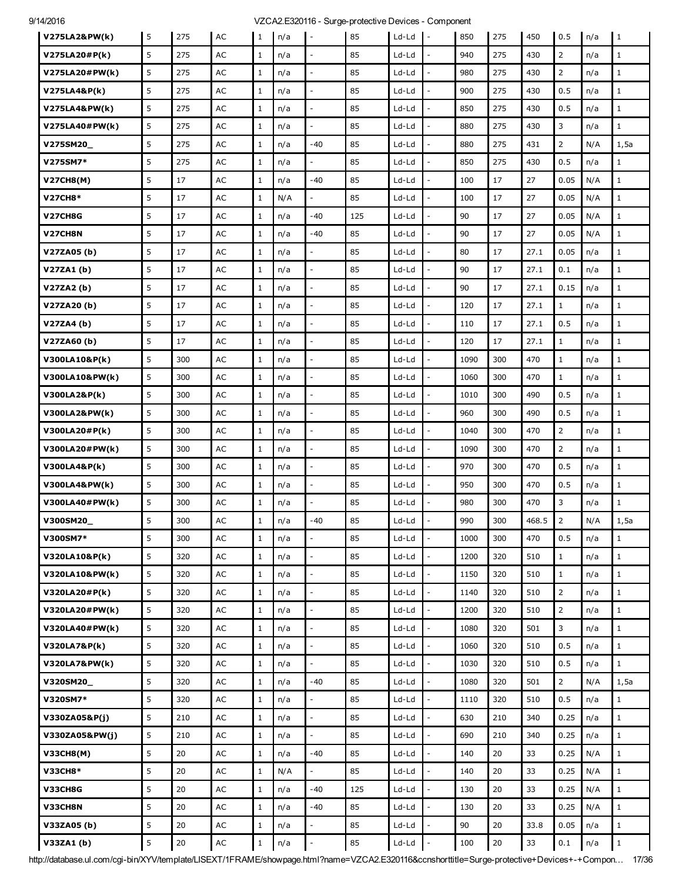| | | | | | | | | | | | | | | | |
|---|---|---|---|---|---|---|---|---|---|---|---|---|---|---|---|
| **V275LA2&PW(k)** | 5 | 275 | AC | 1 | n/a | - | 85 | Ld-Ld | - | 850 | 275 | 450 | 0.5 | n/a | 1 |
| **V275LA20#P(k)** | 5 | 275 | AC | 1 | n/a | - | 85 | Ld-Ld | - | 940 | 275 | 430 | 2 | n/a | 1 |
| **V275LA20#PW(k)** | 5 | 275 | AC | 1 | n/a | - | 85 | Ld-Ld | - | 980 | 275 | 430 | 2 | n/a | 1 |
| **V275LA4&P(k)** | 5 | 275 | AC | 1 | n/a | - | 85 | Ld-Ld | - | 900 | 275 | 430 | 0.5 | n/a | 1 |
| **V275LA4&PW(k)** | 5 | 275 | AC | 1 | n/a | - | 85 | Ld-Ld | - | 850 | 275 | 430 | 0.5 | n/a | 1 |
| **V275LA40#PW(k)** | 5 | 275 | AC | 1 | n/a | - | 85 | Ld-Ld | - | 880 | 275 | 430 | 3 | n/a | 1 |
| **V275SM20_** | 5 | 275 | AC | 1 | n/a | -40 | 85 | Ld-Ld | - | 880 | 275 | 431 | 2 | N/A | 1,5a |
| **V275SM7*** | 5 | 275 | AC | 1 | n/a | - | 85 | Ld-Ld | - | 850 | 275 | 430 | 0.5 | n/a | 1 |
| **V27CH8(M)** | 5 | 17 | AC | 1 | n/a | -40 | 85 | Ld-Ld | - | 100 | 17 | 27 | 0.05 | N/A | 1 |
| **V27CH8*** | 5 | 17 | AC | 1 | N/A | - | 85 | Ld-Ld | - | 100 | 17 | 27 | 0.05 | N/A | 1 |
| **V27CH8G** | 5 | 17 | AC | 1 | n/a | -40 | 125 | Ld-Ld | - | 90 | 17 | 27 | 0.05 | N/A | 1 |
| **V27CH8N** | 5 | 17 | AC | 1 | n/a | -40 | 85 | Ld-Ld | - | 90 | 17 | 27 | 0.05 | N/A | 1 |
| **V27ZA05 (b)** | 5 | 17 | AC | 1 | n/a | - | 85 | Ld-Ld | - | 80 | 17 | 27.1 | 0.05 | n/a | 1 |
| **V27ZA1 (b)** | 5 | 17 | AC | 1 | n/a | - | 85 | Ld-Ld | - | 90 | 17 | 27.1 | 0.1 | n/a | 1 |
| **V27ZA2 (b)** | 5 | 17 | AC | 1 | n/a | - | 85 | Ld-Ld | - | 90 | 17 | 27.1 | 0.15 | n/a | 1 |
| **V27ZA20 (b)** | 5 | 17 | AC | 1 | n/a | - | 85 | Ld-Ld | - | 120 | 17 | 27.1 | 1 | n/a | 1 |
| **V27ZA4 (b)** | 5 | 17 | AC | 1 | n/a | - | 85 | Ld-Ld | - | 110 | 17 | 27.1 | 0.5 | n/a | 1 |
| **V27ZA60 (b)** | 5 | 17 | AC | 1 | n/a | - | 85 | Ld-Ld | - | 120 | 17 | 27.1 | 1 | n/a | 1 |
| **V300LA10&P(k)** | 5 | 300 | AC | 1 | n/a | - | 85 | Ld-Ld | - | 1090 | 300 | 470 | 1 | n/a | 1 |
| **V300LA10&PW(k)** | 5 | 300 | AC | 1 | n/a | - | 85 | Ld-Ld | - | 1060 | 300 | 470 | 1 | n/a | 1 |
| **V300LA2&P(k)** | 5 | 300 | AC | 1 | n/a | - | 85 | Ld-Ld | - | 1010 | 300 | 490 | 0.5 | n/a | 1 |
| **V300LA2&PW(k)** | 5 | 300 | AC | 1 | n/a | - | 85 | Ld-Ld | - | 960 | 300 | 490 | 0.5 | n/a | 1 |
| **V300LA20#P(k)** | 5 | 300 | AC | 1 | n/a | - | 85 | Ld-Ld | - | 1040 | 300 | 470 | 2 | n/a | 1 |
| **V300LA20#PW(k)** | 5 | 300 | AC | 1 | n/a | - | 85 | Ld-Ld | - | 1090 | 300 | 470 | 2 | n/a | 1 |
| **V300LA4&P(k)** | 5 | 300 | AC | 1 | n/a | - | 85 | Ld-Ld | - | 970 | 300 | 470 | 0.5 | n/a | 1 |
| **V300LA4&PW(k)** | 5 | 300 | AC | 1 | n/a | - | 85 | Ld-Ld | - | 950 | 300 | 470 | 0.5 | n/a | 1 |
| **V300LA40#PW(k)** | 5 | 300 | AC | 1 | n/a | - | 85 | Ld-Ld | - | 980 | 300 | 470 | 3 | n/a | 1 |
| **V300SM20_** | 5 | 300 | AC | 1 | n/a | -40 | 85 | Ld-Ld | - | 990 | 300 | 468.5 | 2 | N/A | 1,5a |
| **V300SM7*** | 5 | 300 | AC | 1 | n/a | - | 85 | Ld-Ld | - | 1000 | 300 | 470 | 0.5 | n/a | 1 |
| **V320LA10&P(k)** | 5 | 320 | AC | 1 | n/a | - | 85 | Ld-Ld | - | 1200 | 320 | 510 | 1 | n/a | 1 |
| **V320LA10&PW(k)** | 5 | 320 | AC | 1 | n/a | - | 85 | Ld-Ld | - | 1150 | 320 | 510 | 1 | n/a | 1 |
| **V320LA20#P(k)** | 5 | 320 | AC | 1 | n/a | - | 85 | Ld-Ld | - | 1140 | 320 | 510 | 2 | n/a | 1 |
| **V320LA20#PW(k)** | 5 | 320 | AC | 1 | n/a | - | 85 | Ld-Ld | - | 1200 | 320 | 510 | 2 | n/a | 1 |
| **V320LA40#PW(k)** | 5 | 320 | AC | 1 | n/a | - | 85 | Ld-Ld | - | 1080 | 320 | 501 | 3 | n/a | 1 |
| **V320LA7&P(k)** | 5 | 320 | AC | 1 | n/a | - | 85 | Ld-Ld | - | 1060 | 320 | 510 | 0.5 | n/a | 1 |
| **V320LA7&PW(k)** | 5 | 320 | AC | 1 | n/a | - | 85 | Ld-Ld | - | 1030 | 320 | 510 | 0.5 | n/a | 1 |
| **V320SM20_** | 5 | 320 | AC | 1 | n/a | -40 | 85 | Ld-Ld | - | 1080 | 320 | 501 | 2 | N/A | 1,5a |
| **V320SM7*** | 5 | 320 | AC | 1 | n/a | - | 85 | Ld-Ld | - | 1110 | 320 | 510 | 0.5 | n/a | 1 |
| **V330ZA05&P(j)** | 5 | 210 | AC | 1 | n/a | - | 85 | Ld-Ld | - | 630 | 210 | 340 | 0.25 | n/a | 1 |
| **V330ZA05&PW(j)** | 5 | 210 | AC | 1 | n/a | - | 85 | Ld-Ld | - | 690 | 210 | 340 | 0.25 | n/a | 1 |
| **V33CH8(M)** | 5 | 20 | AC | 1 | n/a | -40 | 85 | Ld-Ld | - | 140 | 20 | 33 | 0.25 | N/A | 1 |
| **V33CH8*** | 5 | 20 | AC | 1 | N/A | - | 85 | Ld-Ld | - | 140 | 20 | 33 | 0.25 | N/A | 1 |
| **V33CH8G** | 5 | 20 | AC | 1 | n/a | -40 | 125 | Ld-Ld | - | 130 | 20 | 33 | 0.25 | N/A | 1 |
| **V33CH8N** | 5 | 20 | AC | 1 | n/a | -40 | 85 | Ld-Ld | - | 130 | 20 | 33 | 0.25 | N/A | 1 |
| **V33ZA05 (b)** | 5 | 20 | AC | 1 | n/a | - | 85 | Ld-Ld | - | 90 | 20 | 33.8 | 0.05 | n/a | 1 |
| **V33ZA1 (b)** | 5 | 20 | AC | 1 | n/a | - | 85 | Ld-Ld | - | 100 | 20 | 33 | 0.1 | n/a | 1 |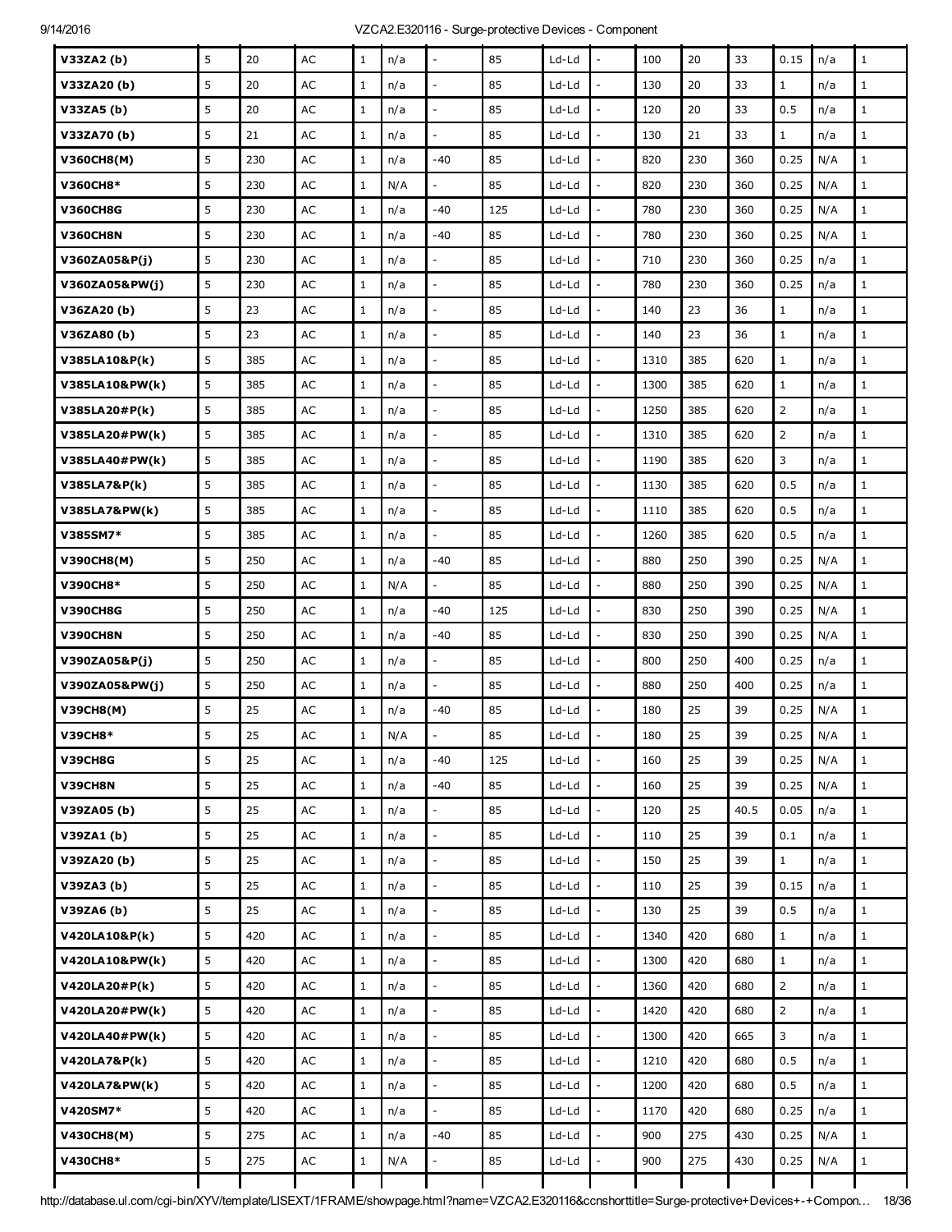| | | | | | | | | | | | | | | | | |
|---|---|---|---|---|---|---|---|---|---|---|---|---|---|---|---|---|
| **V33ZA2 (b)** | 5 | 20 | AC | 1 | n/a | - | 85 | Ld-Ld | - | 100 | 20 | 33 | 0.15 | n/a | 1 | |
| **V33ZA20 (b)** | 5 | 20 | AC | 1 | n/a | - | 85 | Ld-Ld | - | 130 | 20 | 33 | 1 | n/a | 1 | |
| **V33ZA5 (b)** | 5 | 20 | AC | 1 | n/a | - | 85 | Ld-Ld | - | 120 | 20 | 33 | 0.5 | n/a | 1 | |
| **V33ZA70 (b)** | 5 | 21 | AC | 1 | n/a | - | 85 | Ld-Ld | - | 130 | 21 | 33 | 1 | n/a | 1 | |
| **V360CH8(M)** | 5 | 230 | AC | 1 | n/a | -40 | 85 | Ld-Ld | - | 820 | 230 | 360 | 0.25 | N/A | 1 | |
| **V360CH8*** | 5 | 230 | AC | 1 | N/A | - | 85 | Ld-Ld | - | 820 | 230 | 360 | 0.25 | N/A | 1 | |
| **V360CH8G** | 5 | 230 | AC | 1 | n/a | -40 | 125 | Ld-Ld | - | 780 | 230 | 360 | 0.25 | N/A | 1 | |
| **V360CH8N** | 5 | 230 | AC | 1 | n/a | -40 | 85 | Ld-Ld | - | 780 | 230 | 360 | 0.25 | N/A | 1 | |
| **V360ZA05&P(j)** | 5 | 230 | AC | 1 | n/a | - | 85 | Ld-Ld | - | 710 | 230 | 360 | 0.25 | n/a | 1 | |
| **V360ZA05&PW(j)** | 5 | 230 | AC | 1 | n/a | - | 85 | Ld-Ld | - | 780 | 230 | 360 | 0.25 | n/a | 1 | |
| **V36ZA20 (b)** | 5 | 23 | AC | 1 | n/a | - | 85 | Ld-Ld | - | 140 | 23 | 36 | 1 | n/a | 1 | |
| **V36ZA80 (b)** | 5 | 23 | AC | 1 | n/a | - | 85 | Ld-Ld | - | 140 | 23 | 36 | 1 | n/a | 1 | |
| **V385LA10&P(k)** | 5 | 385 | AC | 1 | n/a | - | 85 | Ld-Ld | - | 1310 | 385 | 620 | 1 | n/a | 1 | |
| **V385LA10&PW(k)** | 5 | 385 | AC | 1 | n/a | - | 85 | Ld-Ld | - | 1300 | 385 | 620 | 1 | n/a | 1 | |
| **V385LA20#P(k)** | 5 | 385 | AC | 1 | n/a | - | 85 | Ld-Ld | - | 1250 | 385 | 620 | 2 | n/a | 1 | |
| **V385LA20#PW(k)** | 5 | 385 | AC | 1 | n/a | - | 85 | Ld-Ld | - | 1310 | 385 | 620 | 2 | n/a | 1 | |
| **V385LA40#PW(k)** | 5 | 385 | AC | 1 | n/a | - | 85 | Ld-Ld | - | 1190 | 385 | 620 | 3 | n/a | 1 | |
| **V385LA7&P(k)** | 5 | 385 | AC | 1 | n/a | - | 85 | Ld-Ld | - | 1130 | 385 | 620 | 0.5 | n/a | 1 | |
| **V385LA7&PW(k)** | 5 | 385 | AC | 1 | n/a | - | 85 | Ld-Ld | - | 1110 | 385 | 620 | 0.5 | n/a | 1 | |
| **V385SM7*** | 5 | 385 | AC | 1 | n/a | - | 85 | Ld-Ld | - | 1260 | 385 | 620 | 0.5 | n/a | 1 | |
| **V390CH8(M)** | 5 | 250 | AC | 1 | n/a | -40 | 85 | Ld-Ld | - | 880 | 250 | 390 | 0.25 | N/A | 1 | |
| **V390CH8*** | 5 | 250 | AC | 1 | N/A | - | 85 | Ld-Ld | - | 880 | 250 | 390 | 0.25 | N/A | 1 | |
| **V390CH8G** | 5 | 250 | AC | 1 | n/a | -40 | 125 | Ld-Ld | - | 830 | 250 | 390 | 0.25 | N/A | 1 | |
| **V390CH8N** | 5 | 250 | AC | 1 | n/a | -40 | 85 | Ld-Ld | - | 830 | 250 | 390 | 0.25 | N/A | 1 | |
| **V390ZA05&P(j)** | 5 | 250 | AC | 1 | n/a | - | 85 | Ld-Ld | - | 800 | 250 | 400 | 0.25 | n/a | 1 | |
| **V390ZA05&PW(j)** | 5 | 250 | AC | 1 | n/a | - | 85 | Ld-Ld | - | 880 | 250 | 400 | 0.25 | n/a | 1 | |
| **V39CH8(M)** | 5 | 25 | AC | 1 | n/a | -40 | 85 | Ld-Ld | - | 180 | 25 | 39 | 0.25 | N/A | 1 | |
| **V39CH8*** | 5 | 25 | AC | 1 | N/A | - | 85 | Ld-Ld | - | 180 | 25 | 39 | 0.25 | N/A | 1 | |
| **V39CH8G** | 5 | 25 | AC | 1 | n/a | -40 | 125 | Ld-Ld | - | 160 | 25 | 39 | 0.25 | N/A | 1 | |
| **V39CH8N** | 5 | 25 | AC | 1 | n/a | -40 | 85 | Ld-Ld | - | 160 | 25 | 39 | 0.25 | N/A | 1 | |
| **V39ZA05 (b)** | 5 | 25 | AC | 1 | n/a | - | 85 | Ld-Ld | - | 120 | 25 | 40.5 | 0.05 | n/a | 1 | |
| **V39ZA1 (b)** | 5 | 25 | AC | 1 | n/a | - | 85 | Ld-Ld | - | 110 | 25 | 39 | 0.1 | n/a | 1 | |
| **V39ZA20 (b)** | 5 | 25 | AC | 1 | n/a | - | 85 | Ld-Ld | - | 150 | 25 | 39 | 1 | n/a | 1 | |
| **V39ZA3 (b)** | 5 | 25 | AC | 1 | n/a | - | 85 | Ld-Ld | - | 110 | 25 | 39 | 0.15 | n/a | 1 | |
| **V39ZA6 (b)** | 5 | 25 | AC | 1 | n/a | - | 85 | Ld-Ld | - | 130 | 25 | 39 | 0.5 | n/a | 1 | |
| **V420LA10&P(k)** | 5 | 420 | AC | 1 | n/a | - | 85 | Ld-Ld | - | 1340 | 420 | 680 | 1 | n/a | 1 | |
| **V420LA10&PW(k)** | 5 | 420 | AC | 1 | n/a | - | 85 | Ld-Ld | - | 1300 | 420 | 680 | 1 | n/a | 1 | |
| **V420LA20#P(k)** | 5 | 420 | AC | 1 | n/a | - | 85 | Ld-Ld | - | 1360 | 420 | 680 | 2 | n/a | 1 | |
| **V420LA20#PW(k)** | 5 | 420 | AC | 1 | n/a | - | 85 | Ld-Ld | - | 1420 | 420 | 680 | 2 | n/a | 1 | |
| **V420LA40#PW(k)** | 5 | 420 | AC | 1 | n/a | - | 85 | Ld-Ld | - | 1300 | 420 | 665 | 3 | n/a | 1 | |
| **V420LA7&P(k)** | 5 | 420 | AC | 1 | n/a | - | 85 | Ld-Ld | - | 1210 | 420 | 680 | 0.5 | n/a | 1 | |
| **V420LA7&PW(k)** | 5 | 420 | AC | 1 | n/a | - | 85 | Ld-Ld | - | 1200 | 420 | 680 | 0.5 | n/a | 1 | |
| **V420SM7*** | 5 | 420 | AC | 1 | n/a | - | 85 | Ld-Ld | - | 1170 | 420 | 680 | 0.25 | n/a | 1 | |
| **V430CH8(M)** | 5 | 275 | AC | 1 | n/a | -40 | 85 | Ld-Ld | - | 900 | 275 | 430 | 0.25 | N/A | 1 | |
| **V430CH8*** | 5 | 275 | AC | 1 | N/A | - | 85 | Ld-Ld | - | 900 | 275 | 430 | 0.25 | N/A | 1 | |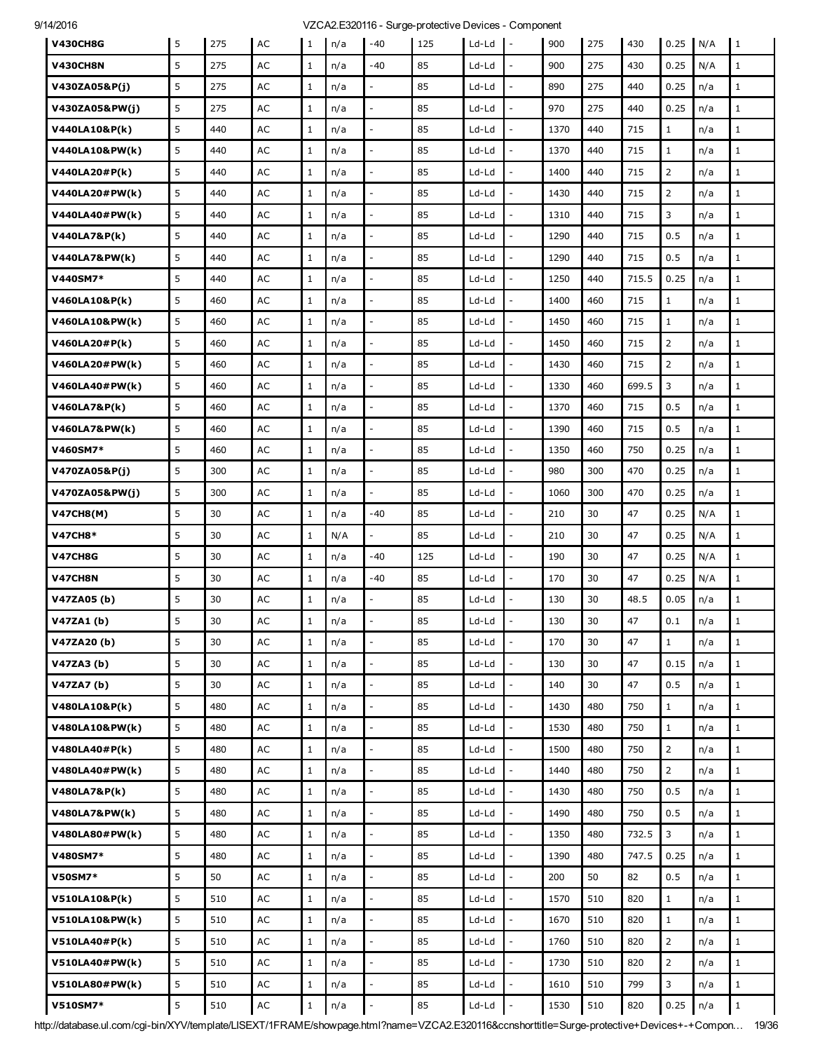| | | | | | | | | | | | | | | | |
|---|---|---|---|---|---|---|---|---|---|---|---|---|---|---|---|
| **V430CH8G** | 5 | 275 | AC | 1 | n/a | -40 | 125 | Ld-Ld | - | 900 | 275 | 430 | 0.25 | N/A | 1 |
| **V430CH8N** | 5 | 275 | AC | 1 | n/a | -40 | 85 | Ld-Ld | - | 900 | 275 | 430 | 0.25 | N/A | 1 |
| **V430ZA05&P(j)** | 5 | 275 | AC | 1 | n/a | - | 85 | Ld-Ld | - | 890 | 275 | 440 | 0.25 | n/a | 1 |
| **V430ZA05&PW(j)** | 5 | 275 | AC | 1 | n/a | - | 85 | Ld-Ld | - | 970 | 275 | 440 | 0.25 | n/a | 1 |
| **V440LA10&P(k)** | 5 | 440 | AC | 1 | n/a | - | 85 | Ld-Ld | - | 1370 | 440 | 715 | 1 | n/a | 1 |
| **V440LA10&PW(k)** | 5 | 440 | AC | 1 | n/a | - | 85 | Ld-Ld | - | 1370 | 440 | 715 | 1 | n/a | 1 |
| **V440LA20#P(k)** | 5 | 440 | AC | 1 | n/a | - | 85 | Ld-Ld | - | 1400 | 440 | 715 | 2 | n/a | 1 |
| **V440LA20#PW(k)** | 5 | 440 | AC | 1 | n/a | - | 85 | Ld-Ld | - | 1430 | 440 | 715 | 2 | n/a | 1 |
| **V440LA40#PW(k)** | 5 | 440 | AC | 1 | n/a | - | 85 | Ld-Ld | - | 1310 | 440 | 715 | 3 | n/a | 1 |
| **V440LA7&P(k)** | 5 | 440 | AC | 1 | n/a | - | 85 | Ld-Ld | - | 1290 | 440 | 715 | 0.5 | n/a | 1 |
| **V440LA7&PW(k)** | 5 | 440 | AC | 1 | n/a | - | 85 | Ld-Ld | - | 1290 | 440 | 715 | 0.5 | n/a | 1 |
| **V440SM7*** | 5 | 440 | AC | 1 | n/a | - | 85 | Ld-Ld | - | 1250 | 440 | 715.5 | 0.25 | n/a | 1 |
| **V460LA10&P(k)** | 5 | 460 | AC | 1 | n/a | - | 85 | Ld-Ld | - | 1400 | 460 | 715 | 1 | n/a | 1 |
| **V460LA10&PW(k)** | 5 | 460 | AC | 1 | n/a | - | 85 | Ld-Ld | - | 1450 | 460 | 715 | 1 | n/a | 1 |
| **V460LA20#P(k)** | 5 | 460 | AC | 1 | n/a | - | 85 | Ld-Ld | - | 1450 | 460 | 715 | 2 | n/a | 1 |
| **V460LA20#PW(k)** | 5 | 460 | AC | 1 | n/a | - | 85 | Ld-Ld | - | 1430 | 460 | 715 | 2 | n/a | 1 |
| **V460LA40#PW(k)** | 5 | 460 | AC | 1 | n/a | - | 85 | Ld-Ld | - | 1330 | 460 | 699.5 | 3 | n/a | 1 |
| **V460LA7&P(k)** | 5 | 460 | AC | 1 | n/a | - | 85 | Ld-Ld | - | 1370 | 460 | 715 | 0.5 | n/a | 1 |
| **V460LA7&PW(k)** | 5 | 460 | AC | 1 | n/a | - | 85 | Ld-Ld | - | 1390 | 460 | 715 | 0.5 | n/a | 1 |
| **V460SM7*** | 5 | 460 | AC | 1 | n/a | - | 85 | Ld-Ld | - | 1350 | 460 | 750 | 0.25 | n/a | 1 |
| **V470ZA05&P(j)** | 5 | 300 | AC | 1 | n/a | - | 85 | Ld-Ld | - | 980 | 300 | 470 | 0.25 | n/a | 1 |
| **V470ZA05&PW(j)** | 5 | 300 | AC | 1 | n/a | - | 85 | Ld-Ld | - | 1060 | 300 | 470 | 0.25 | n/a | 1 |
| **V47CH8(M)** | 5 | 30 | AC | 1 | n/a | -40 | 85 | Ld-Ld | - | 210 | 30 | 47 | 0.25 | N/A | 1 |
| **V47CH8*** | 5 | 30 | AC | 1 | N/A | - | 85 | Ld-Ld | - | 210 | 30 | 47 | 0.25 | N/A | 1 |
| **V47CH8G** | 5 | 30 | AC | 1 | n/a | -40 | 125 | Ld-Ld | - | 190 | 30 | 47 | 0.25 | N/A | 1 |
| **V47CH8N** | 5 | 30 | AC | 1 | n/a | -40 | 85 | Ld-Ld | - | 170 | 30 | 47 | 0.25 | N/A | 1 |
| **V47ZA05 (b)** | 5 | 30 | AC | 1 | n/a | - | 85 | Ld-Ld | - | 130 | 30 | 48.5 | 0.05 | n/a | 1 |
| **V47ZA1 (b)** | 5 | 30 | AC | 1 | n/a | - | 85 | Ld-Ld | - | 130 | 30 | 47 | 0.1 | n/a | 1 |
| **V47ZA20 (b)** | 5 | 30 | AC | 1 | n/a | - | 85 | Ld-Ld | - | 170 | 30 | 47 | 1 | n/a | 1 |
| **V47ZA3 (b)** | 5 | 30 | AC | 1 | n/a | - | 85 | Ld-Ld | - | 130 | 30 | 47 | 0.15 | n/a | 1 |
| **V47ZA7 (b)** | 5 | 30 | AC | 1 | n/a | - | 85 | Ld-Ld | - | 140 | 30 | 47 | 0.5 | n/a | 1 |
| **V480LA10&P(k)** | 5 | 480 | AC | 1 | n/a | - | 85 | Ld-Ld | - | 1430 | 480 | 750 | 1 | n/a | 1 |
| **V480LA10&PW(k)** | 5 | 480 | AC | 1 | n/a | - | 85 | Ld-Ld | - | 1530 | 480 | 750 | 1 | n/a | 1 |
| **V480LA40#P(k)** | 5 | 480 | AC | 1 | n/a | - | 85 | Ld-Ld | - | 1500 | 480 | 750 | 2 | n/a | 1 |
| **V480LA40#PW(k)** | 5 | 480 | AC | 1 | n/a | - | 85 | Ld-Ld | - | 1440 | 480 | 750 | 2 | n/a | 1 |
| **V480LA7&P(k)** | 5 | 480 | AC | 1 | n/a | - | 85 | Ld-Ld | - | 1430 | 480 | 750 | 0.5 | n/a | 1 |
| **V480LA7&PW(k)** | 5 | 480 | AC | 1 | n/a | - | 85 | Ld-Ld | - | 1490 | 480 | 750 | 0.5 | n/a | 1 |
| **V480LA80#PW(k)** | 5 | 480 | AC | 1 | n/a | - | 85 | Ld-Ld | - | 1350 | 480 | 732.5 | 3 | n/a | 1 |
| **V480SM7*** | 5 | 480 | AC | 1 | n/a | - | 85 | Ld-Ld | - | 1390 | 480 | 747.5 | 0.25 | n/a | 1 |
| **V50SM7*** | 5 | 50 | AC | 1 | n/a | - | 85 | Ld-Ld | - | 200 | 50 | 82 | 0.5 | n/a | 1 |
| **V510LA10&P(k)** | 5 | 510 | AC | 1 | n/a | - | 85 | Ld-Ld | - | 1570 | 510 | 820 | 1 | n/a | 1 |
| **V510LA10&PW(k)** | 5 | 510 | AC | 1 | n/a | - | 85 | Ld-Ld | - | 1670 | 510 | 820 | 1 | n/a | 1 |
| **V510LA40#P(k)** | 5 | 510 | AC | 1 | n/a | - | 85 | Ld-Ld | - | 1760 | 510 | 820 | 2 | n/a | 1 |
| **V510LA40#PW(k)** | 5 | 510 | AC | 1 | n/a | - | 85 | Ld-Ld | - | 1730 | 510 | 820 | 2 | n/a | 1 |
| **V510LA80#PW(k)** | 5 | 510 | AC | 1 | n/a | - | 85 | Ld-Ld | - | 1610 | 510 | 799 | 3 | n/a | 1 |
| **V510SM7*** | 5 | 510 | AC | 1 | n/a | - | 85 | Ld-Ld | - | 1530 | 510 | 820 | 0.25 | n/a | 1 |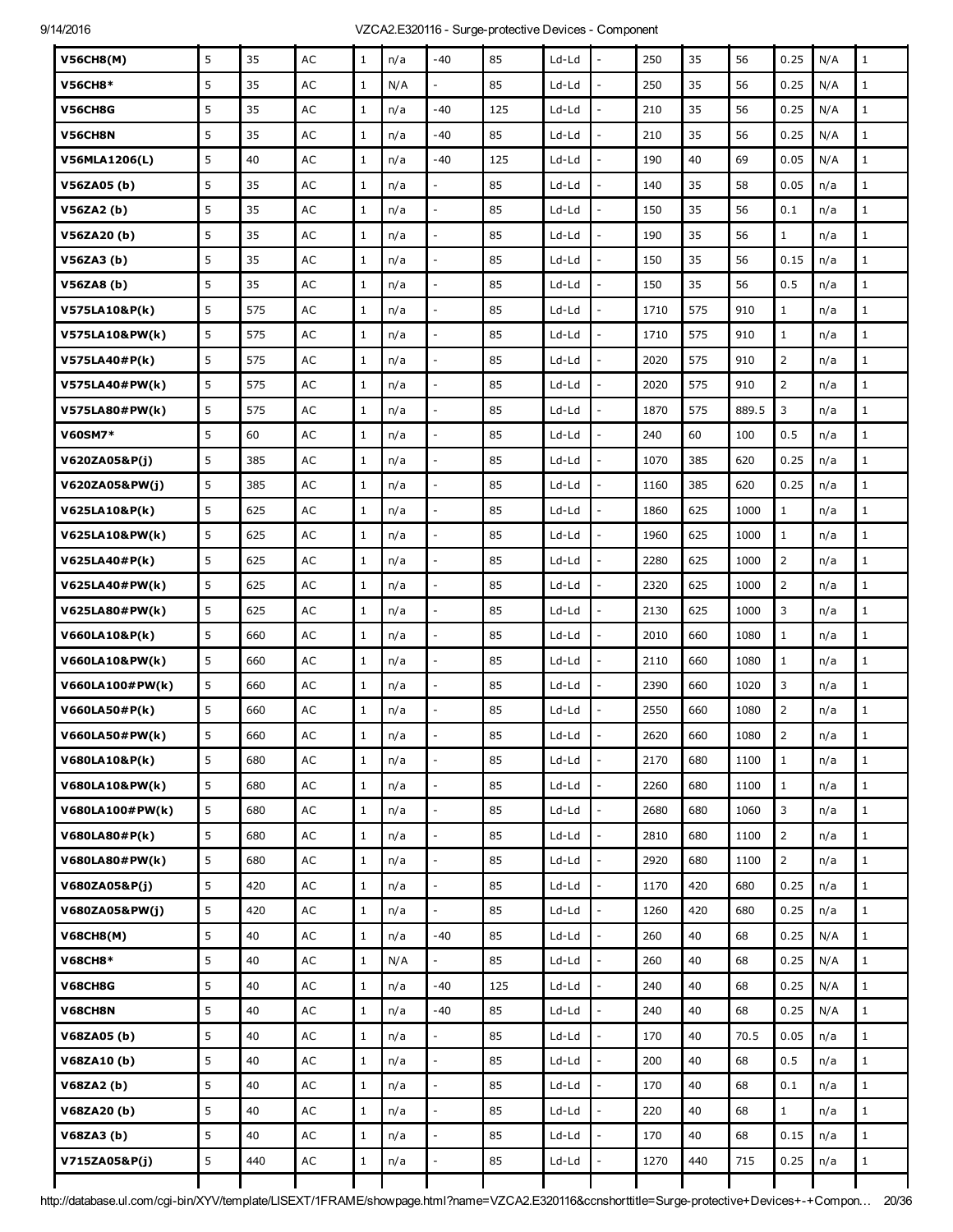| | | | | | | | | | | | | | | | | |
|---|---|---|---|---|---|---|---|---|---|---|---|---|---|---|---|---|
| **V56CH8(M)** | 5 | 35 | AC | 1 | n/a | -40 | 85 | Ld-Ld | - | 250 | 35 | 56 | 0.25 | N/A | 1 | |
| **V56CH8*** | 5 | 35 | AC | 1 | N/A | - | 85 | Ld-Ld | - | 250 | 35 | 56 | 0.25 | N/A | 1 | |
| **V56CH8G** | 5 | 35 | AC | 1 | n/a | -40 | 125 | Ld-Ld | - | 210 | 35 | 56 | 0.25 | N/A | 1 | |
| **V56CH8N** | 5 | 35 | AC | 1 | n/a | -40 | 85 | Ld-Ld | - | 210 | 35 | 56 | 0.25 | N/A | 1 | |
| **V56MLA1206(L)** | 5 | 40 | AC | 1 | n/a | -40 | 125 | Ld-Ld | - | 190 | 40 | 69 | 0.05 | N/A | 1 | |
| **V56ZA05 (b)** | 5 | 35 | AC | 1 | n/a | - | 85 | Ld-Ld | - | 140 | 35 | 58 | 0.05 | n/a | 1 | |
| **V56ZA2 (b)** | 5 | 35 | AC | 1 | n/a | - | 85 | Ld-Ld | - | 150 | 35 | 56 | 0.1 | n/a | 1 | |
| **V56ZA20 (b)** | 5 | 35 | AC | 1 | n/a | - | 85 | Ld-Ld | - | 190 | 35 | 56 | 1 | n/a | 1 | |
| **V56ZA3 (b)** | 5 | 35 | AC | 1 | n/a | - | 85 | Ld-Ld | - | 150 | 35 | 56 | 0.15 | n/a | 1 | |
| **V56ZA8 (b)** | 5 | 35 | AC | 1 | n/a | - | 85 | Ld-Ld | - | 150 | 35 | 56 | 0.5 | n/a | 1 | |
| **V575LA10&P(k)** | 5 | 575 | AC | 1 | n/a | - | 85 | Ld-Ld | - | 1710 | 575 | 910 | 1 | n/a | 1 | |
| **V575LA10&PW(k)** | 5 | 575 | AC | 1 | n/a | - | 85 | Ld-Ld | - | 1710 | 575 | 910 | 1 | n/a | 1 | |
| **V575LA40#P(k)** | 5 | 575 | AC | 1 | n/a | - | 85 | Ld-Ld | - | 2020 | 575 | 910 | 2 | n/a | 1 | |
| **V575LA40#PW(k)** | 5 | 575 | AC | 1 | n/a | - | 85 | Ld-Ld | - | 2020 | 575 | 910 | 2 | n/a | 1 | |
| **V575LA80#PW(k)** | 5 | 575 | AC | 1 | n/a | - | 85 | Ld-Ld | - | 1870 | 575 | 889.5 | 3 | n/a | 1 | |
| **V60SM7*** | 5 | 60 | AC | 1 | n/a | - | 85 | Ld-Ld | - | 240 | 60 | 100 | 0.5 | n/a | 1 | |
| **V620ZA05&P(j)** | 5 | 385 | AC | 1 | n/a | - | 85 | Ld-Ld | - | 1070 | 385 | 620 | 0.25 | n/a | 1 | |
| **V620ZA05&PW(j)** | 5 | 385 | AC | 1 | n/a | - | 85 | Ld-Ld | - | 1160 | 385 | 620 | 0.25 | n/a | 1 | |
| **V625LA10&P(k)** | 5 | 625 | AC | 1 | n/a | - | 85 | Ld-Ld | - | 1860 | 625 | 1000 | 1 | n/a | 1 | |
| **V625LA10&PW(k)** | 5 | 625 | AC | 1 | n/a | - | 85 | Ld-Ld | - | 1960 | 625 | 1000 | 1 | n/a | 1 | |
| **V625LA40#P(k)** | 5 | 625 | AC | 1 | n/a | - | 85 | Ld-Ld | - | 2280 | 625 | 1000 | 2 | n/a | 1 | |
| **V625LA40#PW(k)** | 5 | 625 | AC | 1 | n/a | - | 85 | Ld-Ld | - | 2320 | 625 | 1000 | 2 | n/a | 1 | |
| **V625LA80#PW(k)** | 5 | 625 | AC | 1 | n/a | - | 85 | Ld-Ld | - | 2130 | 625 | 1000 | 3 | n/a | 1 | |
| **V660LA10&P(k)** | 5 | 660 | AC | 1 | n/a | - | 85 | Ld-Ld | - | 2010 | 660 | 1080 | 1 | n/a | 1 | |
| **V660LA10&PW(k)** | 5 | 660 | AC | 1 | n/a | - | 85 | Ld-Ld | - | 2110 | 660 | 1080 | 1 | n/a | 1 | |
| **V660LA100#PW(k)** | 5 | 660 | AC | 1 | n/a | - | 85 | Ld-Ld | - | 2390 | 660 | 1020 | 3 | n/a | 1 | |
| **V660LA50#P(k)** | 5 | 660 | AC | 1 | n/a | - | 85 | Ld-Ld | - | 2550 | 660 | 1080 | 2 | n/a | 1 | |
| **V660LA50#PW(k)** | 5 | 660 | AC | 1 | n/a | - | 85 | Ld-Ld | - | 2620 | 660 | 1080 | 2 | n/a | 1 | |
| **V680LA10&P(k)** | 5 | 680 | AC | 1 | n/a | - | 85 | Ld-Ld | - | 2170 | 680 | 1100 | 1 | n/a | 1 | |
| **V680LA10&PW(k)** | 5 | 680 | AC | 1 | n/a | - | 85 | Ld-Ld | - | 2260 | 680 | 1100 | 1 | n/a | 1 | |
| **V680LA100#PW(k)** | 5 | 680 | AC | 1 | n/a | - | 85 | Ld-Ld | - | 2680 | 680 | 1060 | 3 | n/a | 1 | |
| **V680LA80#P(k)** | 5 | 680 | AC | 1 | n/a | - | 85 | Ld-Ld | - | 2810 | 680 | 1100 | 2 | n/a | 1 | |
| **V680LA80#PW(k)** | 5 | 680 | AC | 1 | n/a | - | 85 | Ld-Ld | - | 2920 | 680 | 1100 | 2 | n/a | 1 | |
| **V680ZA05&P(j)** | 5 | 420 | AC | 1 | n/a | - | 85 | Ld-Ld | - | 1170 | 420 | 680 | 0.25 | n/a | 1 | |
| **V680ZA05&PW(j)** | 5 | 420 | AC | 1 | n/a | - | 85 | Ld-Ld | - | 1260 | 420 | 680 | 0.25 | n/a | 1 | |
| **V68CH8(M)** | 5 | 40 | AC | 1 | n/a | -40 | 85 | Ld-Ld | - | 260 | 40 | 68 | 0.25 | N/A | 1 | |
| **V68CH8*** | 5 | 40 | AC | 1 | N/A | - | 85 | Ld-Ld | - | 260 | 40 | 68 | 0.25 | N/A | 1 | |
| **V68CH8G** | 5 | 40 | AC | 1 | n/a | -40 | 125 | Ld-Ld | - | 240 | 40 | 68 | 0.25 | N/A | 1 | |
| **V68CH8N** | 5 | 40 | AC | 1 | n/a | -40 | 85 | Ld-Ld | - | 240 | 40 | 68 | 0.25 | N/A | 1 | |
| **V68ZA05 (b)** | 5 | 40 | AC | 1 | n/a | - | 85 | Ld-Ld | - | 170 | 40 | 70.5 | 0.05 | n/a | 1 | |
| **V68ZA10 (b)** | 5 | 40 | AC | 1 | n/a | - | 85 | Ld-Ld | - | 200 | 40 | 68 | 0.5 | n/a | 1 | |
| **V68ZA2 (b)** | 5 | 40 | AC | 1 | n/a | - | 85 | Ld-Ld | - | 170 | 40 | 68 | 0.1 | n/a | 1 | |
| **V68ZA20 (b)** | 5 | 40 | AC | 1 | n/a | - | 85 | Ld-Ld | - | 220 | 40 | 68 | 1 | n/a | 1 | |
| **V68ZA3 (b)** | 5 | 40 | AC | 1 | n/a | - | 85 | Ld-Ld | - | 170 | 40 | 68 | 0.15 | n/a | 1 | |
| **V715ZA05&P(j)** | 5 | 440 | AC | 1 | n/a | - | 85 | Ld-Ld | - | 1270 | 440 | 715 | 0.25 | n/a | 1 | |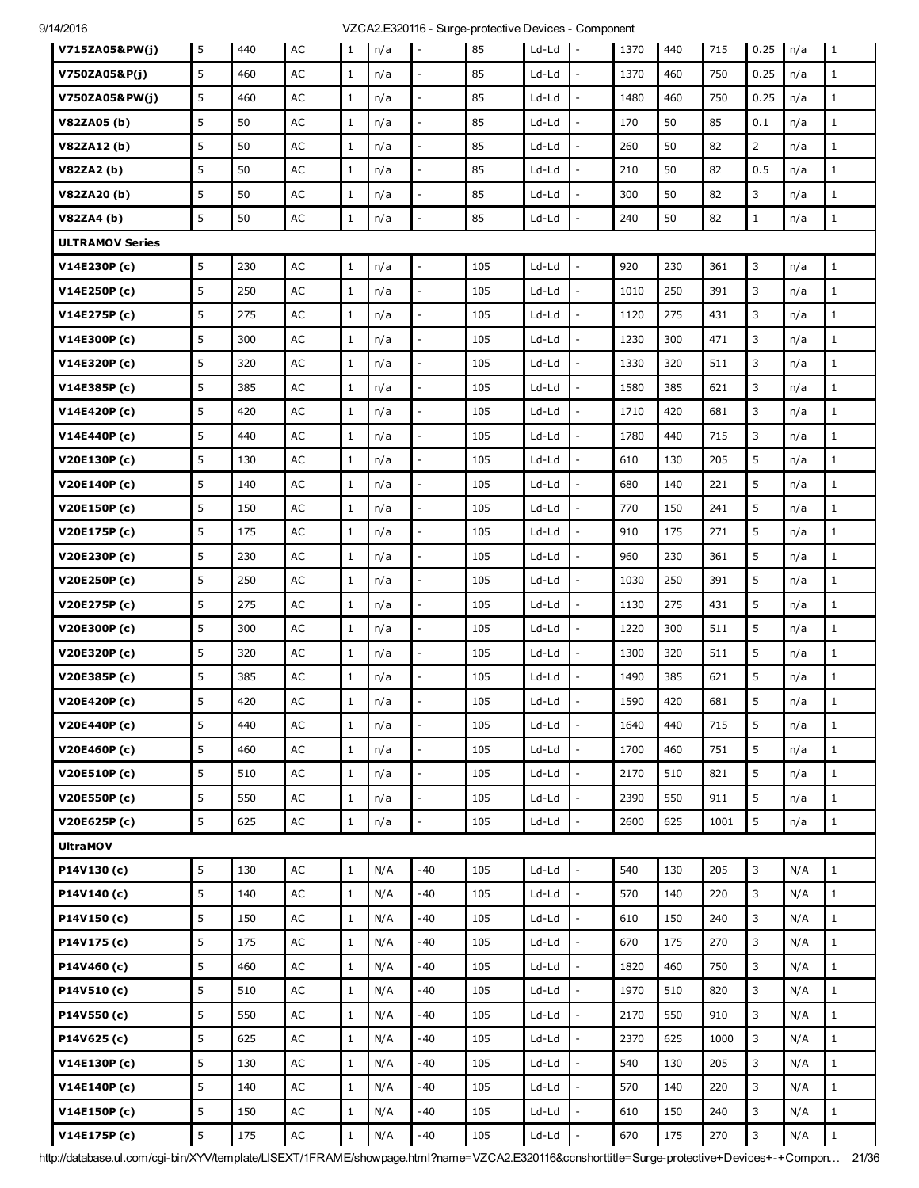| | | | | | | | | | | | | | | | |
|---|---|---|---|---|---|---|---|---|---|---|---|---|---|---|---|
| **V715ZA05&PW(j)** | 5 | 440 | AC | 1 | n/a | - | 85 | Ld-Ld | - | 1370 | 440 | 715 | 0.25 | n/a | 1 |
| **V750ZA05&P(j)** | 5 | 460 | AC | 1 | n/a | - | 85 | Ld-Ld | - | 1370 | 460 | 750 | 0.25 | n/a | 1 |
| **V750ZA05&PW(j)** | 5 | 460 | AC | 1 | n/a | - | 85 | Ld-Ld | - | 1480 | 460 | 750 | 0.25 | n/a | 1 |
| **V82ZA05 (b)** | 5 | 50 | AC | 1 | n/a | - | 85 | Ld-Ld | - | 170 | 50 | 85 | 0.1 | n/a | 1 |
| **V82ZA12 (b)** | 5 | 50 | AC | 1 | n/a | - | 85 | Ld-Ld | - | 260 | 50 | 82 | 2 | n/a | 1 |
| **V82ZA2 (b)** | 5 | 50 | AC | 1 | n/a | - | 85 | Ld-Ld | - | 210 | 50 | 82 | 0.5 | n/a | 1 |
| **V82ZA20 (b)** | 5 | 50 | AC | 1 | n/a | - | 85 | Ld-Ld | - | 300 | 50 | 82 | 3 | n/a | 1 |
| **V82ZA4 (b)** | 5 | 50 | AC | 1 | n/a | - | 85 | Ld-Ld | - | 240 | 50 | 82 | 1 | n/a | 1 |
| **ULTRAMOV Series** | | | | | | | | | | | | | | | |
| **V14E230P (c)** | 5 | 230 | AC | 1 | n/a | - | 105 | Ld-Ld | - | 920 | 230 | 361 | 3 | n/a | 1 |
| **V14E250P (c)** | 5 | 250 | AC | 1 | n/a | - | 105 | Ld-Ld | - | 1010 | 250 | 391 | 3 | n/a | 1 |
| **V14E275P (c)** | 5 | 275 | AC | 1 | n/a | - | 105 | Ld-Ld | - | 1120 | 275 | 431 | 3 | n/a | 1 |
| **V14E300P (c)** | 5 | 300 | AC | 1 | n/a | - | 105 | Ld-Ld | - | 1230 | 300 | 471 | 3 | n/a | 1 |
| **V14E320P (c)** | 5 | 320 | AC | 1 | n/a | - | 105 | Ld-Ld | - | 1330 | 320 | 511 | 3 | n/a | 1 |
| **V14E385P (c)** | 5 | 385 | AC | 1 | n/a | - | 105 | Ld-Ld | - | 1580 | 385 | 621 | 3 | n/a | 1 |
| **V14E420P (c)** | 5 | 420 | AC | 1 | n/a | - | 105 | Ld-Ld | - | 1710 | 420 | 681 | 3 | n/a | 1 |
| **V14E440P (c)** | 5 | 440 | AC | 1 | n/a | - | 105 | Ld-Ld | - | 1780 | 440 | 715 | 3 | n/a | 1 |
| **V20E130P (c)** | 5 | 130 | AC | 1 | n/a | - | 105 | Ld-Ld | - | 610 | 130 | 205 | 5 | n/a | 1 |
| **V20E140P (c)** | 5 | 140 | AC | 1 | n/a | - | 105 | Ld-Ld | - | 680 | 140 | 221 | 5 | n/a | 1 |
| **V20E150P (c)** | 5 | 150 | AC | 1 | n/a | - | 105 | Ld-Ld | - | 770 | 150 | 241 | 5 | n/a | 1 |
| **V20E175P (c)** | 5 | 175 | AC | 1 | n/a | - | 105 | Ld-Ld | - | 910 | 175 | 271 | 5 | n/a | 1 |
| **V20E230P (c)** | 5 | 230 | AC | 1 | n/a | - | 105 | Ld-Ld | - | 960 | 230 | 361 | 5 | n/a | 1 |
| **V20E250P (c)** | 5 | 250 | AC | 1 | n/a | - | 105 | Ld-Ld | - | 1030 | 250 | 391 | 5 | n/a | 1 |
| **V20E275P (c)** | 5 | 275 | AC | 1 | n/a | - | 105 | Ld-Ld | - | 1130 | 275 | 431 | 5 | n/a | 1 |
| **V20E300P (c)** | 5 | 300 | AC | 1 | n/a | - | 105 | Ld-Ld | - | 1220 | 300 | 511 | 5 | n/a | 1 |
| **V20E320P (c)** | 5 | 320 | AC | 1 | n/a | - | 105 | Ld-Ld | - | 1300 | 320 | 511 | 5 | n/a | 1 |
| **V20E385P (c)** | 5 | 385 | AC | 1 | n/a | - | 105 | Ld-Ld | - | 1490 | 385 | 621 | 5 | n/a | 1 |
| **V20E420P (c)** | 5 | 420 | AC | 1 | n/a | - | 105 | Ld-Ld | - | 1590 | 420 | 681 | 5 | n/a | 1 |
| **V20E440P (c)** | 5 | 440 | AC | 1 | n/a | - | 105 | Ld-Ld | - | 1640 | 440 | 715 | 5 | n/a | 1 |
| **V20E460P (c)** | 5 | 460 | AC | 1 | n/a | - | 105 | Ld-Ld | - | 1700 | 460 | 751 | 5 | n/a | 1 |
| **V20E510P (c)** | 5 | 510 | AC | 1 | n/a | - | 105 | Ld-Ld | - | 2170 | 510 | 821 | 5 | n/a | 1 |
| **V20E550P (c)** | 5 | 550 | AC | 1 | n/a | - | 105 | Ld-Ld | - | 2390 | 550 | 911 | 5 | n/a | 1 |
| **V20E625P (c)** | 5 | 625 | AC | 1 | n/a | - | 105 | Ld-Ld | - | 2600 | 625 | 1001 | 5 | n/a | 1 |
| **UltraMOV** | | | | | | | | | | | | | | | |
| **P14V130 (c)** | 5 | 130 | AC | 1 | N/A | -40 | 105 | Ld-Ld | - | 540 | 130 | 205 | 3 | N/A | 1 |
| **P14V140 (c)** | 5 | 140 | AC | 1 | N/A | -40 | 105 | Ld-Ld | - | 570 | 140 | 220 | 3 | N/A | 1 |
| **P14V150 (c)** | 5 | 150 | AC | 1 | N/A | -40 | 105 | Ld-Ld | - | 610 | 150 | 240 | 3 | N/A | 1 |
| **P14V175 (c)** | 5 | 175 | AC | 1 | N/A | -40 | 105 | Ld-Ld | - | 670 | 175 | 270 | 3 | N/A | 1 |
| **P14V460 (c)** | 5 | 460 | AC | 1 | N/A | -40 | 105 | Ld-Ld | - | 1820 | 460 | 750 | 3 | N/A | 1 |
| **P14V510 (c)** | 5 | 510 | AC | 1 | N/A | -40 | 105 | Ld-Ld | - | 1970 | 510 | 820 | 3 | N/A | 1 |
| **P14V550 (c)** | 5 | 550 | AC | 1 | N/A | -40 | 105 | Ld-Ld | - | 2170 | 550 | 910 | 3 | N/A | 1 |
| **P14V625 (c)** | 5 | 625 | AC | 1 | N/A | -40 | 105 | Ld-Ld | - | 2370 | 625 | 1000 | 3 | N/A | 1 |
| **V14E130P (c)** | 5 | 130 | AC | 1 | N/A | -40 | 105 | Ld-Ld | - | 540 | 130 | 205 | 3 | N/A | 1 |
| **V14E140P (c)** | 5 | 140 | AC | 1 | N/A | -40 | 105 | Ld-Ld | - | 570 | 140 | 220 | 3 | N/A | 1 |
| **V14E150P (c)** | 5 | 150 | AC | 1 | N/A | -40 | 105 | Ld-Ld | - | 610 | 150 | 240 | 3 | N/A | 1 |
| **V14E175P (c)** | 5 | 175 | AC | 1 | N/A | -40 | 105 | Ld-Ld | - | 670 | 175 | 270 | 3 | N/A | 1 |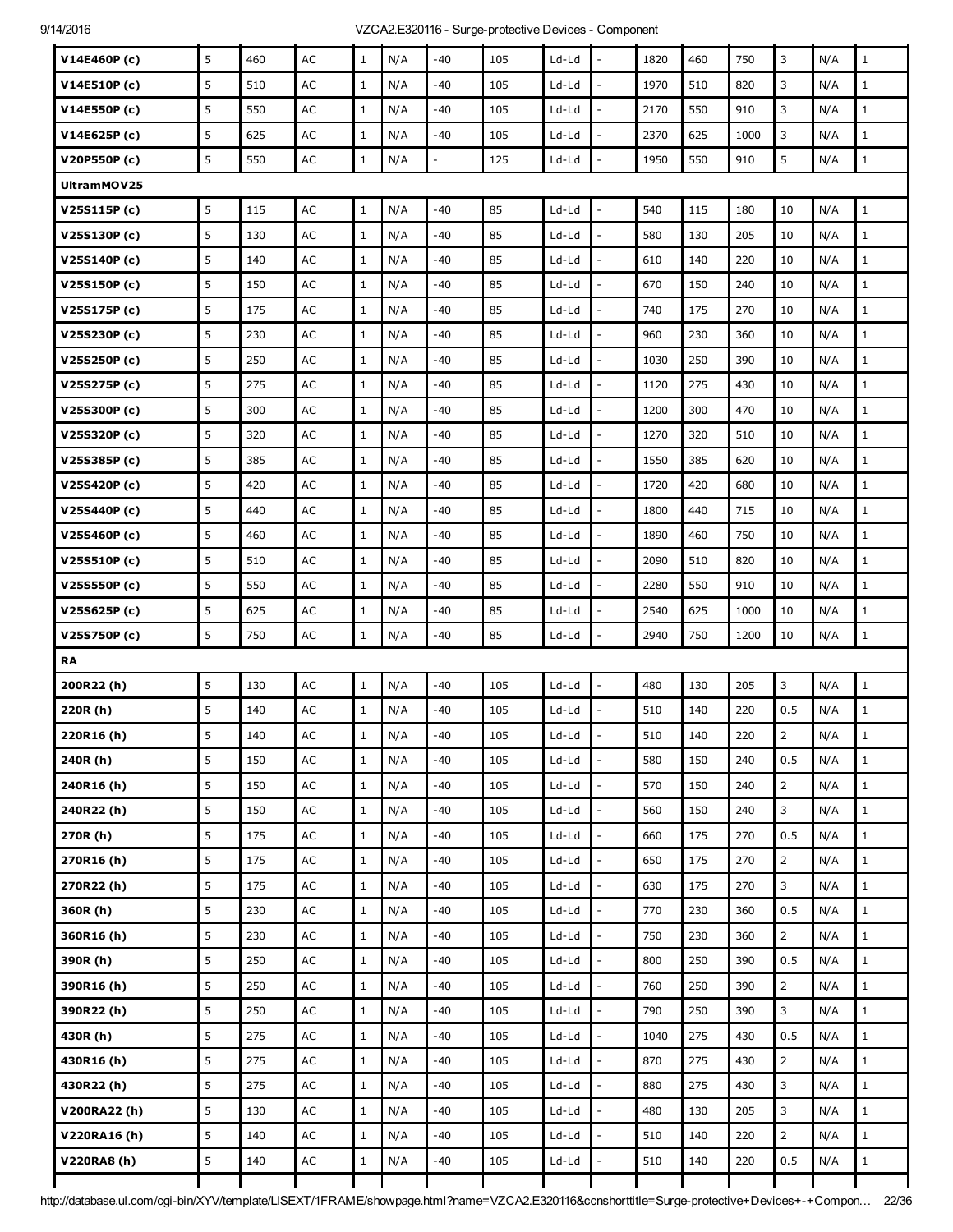| | | | | | | | | | | | | | | | |
|---|---|---|---|---|---|---|---|---|---|---|---|---|---|---|---|
| **V14E460P (c)** | 5 | 460 | AC | 1 | N/A | -40 | 105 | Ld-Ld | - | 1820 | 460 | 750 | 3 | N/A | 1 |
| **V14E510P (c)** | 5 | 510 | AC | 1 | N/A | -40 | 105 | Ld-Ld | - | 1970 | 510 | 820 | 3 | N/A | 1 |
| **V14E550P (c)** | 5 | 550 | AC | 1 | N/A | -40 | 105 | Ld-Ld | - | 2170 | 550 | 910 | 3 | N/A | 1 |
| **V14E625P (c)** | 5 | 625 | AC | 1 | N/A | -40 | 105 | Ld-Ld | - | 2370 | 625 | 1000 | 3 | N/A | 1 |
| **V20P550P (c)** | 5 | 550 | AC | 1 | N/A | - | 125 | Ld-Ld | - | 1950 | 550 | 910 | 5 | N/A | 1 |
| **UltramMOV25** | | | | | | | | | | | | | | | |
| **V25S115P (c)** | 5 | 115 | AC | 1 | N/A | -40 | 85 | Ld-Ld | - | 540 | 115 | 180 | 10 | N/A | 1 |
| **V25S130P (c)** | 5 | 130 | AC | 1 | N/A | -40 | 85 | Ld-Ld | - | 580 | 130 | 205 | 10 | N/A | 1 |
| **V25S140P (c)** | 5 | 140 | AC | 1 | N/A | -40 | 85 | Ld-Ld | - | 610 | 140 | 220 | 10 | N/A | 1 |
| **V25S150P (c)** | 5 | 150 | AC | 1 | N/A | -40 | 85 | Ld-Ld | - | 670 | 150 | 240 | 10 | N/A | 1 |
| **V25S175P (c)** | 5 | 175 | AC | 1 | N/A | -40 | 85 | Ld-Ld | - | 740 | 175 | 270 | 10 | N/A | 1 |
| **V25S230P (c)** | 5 | 230 | AC | 1 | N/A | -40 | 85 | Ld-Ld | - | 960 | 230 | 360 | 10 | N/A | 1 |
| **V25S250P (c)** | 5 | 250 | AC | 1 | N/A | -40 | 85 | Ld-Ld | - | 1030 | 250 | 390 | 10 | N/A | 1 |
| **V25S275P (c)** | 5 | 275 | AC | 1 | N/A | -40 | 85 | Ld-Ld | - | 1120 | 275 | 430 | 10 | N/A | 1 |
| **V25S300P (c)** | 5 | 300 | AC | 1 | N/A | -40 | 85 | Ld-Ld | - | 1200 | 300 | 470 | 10 | N/A | 1 |
| **V25S320P (c)** | 5 | 320 | AC | 1 | N/A | -40 | 85 | Ld-Ld | - | 1270 | 320 | 510 | 10 | N/A | 1 |
| **V25S385P (c)** | 5 | 385 | AC | 1 | N/A | -40 | 85 | Ld-Ld | - | 1550 | 385 | 620 | 10 | N/A | 1 |
| **V25S420P (c)** | 5 | 420 | AC | 1 | N/A | -40 | 85 | Ld-Ld | - | 1720 | 420 | 680 | 10 | N/A | 1 |
| **V25S440P (c)** | 5 | 440 | AC | 1 | N/A | -40 | 85 | Ld-Ld | - | 1800 | 440 | 715 | 10 | N/A | 1 |
| **V25S460P (c)** | 5 | 460 | AC | 1 | N/A | -40 | 85 | Ld-Ld | - | 1890 | 460 | 750 | 10 | N/A | 1 |
| **V25S510P (c)** | 5 | 510 | AC | 1 | N/A | -40 | 85 | Ld-Ld | - | 2090 | 510 | 820 | 10 | N/A | 1 |
| **V25S550P (c)** | 5 | 550 | AC | 1 | N/A | -40 | 85 | Ld-Ld | - | 2280 | 550 | 910 | 10 | N/A | 1 |
| **V25S625P (c)** | 5 | 625 | AC | 1 | N/A | -40 | 85 | Ld-Ld | - | 2540 | 625 | 1000 | 10 | N/A | 1 |
| **V25S750P (c)** | 5 | 750 | AC | 1 | N/A | -40 | 85 | Ld-Ld | - | 2940 | 750 | 1200 | 10 | N/A | 1 |
| **RA** | | | | | | | | | | | | | | | |
| **200R22 (h)** | 5 | 130 | AC | 1 | N/A | -40 | 105 | Ld-Ld | - | 480 | 130 | 205 | 3 | N/A | 1 |
| **220R (h)** | 5 | 140 | AC | 1 | N/A | -40 | 105 | Ld-Ld | - | 510 | 140 | 220 | 0.5 | N/A | 1 |
| **220R16 (h)** | 5 | 140 | AC | 1 | N/A | -40 | 105 | Ld-Ld | - | 510 | 140 | 220 | 2 | N/A | 1 |
| **240R (h)** | 5 | 150 | AC | 1 | N/A | -40 | 105 | Ld-Ld | - | 580 | 150 | 240 | 0.5 | N/A | 1 |
| **240R16 (h)** | 5 | 150 | AC | 1 | N/A | -40 | 105 | Ld-Ld | - | 570 | 150 | 240 | 2 | N/A | 1 |
| **240R22 (h)** | 5 | 150 | AC | 1 | N/A | -40 | 105 | Ld-Ld | - | 560 | 150 | 240 | 3 | N/A | 1 |
| **270R (h)** | 5 | 175 | AC | 1 | N/A | -40 | 105 | Ld-Ld | - | 660 | 175 | 270 | 0.5 | N/A | 1 |
| **270R16 (h)** | 5 | 175 | AC | 1 | N/A | -40 | 105 | Ld-Ld | - | 650 | 175 | 270 | 2 | N/A | 1 |
| **270R22 (h)** | 5 | 175 | AC | 1 | N/A | -40 | 105 | Ld-Ld | - | 630 | 175 | 270 | 3 | N/A | 1 |
| **360R (h)** | 5 | 230 | AC | 1 | N/A | -40 | 105 | Ld-Ld | - | 770 | 230 | 360 | 0.5 | N/A | 1 |
| **360R16 (h)** | 5 | 230 | AC | 1 | N/A | -40 | 105 | Ld-Ld | - | 750 | 230 | 360 | 2 | N/A | 1 |
| **390R (h)** | 5 | 250 | AC | 1 | N/A | -40 | 105 | Ld-Ld | - | 800 | 250 | 390 | 0.5 | N/A | 1 |
| **390R16 (h)** | 5 | 250 | AC | 1 | N/A | -40 | 105 | Ld-Ld | - | 760 | 250 | 390 | 2 | N/A | 1 |
| **390R22 (h)** | 5 | 250 | AC | 1 | N/A | -40 | 105 | Ld-Ld | - | 790 | 250 | 390 | 3 | N/A | 1 |
| **430R (h)** | 5 | 275 | AC | 1 | N/A | -40 | 105 | Ld-Ld | - | 1040 | 275 | 430 | 0.5 | N/A | 1 |
| **430R16 (h)** | 5 | 275 | AC | 1 | N/A | -40 | 105 | Ld-Ld | - | 870 | 275 | 430 | 2 | N/A | 1 |
| **430R22 (h)** | 5 | 275 | AC | 1 | N/A | -40 | 105 | Ld-Ld | - | 880 | 275 | 430 | 3 | N/A | 1 |
| **V200RA22 (h)** | 5 | 130 | AC | 1 | N/A | -40 | 105 | Ld-Ld | - | 480 | 130 | 205 | 3 | N/A | 1 |
| **V220RA16 (h)** | 5 | 140 | AC | 1 | N/A | -40 | 105 | Ld-Ld | - | 510 | 140 | 220 | 2 | N/A | 1 |
| **V220RA8 (h)** | 5 | 140 | AC | 1 | N/A | -40 | 105 | Ld-Ld | - | 510 | 140 | 220 | 0.5 | N/A | 1 |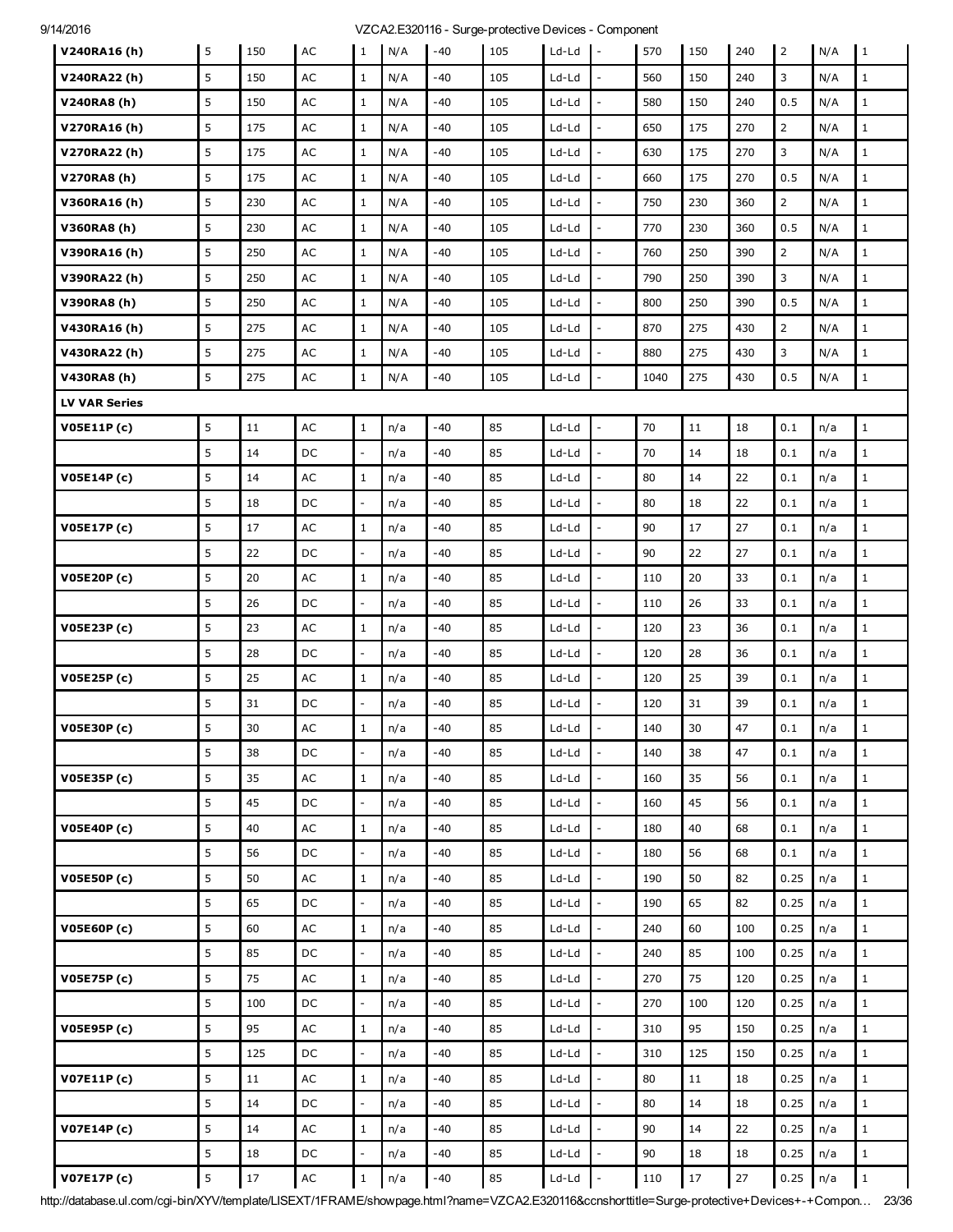| | | | | | | | | | | | | | | | | |
|---|---|---|---|---|---|---|---|---|---|---|---|---|---|---|---|---|
| **V240RA16 (h)** | 5 | 150 | AC | 1 | N/A | -40 | 105 | Ld-Ld | - | 570 | 150 | 240 | 2 | N/A | 1 |
| **V240RA22 (h)** | 5 | 150 | AC | 1 | N/A | -40 | 105 | Ld-Ld | - | 560 | 150 | 240 | 3 | N/A | 1 |
| **V240RA8 (h)** | 5 | 150 | AC | 1 | N/A | -40 | 105 | Ld-Ld | - | 580 | 150 | 240 | 0.5 | N/A | 1 |
| **V270RA16 (h)** | 5 | 175 | AC | 1 | N/A | -40 | 105 | Ld-Ld | - | 650 | 175 | 270 | 2 | N/A | 1 |
| **V270RA22 (h)** | 5 | 175 | AC | 1 | N/A | -40 | 105 | Ld-Ld | - | 630 | 175 | 270 | 3 | N/A | 1 |
| **V270RA8 (h)** | 5 | 175 | AC | 1 | N/A | -40 | 105 | Ld-Ld | - | 660 | 175 | 270 | 0.5 | N/A | 1 |
| **V360RA16 (h)** | 5 | 230 | AC | 1 | N/A | -40 | 105 | Ld-Ld | - | 750 | 230 | 360 | 2 | N/A | 1 |
| **V360RA8 (h)** | 5 | 230 | AC | 1 | N/A | -40 | 105 | Ld-Ld | - | 770 | 230 | 360 | 0.5 | N/A | 1 |
| **V390RA16 (h)** | 5 | 250 | AC | 1 | N/A | -40 | 105 | Ld-Ld | - | 760 | 250 | 390 | 2 | N/A | 1 |
| **V390RA22 (h)** | 5 | 250 | AC | 1 | N/A | -40 | 105 | Ld-Ld | - | 790 | 250 | 390 | 3 | N/A | 1 |
| **V390RA8 (h)** | 5 | 250 | AC | 1 | N/A | -40 | 105 | Ld-Ld | - | 800 | 250 | 390 | 0.5 | N/A | 1 |
| **V430RA16 (h)** | 5 | 275 | AC | 1 | N/A | -40 | 105 | Ld-Ld | - | 870 | 275 | 430 | 2 | N/A | 1 |
| **V430RA22 (h)** | 5 | 275 | AC | 1 | N/A | -40 | 105 | Ld-Ld | - | 880 | 275 | 430 | 3 | N/A | 1 |
| **V430RA8 (h)** | 5 | 275 | AC | 1 | N/A | -40 | 105 | Ld-Ld | - | 1040 | 275 | 430 | 0.5 | N/A | 1 |
| **LV VAR Series** | | | | | | | | | | | | | | | |
| **V05E11P (c)** | 5 | 11 | AC | 1 | n/a | -40 | 85 | Ld-Ld | - | 70 | 11 | 18 | 0.1 | n/a | 1 |
| | 5 | 14 | DC | - | n/a | -40 | 85 | Ld-Ld | - | 70 | 14 | 18 | 0.1 | n/a | 1 |
| **V05E14P (c)** | 5 | 14 | AC | 1 | n/a | -40 | 85 | Ld-Ld | - | 80 | 14 | 22 | 0.1 | n/a | 1 |
| | 5 | 18 | DC | - | n/a | -40 | 85 | Ld-Ld | - | 80 | 18 | 22 | 0.1 | n/a | 1 |
| **V05E17P (c)** | 5 | 17 | AC | 1 | n/a | -40 | 85 | Ld-Ld | - | 90 | 17 | 27 | 0.1 | n/a | 1 |
| | 5 | 22 | DC | - | n/a | -40 | 85 | Ld-Ld | - | 90 | 22 | 27 | 0.1 | n/a | 1 |
| **V05E20P (c)** | 5 | 20 | AC | 1 | n/a | -40 | 85 | Ld-Ld | - | 110 | 20 | 33 | 0.1 | n/a | 1 |
| | 5 | 26 | DC | - | n/a | -40 | 85 | Ld-Ld | - | 110 | 26 | 33 | 0.1 | n/a | 1 |
| **V05E23P (c)** | 5 | 23 | AC | 1 | n/a | -40 | 85 | Ld-Ld | - | 120 | 23 | 36 | 0.1 | n/a | 1 |
| | 5 | 28 | DC | - | n/a | -40 | 85 | Ld-Ld | - | 120 | 28 | 36 | 0.1 | n/a | 1 |
| **V05E25P (c)** | 5 | 25 | AC | 1 | n/a | -40 | 85 | Ld-Ld | - | 120 | 25 | 39 | 0.1 | n/a | 1 |
| | 5 | 31 | DC | - | n/a | -40 | 85 | Ld-Ld | - | 120 | 31 | 39 | 0.1 | n/a | 1 |
| **V05E30P (c)** | 5 | 30 | AC | 1 | n/a | -40 | 85 | Ld-Ld | - | 140 | 30 | 47 | 0.1 | n/a | 1 |
| | 5 | 38 | DC | - | n/a | -40 | 85 | Ld-Ld | - | 140 | 38 | 47 | 0.1 | n/a | 1 |
| **V05E35P (c)** | 5 | 35 | AC | 1 | n/a | -40 | 85 | Ld-Ld | - | 160 | 35 | 56 | 0.1 | n/a | 1 |
| | 5 | 45 | DC | - | n/a | -40 | 85 | Ld-Ld | - | 160 | 45 | 56 | 0.1 | n/a | 1 |
| **V05E40P (c)** | 5 | 40 | AC | 1 | n/a | -40 | 85 | Ld-Ld | - | 180 | 40 | 68 | 0.1 | n/a | 1 |
| | 5 | 56 | DC | - | n/a | -40 | 85 | Ld-Ld | - | 180 | 56 | 68 | 0.1 | n/a | 1 |
| **V05E50P (c)** | 5 | 50 | AC | 1 | n/a | -40 | 85 | Ld-Ld | - | 190 | 50 | 82 | 0.25 | n/a | 1 |
| | 5 | 65 | DC | - | n/a | -40 | 85 | Ld-Ld | - | 190 | 65 | 82 | 0.25 | n/a | 1 |
| **V05E60P (c)** | 5 | 60 | AC | 1 | n/a | -40 | 85 | Ld-Ld | - | 240 | 60 | 100 | 0.25 | n/a | 1 |
| | 5 | 85 | DC | - | n/a | -40 | 85 | Ld-Ld | - | 240 | 85 | 100 | 0.25 | n/a | 1 |
| **V05E75P (c)** | 5 | 75 | AC | 1 | n/a | -40 | 85 | Ld-Ld | - | 270 | 75 | 120 | 0.25 | n/a | 1 |
| | 5 | 100 | DC | - | n/a | -40 | 85 | Ld-Ld | - | 270 | 100 | 120 | 0.25 | n/a | 1 |
| **V05E95P (c)** | 5 | 95 | AC | 1 | n/a | -40 | 85 | Ld-Ld | - | 310 | 95 | 150 | 0.25 | n/a | 1 |
| | 5 | 125 | DC | - | n/a | -40 | 85 | Ld-Ld | - | 310 | 125 | 150 | 0.25 | n/a | 1 |
| **V07E11P (c)** | 5 | 11 | AC | 1 | n/a | -40 | 85 | Ld-Ld | - | 80 | 11 | 18 | 0.25 | n/a | 1 |
| | 5 | 14 | DC | - | n/a | -40 | 85 | Ld-Ld | - | 80 | 14 | 18 | 0.25 | n/a | 1 |
| **V07E14P (c)** | 5 | 14 | AC | 1 | n/a | -40 | 85 | Ld-Ld | - | 90 | 14 | 22 | 0.25 | n/a | 1 |
| | 5 | 18 | DC | - | n/a | -40 | 85 | Ld-Ld | - | 90 | 18 | 18 | 0.25 | n/a | 1 |
| **V07E17P (c)** | 5 | 17 | AC | 1 | n/a | -40 | 85 | Ld-Ld | - | 110 | 17 | 27 | 0.25 | n/a | 1 |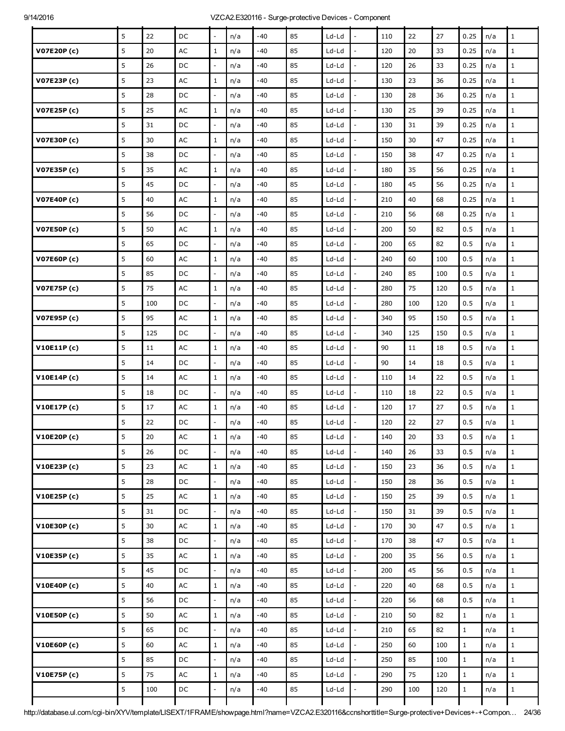| | | | | | | | | | | | | | | | | |
|---|---|---|---|---|---|---|---|---|---|---|---|---|---|---|---|---|
| | 5 | 22 | DC | - | n/a | -40 | 85 | Ld-Ld | - | 110 | 22 | 27 | 0.25 | n/a | 1 |
| **V07E20P (c)** | 5 | 20 | AC | 1 | n/a | -40 | 85 | Ld-Ld | - | 120 | 20 | 33 | 0.25 | n/a | 1 |
| | 5 | 26 | DC | - | n/a | -40 | 85 | Ld-Ld | - | 120 | 26 | 33 | 0.25 | n/a | 1 |
| **V07E23P (c)** | 5 | 23 | AC | 1 | n/a | -40 | 85 | Ld-Ld | - | 130 | 23 | 36 | 0.25 | n/a | 1 |
| | 5 | 28 | DC | - | n/a | -40 | 85 | Ld-Ld | - | 130 | 28 | 36 | 0.25 | n/a | 1 |
| **V07E25P (c)** | 5 | 25 | AC | 1 | n/a | -40 | 85 | Ld-Ld | - | 130 | 25 | 39 | 0.25 | n/a | 1 |
| | 5 | 31 | DC | - | n/a | -40 | 85 | Ld-Ld | - | 130 | 31 | 39 | 0.25 | n/a | 1 |
| **V07E30P (c)** | 5 | 30 | AC | 1 | n/a | -40 | 85 | Ld-Ld | - | 150 | 30 | 47 | 0.25 | n/a | 1 |
| | 5 | 38 | DC | - | n/a | -40 | 85 | Ld-Ld | - | 150 | 38 | 47 | 0.25 | n/a | 1 |
| **V07E35P (c)** | 5 | 35 | AC | 1 | n/a | -40 | 85 | Ld-Ld | - | 180 | 35 | 56 | 0.25 | n/a | 1 |
| | 5 | 45 | DC | - | n/a | -40 | 85 | Ld-Ld | - | 180 | 45 | 56 | 0.25 | n/a | 1 |
| **V07E40P (c)** | 5 | 40 | AC | 1 | n/a | -40 | 85 | Ld-Ld | - | 210 | 40 | 68 | 0.25 | n/a | 1 |
| | 5 | 56 | DC | - | n/a | -40 | 85 | Ld-Ld | - | 210 | 56 | 68 | 0.25 | n/a | 1 |
| **V07E50P (c)** | 5 | 50 | AC | 1 | n/a | -40 | 85 | Ld-Ld | - | 200 | 50 | 82 | 0.5 | n/a | 1 |
| | 5 | 65 | DC | - | n/a | -40 | 85 | Ld-Ld | - | 200 | 65 | 82 | 0.5 | n/a | 1 |
| **V07E60P (c)** | 5 | 60 | AC | 1 | n/a | -40 | 85 | Ld-Ld | - | 240 | 60 | 100 | 0.5 | n/a | 1 |
| | 5 | 85 | DC | - | n/a | -40 | 85 | Ld-Ld | - | 240 | 85 | 100 | 0.5 | n/a | 1 |
| **V07E75P (c)** | 5 | 75 | AC | 1 | n/a | -40 | 85 | Ld-Ld | - | 280 | 75 | 120 | 0.5 | n/a | 1 |
| | 5 | 100 | DC | - | n/a | -40 | 85 | Ld-Ld | - | 280 | 100 | 120 | 0.5 | n/a | 1 |
| **V07E95P (c)** | 5 | 95 | AC | 1 | n/a | -40 | 85 | Ld-Ld | - | 340 | 95 | 150 | 0.5 | n/a | 1 |
| | 5 | 125 | DC | - | n/a | -40 | 85 | Ld-Ld | - | 340 | 125 | 150 | 0.5 | n/a | 1 |
| **V10E11P (c)** | 5 | 11 | AC | 1 | n/a | -40 | 85 | Ld-Ld | - | 90 | 11 | 18 | 0.5 | n/a | 1 |
| | 5 | 14 | DC | - | n/a | -40 | 85 | Ld-Ld | - | 90 | 14 | 18 | 0.5 | n/a | 1 |
| **V10E14P (c)** | 5 | 14 | AC | 1 | n/a | -40 | 85 | Ld-Ld | - | 110 | 14 | 22 | 0.5 | n/a | 1 |
| | 5 | 18 | DC | - | n/a | -40 | 85 | Ld-Ld | - | 110 | 18 | 22 | 0.5 | n/a | 1 |
| **V10E17P (c)** | 5 | 17 | AC | 1 | n/a | -40 | 85 | Ld-Ld | - | 120 | 17 | 27 | 0.5 | n/a | 1 |
| | 5 | 22 | DC | - | n/a | -40 | 85 | Ld-Ld | - | 120 | 22 | 27 | 0.5 | n/a | 1 |
| **V10E20P (c)** | 5 | 20 | AC | 1 | n/a | -40 | 85 | Ld-Ld | - | 140 | 20 | 33 | 0.5 | n/a | 1 |
| | 5 | 26 | DC | - | n/a | -40 | 85 | Ld-Ld | - | 140 | 26 | 33 | 0.5 | n/a | 1 |
| **V10E23P (c)** | 5 | 23 | AC | 1 | n/a | -40 | 85 | Ld-Ld | - | 150 | 23 | 36 | 0.5 | n/a | 1 |
| | 5 | 28 | DC | - | n/a | -40 | 85 | Ld-Ld | - | 150 | 28 | 36 | 0.5 | n/a | 1 |
| **V10E25P (c)** | 5 | 25 | AC | 1 | n/a | -40 | 85 | Ld-Ld | - | 150 | 25 | 39 | 0.5 | n/a | 1 |
| | 5 | 31 | DC | - | n/a | -40 | 85 | Ld-Ld | - | 150 | 31 | 39 | 0.5 | n/a | 1 |
| **V10E30P (c)** | 5 | 30 | AC | 1 | n/a | -40 | 85 | Ld-Ld | - | 170 | 30 | 47 | 0.5 | n/a | 1 |
| | 5 | 38 | DC | - | n/a | -40 | 85 | Ld-Ld | - | 170 | 38 | 47 | 0.5 | n/a | 1 |
| **V10E35P (c)** | 5 | 35 | AC | 1 | n/a | -40 | 85 | Ld-Ld | - | 200 | 35 | 56 | 0.5 | n/a | 1 |
| | 5 | 45 | DC | - | n/a | -40 | 85 | Ld-Ld | - | 200 | 45 | 56 | 0.5 | n/a | 1 |
| **V10E40P (c)** | 5 | 40 | AC | 1 | n/a | -40 | 85 | Ld-Ld | - | 220 | 40 | 68 | 0.5 | n/a | 1 |
| | 5 | 56 | DC | - | n/a | -40 | 85 | Ld-Ld | - | 220 | 56 | 68 | 0.5 | n/a | 1 |
| **V10E50P (c)** | 5 | 50 | AC | 1 | n/a | -40 | 85 | Ld-Ld | - | 210 | 50 | 82 | 1 | n/a | 1 |
| | 5 | 65 | DC | - | n/a | -40 | 85 | Ld-Ld | - | 210 | 65 | 82 | 1 | n/a | 1 |
| **V10E60P (c)** | 5 | 60 | AC | 1 | n/a | -40 | 85 | Ld-Ld | - | 250 | 60 | 100 | 1 | n/a | 1 |
| | 5 | 85 | DC | - | n/a | -40 | 85 | Ld-Ld | - | 250 | 85 | 100 | 1 | n/a | 1 |
| **V10E75P (c)** | 5 | 75 | AC | 1 | n/a | -40 | 85 | Ld-Ld | - | 290 | 75 | 120 | 1 | n/a | 1 |
| | 5 | 100 | DC | - | n/a | -40 | 85 | Ld-Ld | - | 290 | 100 | 120 | 1 | n/a | 1 |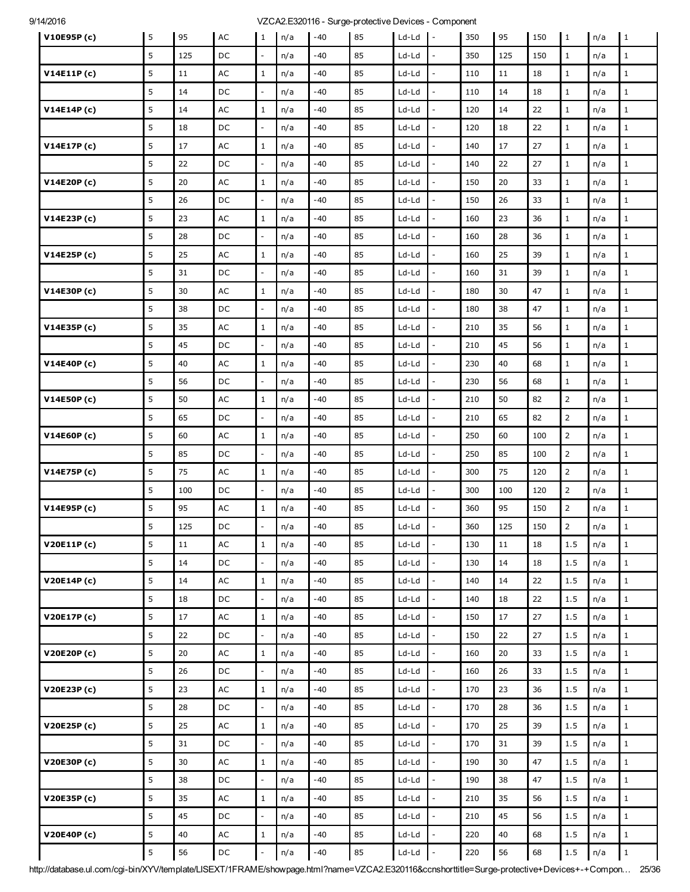| | | | | | | | | | | | | | | | |
|---|---|---|---|---|---|---|---|---|---|---|---|---|---|---|---|
| **V10E95P (c)** | 5 | 95 | AC | 1 | n/a | -40 | 85 | Ld-Ld | - | 350 | 95 | 150 | 1 | n/a | 1 |
| | 5 | 125 | DC | - | n/a | -40 | 85 | Ld-Ld | - | 350 | 125 | 150 | 1 | n/a | 1 |
| **V14E11P (c)** | 5 | 11 | AC | 1 | n/a | -40 | 85 | Ld-Ld | - | 110 | 11 | 18 | 1 | n/a | 1 |
| | 5 | 14 | DC | - | n/a | -40 | 85 | Ld-Ld | - | 110 | 14 | 18 | 1 | n/a | 1 |
| **V14E14P (c)** | 5 | 14 | AC | 1 | n/a | -40 | 85 | Ld-Ld | - | 120 | 14 | 22 | 1 | n/a | 1 |
| | 5 | 18 | DC | - | n/a | -40 | 85 | Ld-Ld | - | 120 | 18 | 22 | 1 | n/a | 1 |
| **V14E17P (c)** | 5 | 17 | AC | 1 | n/a | -40 | 85 | Ld-Ld | - | 140 | 17 | 27 | 1 | n/a | 1 |
| | 5 | 22 | DC | - | n/a | -40 | 85 | Ld-Ld | - | 140 | 22 | 27 | 1 | n/a | 1 |
| **V14E20P (c)** | 5 | 20 | AC | 1 | n/a | -40 | 85 | Ld-Ld | - | 150 | 20 | 33 | 1 | n/a | 1 |
| | 5 | 26 | DC | - | n/a | -40 | 85 | Ld-Ld | - | 150 | 26 | 33 | 1 | n/a | 1 |
| **V14E23P (c)** | 5 | 23 | AC | 1 | n/a | -40 | 85 | Ld-Ld | - | 160 | 23 | 36 | 1 | n/a | 1 |
| | 5 | 28 | DC | - | n/a | -40 | 85 | Ld-Ld | - | 160 | 28 | 36 | 1 | n/a | 1 |
| **V14E25P (c)** | 5 | 25 | AC | 1 | n/a | -40 | 85 | Ld-Ld | - | 160 | 25 | 39 | 1 | n/a | 1 |
| | 5 | 31 | DC | - | n/a | -40 | 85 | Ld-Ld | - | 160 | 31 | 39 | 1 | n/a | 1 |
| **V14E30P (c)** | 5 | 30 | AC | 1 | n/a | -40 | 85 | Ld-Ld | - | 180 | 30 | 47 | 1 | n/a | 1 |
| | 5 | 38 | DC | - | n/a | -40 | 85 | Ld-Ld | - | 180 | 38 | 47 | 1 | n/a | 1 |
| **V14E35P (c)** | 5 | 35 | AC | 1 | n/a | -40 | 85 | Ld-Ld | - | 210 | 35 | 56 | 1 | n/a | 1 |
| | 5 | 45 | DC | - | n/a | -40 | 85 | Ld-Ld | - | 210 | 45 | 56 | 1 | n/a | 1 |
| **V14E40P (c)** | 5 | 40 | AC | 1 | n/a | -40 | 85 | Ld-Ld | - | 230 | 40 | 68 | 1 | n/a | 1 |
| | 5 | 56 | DC | - | n/a | -40 | 85 | Ld-Ld | - | 230 | 56 | 68 | 1 | n/a | 1 |
| **V14E50P (c)** | 5 | 50 | AC | 1 | n/a | -40 | 85 | Ld-Ld | - | 210 | 50 | 82 | 2 | n/a | 1 |
| | 5 | 65 | DC | - | n/a | -40 | 85 | Ld-Ld | - | 210 | 65 | 82 | 2 | n/a | 1 |
| **V14E60P (c)** | 5 | 60 | AC | 1 | n/a | -40 | 85 | Ld-Ld | - | 250 | 60 | 100 | 2 | n/a | 1 |
| | 5 | 85 | DC | - | n/a | -40 | 85 | Ld-Ld | - | 250 | 85 | 100 | 2 | n/a | 1 |
| **V14E75P (c)** | 5 | 75 | AC | 1 | n/a | -40 | 85 | Ld-Ld | - | 300 | 75 | 120 | 2 | n/a | 1 |
| | 5 | 100 | DC | - | n/a | -40 | 85 | Ld-Ld | - | 300 | 100 | 120 | 2 | n/a | 1 |
| **V14E95P (c)** | 5 | 95 | AC | 1 | n/a | -40 | 85 | Ld-Ld | - | 360 | 95 | 150 | 2 | n/a | 1 |
| | 5 | 125 | DC | - | n/a | -40 | 85 | Ld-Ld | - | 360 | 125 | 150 | 2 | n/a | 1 |
| **V20E11P (c)** | 5 | 11 | AC | 1 | n/a | -40 | 85 | Ld-Ld | - | 130 | 11 | 18 | 1.5 | n/a | 1 |
| | 5 | 14 | DC | - | n/a | -40 | 85 | Ld-Ld | - | 130 | 14 | 18 | 1.5 | n/a | 1 |
| **V20E14P (c)** | 5 | 14 | AC | 1 | n/a | -40 | 85 | Ld-Ld | - | 140 | 14 | 22 | 1.5 | n/a | 1 |
| | 5 | 18 | DC | - | n/a | -40 | 85 | Ld-Ld | - | 140 | 18 | 22 | 1.5 | n/a | 1 |
| **V20E17P (c)** | 5 | 17 | AC | 1 | n/a | -40 | 85 | Ld-Ld | - | 150 | 17 | 27 | 1.5 | n/a | 1 |
| | 5 | 22 | DC | - | n/a | -40 | 85 | Ld-Ld | - | 150 | 22 | 27 | 1.5 | n/a | 1 |
| **V20E20P (c)** | 5 | 20 | AC | 1 | n/a | -40 | 85 | Ld-Ld | - | 160 | 20 | 33 | 1.5 | n/a | 1 |
| | 5 | 26 | DC | - | n/a | -40 | 85 | Ld-Ld | - | 160 | 26 | 33 | 1.5 | n/a | 1 |
| **V20E23P (c)** | 5 | 23 | AC | 1 | n/a | -40 | 85 | Ld-Ld | - | 170 | 23 | 36 | 1.5 | n/a | 1 |
| | 5 | 28 | DC | - | n/a | -40 | 85 | Ld-Ld | - | 170 | 28 | 36 | 1.5 | n/a | 1 |
| **V20E25P (c)** | 5 | 25 | AC | 1 | n/a | -40 | 85 | Ld-Ld | - | 170 | 25 | 39 | 1.5 | n/a | 1 |
| | 5 | 31 | DC | - | n/a | -40 | 85 | Ld-Ld | - | 170 | 31 | 39 | 1.5 | n/a | 1 |
| **V20E30P (c)** | 5 | 30 | AC | 1 | n/a | -40 | 85 | Ld-Ld | - | 190 | 30 | 47 | 1.5 | n/a | 1 |
| | 5 | 38 | DC | - | n/a | -40 | 85 | Ld-Ld | - | 190 | 38 | 47 | 1.5 | n/a | 1 |
| **V20E35P (c)** | 5 | 35 | AC | 1 | n/a | -40 | 85 | Ld-Ld | - | 210 | 35 | 56 | 1.5 | n/a | 1 |
| | 5 | 45 | DC | - | n/a | -40 | 85 | Ld-Ld | - | 210 | 45 | 56 | 1.5 | n/a | 1 |
| **V20E40P (c)** | 5 | 40 | AC | 1 | n/a | -40 | 85 | Ld-Ld | - | 220 | 40 | 68 | 1.5 | n/a | 1 |
| | 5 | 56 | DC | - | n/a | -40 | 85 | Ld-Ld | - | 220 | 56 | 68 | 1.5 | n/a | 1 |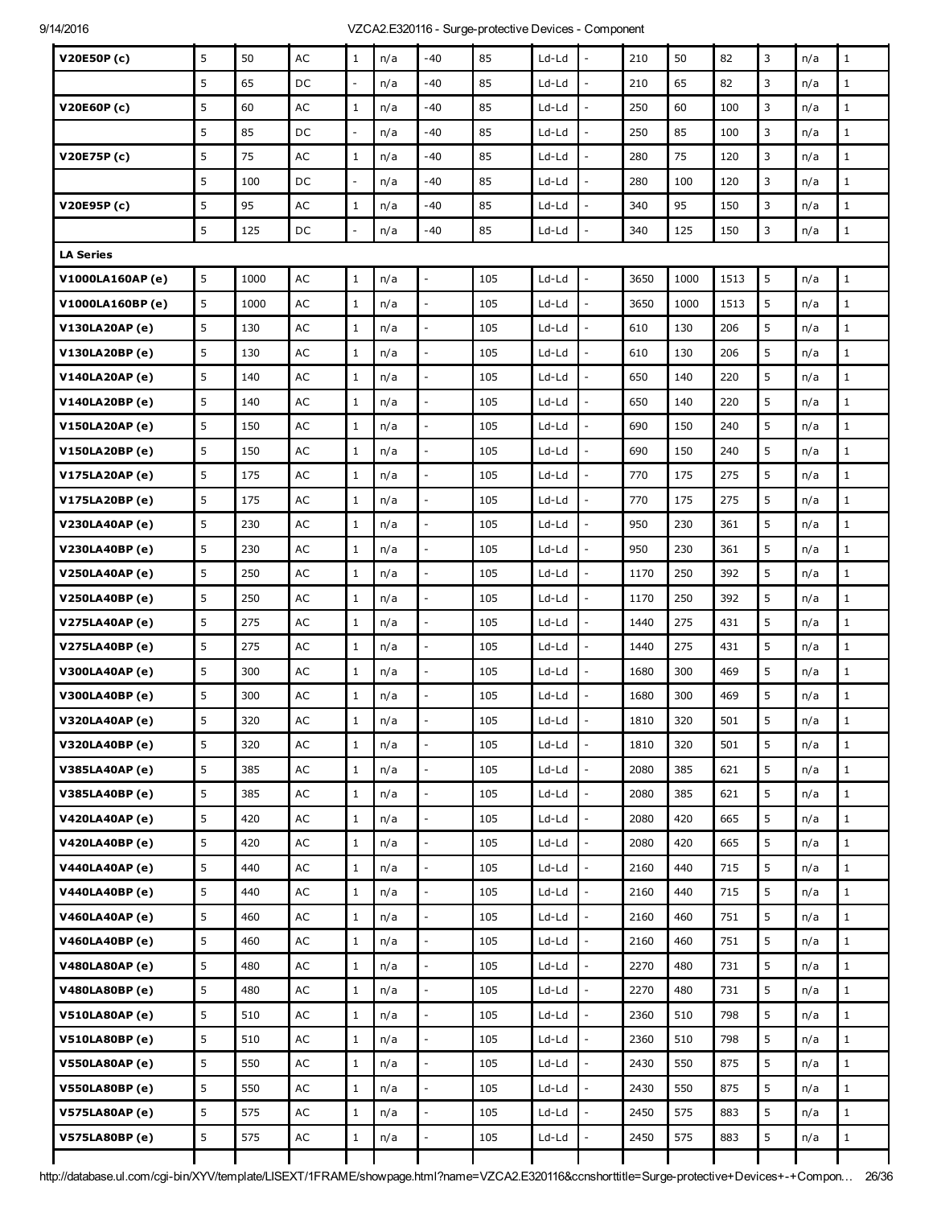| | | | | | | | | | | | | | | | | |
|---|---|---|---|---|---|---|---|---|---|---|---|---|---|---|---|---|
| **V20E50P (c)** | 5 | 50 | AC | 1 | n/a | -40 | 85 | Ld-Ld | - | 210 | 50 | 82 | 3 | n/a | 1 |
| | 5 | 65 | DC | - | n/a | -40 | 85 | Ld-Ld | - | 210 | 65 | 82 | 3 | n/a | 1 |
| **V20E60P (c)** | 5 | 60 | AC | 1 | n/a | -40 | 85 | Ld-Ld | - | 250 | 60 | 100 | 3 | n/a | 1 |
| | 5 | 85 | DC | - | n/a | -40 | 85 | Ld-Ld | - | 250 | 85 | 100 | 3 | n/a | 1 |
| **V20E75P (c)** | 5 | 75 | AC | 1 | n/a | -40 | 85 | Ld-Ld | - | 280 | 75 | 120 | 3 | n/a | 1 |
| | 5 | 100 | DC | - | n/a | -40 | 85 | Ld-Ld | - | 280 | 100 | 120 | 3 | n/a | 1 |
| **V20E95P (c)** | 5 | 95 | AC | 1 | n/a | -40 | 85 | Ld-Ld | - | 340 | 95 | 150 | 3 | n/a | 1 |
| | 5 | 125 | DC | - | n/a | -40 | 85 | Ld-Ld | - | 340 | 125 | 150 | 3 | n/a | 1 |
| **LA Series** | | | | | | | | | | | | | | | |
| **V1000LA160AP (e)** | 5 | 1000 | AC | 1 | n/a | - | 105 | Ld-Ld | - | 3650 | 1000 | 1513 | 5 | n/a | 1 |
| **V1000LA160BP (e)** | 5 | 1000 | AC | 1 | n/a | - | 105 | Ld-Ld | - | 3650 | 1000 | 1513 | 5 | n/a | 1 |
| **V130LA20AP (e)** | 5 | 130 | AC | 1 | n/a | - | 105 | Ld-Ld | - | 610 | 130 | 206 | 5 | n/a | 1 |
| **V130LA20BP (e)** | 5 | 130 | AC | 1 | n/a | - | 105 | Ld-Ld | - | 610 | 130 | 206 | 5 | n/a | 1 |
| **V140LA20AP (e)** | 5 | 140 | AC | 1 | n/a | - | 105 | Ld-Ld | - | 650 | 140 | 220 | 5 | n/a | 1 |
| **V140LA20BP (e)** | 5 | 140 | AC | 1 | n/a | - | 105 | Ld-Ld | - | 650 | 140 | 220 | 5 | n/a | 1 |
| **V150LA20AP (e)** | 5 | 150 | AC | 1 | n/a | - | 105 | Ld-Ld | - | 690 | 150 | 240 | 5 | n/a | 1 |
| **V150LA20BP (e)** | 5 | 150 | AC | 1 | n/a | - | 105 | Ld-Ld | - | 690 | 150 | 240 | 5 | n/a | 1 |
| **V175LA20AP (e)** | 5 | 175 | AC | 1 | n/a | - | 105 | Ld-Ld | - | 770 | 175 | 275 | 5 | n/a | 1 |
| **V175LA20BP (e)** | 5 | 175 | AC | 1 | n/a | - | 105 | Ld-Ld | - | 770 | 175 | 275 | 5 | n/a | 1 |
| **V230LA40AP (e)** | 5 | 230 | AC | 1 | n/a | - | 105 | Ld-Ld | - | 950 | 230 | 361 | 5 | n/a | 1 |
| **V230LA40BP (e)** | 5 | 230 | AC | 1 | n/a | - | 105 | Ld-Ld | - | 950 | 230 | 361 | 5 | n/a | 1 |
| **V250LA40AP (e)** | 5 | 250 | AC | 1 | n/a | - | 105 | Ld-Ld | - | 1170 | 250 | 392 | 5 | n/a | 1 |
| **V250LA40BP (e)** | 5 | 250 | AC | 1 | n/a | - | 105 | Ld-Ld | - | 1170 | 250 | 392 | 5 | n/a | 1 |
| **V275LA40AP (e)** | 5 | 275 | AC | 1 | n/a | - | 105 | Ld-Ld | - | 1440 | 275 | 431 | 5 | n/a | 1 |
| **V275LA40BP (e)** | 5 | 275 | AC | 1 | n/a | - | 105 | Ld-Ld | - | 1440 | 275 | 431 | 5 | n/a | 1 |
| **V300LA40AP (e)** | 5 | 300 | AC | 1 | n/a | - | 105 | Ld-Ld | - | 1680 | 300 | 469 | 5 | n/a | 1 |
| **V300LA40BP (e)** | 5 | 300 | AC | 1 | n/a | - | 105 | Ld-Ld | - | 1680 | 300 | 469 | 5 | n/a | 1 |
| **V320LA40AP (e)** | 5 | 320 | AC | 1 | n/a | - | 105 | Ld-Ld | - | 1810 | 320 | 501 | 5 | n/a | 1 |
| **V320LA40BP (e)** | 5 | 320 | AC | 1 | n/a | - | 105 | Ld-Ld | - | 1810 | 320 | 501 | 5 | n/a | 1 |
| **V385LA40AP (e)** | 5 | 385 | AC | 1 | n/a | - | 105 | Ld-Ld | - | 2080 | 385 | 621 | 5 | n/a | 1 |
| **V385LA40BP (e)** | 5 | 385 | AC | 1 | n/a | - | 105 | Ld-Ld | - | 2080 | 385 | 621 | 5 | n/a | 1 |
| **V420LA40AP (e)** | 5 | 420 | AC | 1 | n/a | - | 105 | Ld-Ld | - | 2080 | 420 | 665 | 5 | n/a | 1 |
| **V420LA40BP (e)** | 5 | 420 | AC | 1 | n/a | - | 105 | Ld-Ld | - | 2080 | 420 | 665 | 5 | n/a | 1 |
| **V440LA40AP (e)** | 5 | 440 | AC | 1 | n/a | - | 105 | Ld-Ld | - | 2160 | 440 | 715 | 5 | n/a | 1 |
| **V440LA40BP (e)** | 5 | 440 | AC | 1 | n/a | - | 105 | Ld-Ld | - | 2160 | 440 | 715 | 5 | n/a | 1 |
| **V460LA40AP (e)** | 5 | 460 | AC | 1 | n/a | - | 105 | Ld-Ld | - | 2160 | 460 | 751 | 5 | n/a | 1 |
| **V460LA40BP (e)** | 5 | 460 | AC | 1 | n/a | - | 105 | Ld-Ld | - | 2160 | 460 | 751 | 5 | n/a | 1 |
| **V480LA80AP (e)** | 5 | 480 | AC | 1 | n/a | - | 105 | Ld-Ld | - | 2270 | 480 | 731 | 5 | n/a | 1 |
| **V480LA80BP (e)** | 5 | 480 | AC | 1 | n/a | - | 105 | Ld-Ld | - | 2270 | 480 | 731 | 5 | n/a | 1 |
| **V510LA80AP (e)** | 5 | 510 | AC | 1 | n/a | - | 105 | Ld-Ld | - | 2360 | 510 | 798 | 5 | n/a | 1 |
| **V510LA80BP (e)** | 5 | 510 | AC | 1 | n/a | - | 105 | Ld-Ld | - | 2360 | 510 | 798 | 5 | n/a | 1 |
| **V550LA80AP (e)** | 5 | 550 | AC | 1 | n/a | - | 105 | Ld-Ld | - | 2430 | 550 | 875 | 5 | n/a | 1 |
| **V550LA80BP (e)** | 5 | 550 | AC | 1 | n/a | - | 105 | Ld-Ld | - | 2430 | 550 | 875 | 5 | n/a | 1 |
| **V575LA80AP (e)** | 5 | 575 | AC | 1 | n/a | - | 105 | Ld-Ld | - | 2450 | 575 | 883 | 5 | n/a | 1 |
| **V575LA80BP (e)** | 5 | 575 | AC | 1 | n/a | - | 105 | Ld-Ld | - | 2450 | 575 | 883 | 5 | n/a | 1 |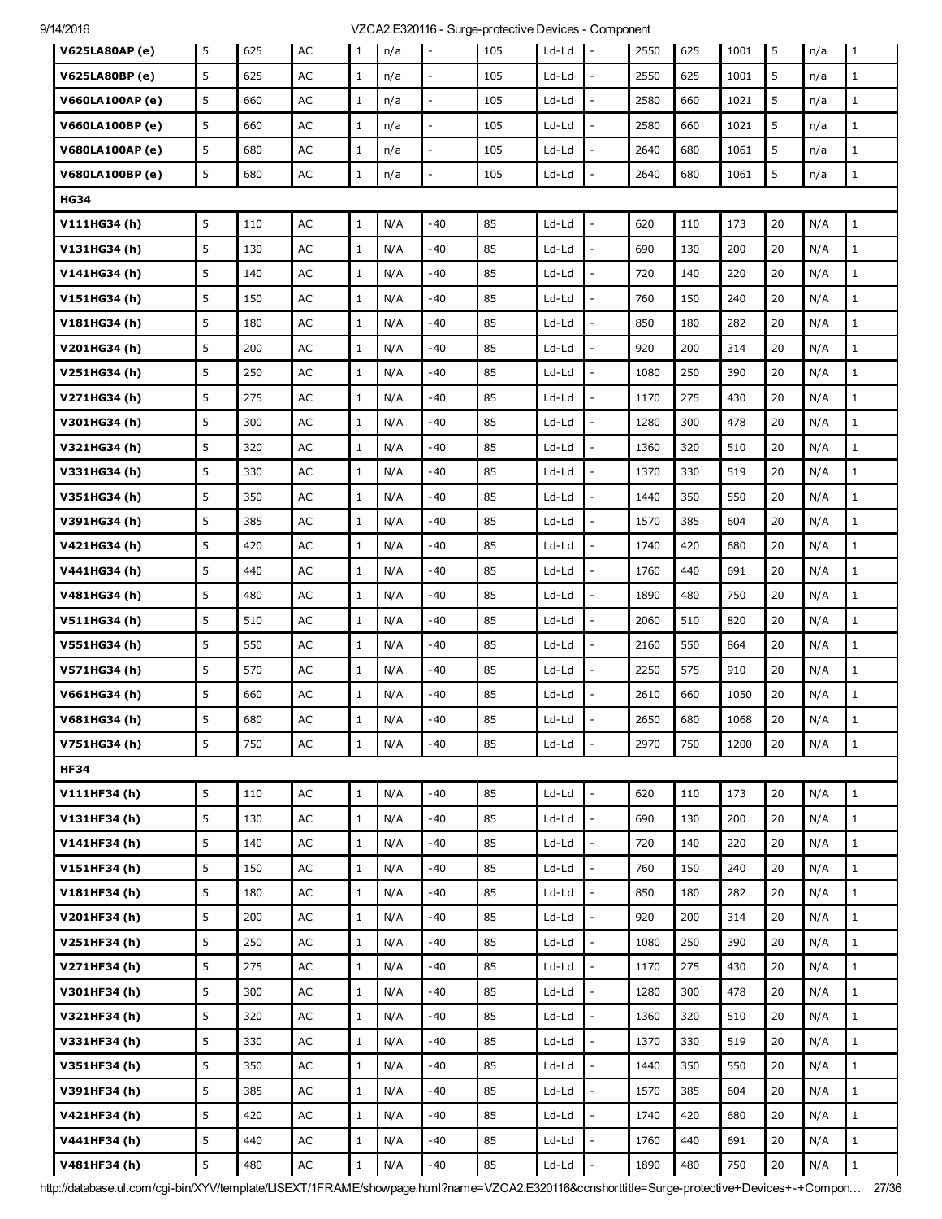| | | | | | | | | | | | | | | | | |
|---|---|---|---|---|---|---|---|---|---|---|---|---|---|---|---|---|
| **V625LA80AP (e)** | 5 | 625 | AC | 1 | n/a | - | 105 | Ld-Ld | - | 2550 | 625 | 1001 | 5 | n/a | 1 |
| **V625LA80BP (e)** | 5 | 625 | AC | 1 | n/a | - | 105 | Ld-Ld | - | 2550 | 625 | 1001 | 5 | n/a | 1 |
| **V660LA100AP (e)** | 5 | 660 | AC | 1 | n/a | - | 105 | Ld-Ld | - | 2580 | 660 | 1021 | 5 | n/a | 1 |
| **V660LA100BP (e)** | 5 | 660 | AC | 1 | n/a | - | 105 | Ld-Ld | - | 2580 | 660 | 1021 | 5 | n/a | 1 |
| **V680LA100AP (e)** | 5 | 680 | AC | 1 | n/a | - | 105 | Ld-Ld | - | 2640 | 680 | 1061 | 5 | n/a | 1 |
| **V680LA100BP (e)** | 5 | 680 | AC | 1 | n/a | - | 105 | Ld-Ld | - | 2640 | 680 | 1061 | 5 | n/a | 1 |
| **HG34** | | | | | | | | | | | | | | | |
| **V111HG34 (h)** | 5 | 110 | AC | 1 | N/A | -40 | 85 | Ld-Ld | - | 620 | 110 | 173 | 20 | N/A | 1 |
| **V131HG34 (h)** | 5 | 130 | AC | 1 | N/A | -40 | 85 | Ld-Ld | - | 690 | 130 | 200 | 20 | N/A | 1 |
| **V141HG34 (h)** | 5 | 140 | AC | 1 | N/A | -40 | 85 | Ld-Ld | - | 720 | 140 | 220 | 20 | N/A | 1 |
| **V151HG34 (h)** | 5 | 150 | AC | 1 | N/A | -40 | 85 | Ld-Ld | - | 760 | 150 | 240 | 20 | N/A | 1 |
| **V181HG34 (h)** | 5 | 180 | AC | 1 | N/A | -40 | 85 | Ld-Ld | - | 850 | 180 | 282 | 20 | N/A | 1 |
| **V201HG34 (h)** | 5 | 200 | AC | 1 | N/A | -40 | 85 | Ld-Ld | - | 920 | 200 | 314 | 20 | N/A | 1 |
| **V251HG34 (h)** | 5 | 250 | AC | 1 | N/A | -40 | 85 | Ld-Ld | - | 1080 | 250 | 390 | 20 | N/A | 1 |
| **V271HG34 (h)** | 5 | 275 | AC | 1 | N/A | -40 | 85 | Ld-Ld | - | 1170 | 275 | 430 | 20 | N/A | 1 |
| **V301HG34 (h)** | 5 | 300 | AC | 1 | N/A | -40 | 85 | Ld-Ld | - | 1280 | 300 | 478 | 20 | N/A | 1 |
| **V321HG34 (h)** | 5 | 320 | AC | 1 | N/A | -40 | 85 | Ld-Ld | - | 1360 | 320 | 510 | 20 | N/A | 1 |
| **V331HG34 (h)** | 5 | 330 | AC | 1 | N/A | -40 | 85 | Ld-Ld | - | 1370 | 330 | 519 | 20 | N/A | 1 |
| **V351HG34 (h)** | 5 | 350 | AC | 1 | N/A | -40 | 85 | Ld-Ld | - | 1440 | 350 | 550 | 20 | N/A | 1 |
| **V391HG34 (h)** | 5 | 385 | AC | 1 | N/A | -40 | 85 | Ld-Ld | - | 1570 | 385 | 604 | 20 | N/A | 1 |
| **V421HG34 (h)** | 5 | 420 | AC | 1 | N/A | -40 | 85 | Ld-Ld | - | 1740 | 420 | 680 | 20 | N/A | 1 |
| **V441HG34 (h)** | 5 | 440 | AC | 1 | N/A | -40 | 85 | Ld-Ld | - | 1760 | 440 | 691 | 20 | N/A | 1 |
| **V481HG34 (h)** | 5 | 480 | AC | 1 | N/A | -40 | 85 | Ld-Ld | - | 1890 | 480 | 750 | 20 | N/A | 1 |
| **V511HG34 (h)** | 5 | 510 | AC | 1 | N/A | -40 | 85 | Ld-Ld | - | 2060 | 510 | 820 | 20 | N/A | 1 |
| **V551HG34 (h)** | 5 | 550 | AC | 1 | N/A | -40 | 85 | Ld-Ld | - | 2160 | 550 | 864 | 20 | N/A | 1 |
| **V571HG34 (h)** | 5 | 570 | AC | 1 | N/A | -40 | 85 | Ld-Ld | - | 2250 | 575 | 910 | 20 | N/A | 1 |
| **V661HG34 (h)** | 5 | 660 | AC | 1 | N/A | -40 | 85 | Ld-Ld | - | 2610 | 660 | 1050 | 20 | N/A | 1 |
| **V681HG34 (h)** | 5 | 680 | AC | 1 | N/A | -40 | 85 | Ld-Ld | - | 2650 | 680 | 1068 | 20 | N/A | 1 |
| **V751HG34 (h)** | 5 | 750 | AC | 1 | N/A | -40 | 85 | Ld-Ld | - | 2970 | 750 | 1200 | 20 | N/A | 1 |
| **HF34** | | | | | | | | | | | | | | | |
| **V111HF34 (h)** | 5 | 110 | AC | 1 | N/A | -40 | 85 | Ld-Ld | - | 620 | 110 | 173 | 20 | N/A | 1 |
| **V131HF34 (h)** | 5 | 130 | AC | 1 | N/A | -40 | 85 | Ld-Ld | - | 690 | 130 | 200 | 20 | N/A | 1 |
| **V141HF34 (h)** | 5 | 140 | AC | 1 | N/A | -40 | 85 | Ld-Ld | - | 720 | 140 | 220 | 20 | N/A | 1 |
| **V151HF34 (h)** | 5 | 150 | AC | 1 | N/A | -40 | 85 | Ld-Ld | - | 760 | 150 | 240 | 20 | N/A | 1 |
| **V181HF34 (h)** | 5 | 180 | AC | 1 | N/A | -40 | 85 | Ld-Ld | - | 850 | 180 | 282 | 20 | N/A | 1 |
| **V201HF34 (h)** | 5 | 200 | AC | 1 | N/A | -40 | 85 | Ld-Ld | - | 920 | 200 | 314 | 20 | N/A | 1 |
| **V251HF34 (h)** | 5 | 250 | AC | 1 | N/A | -40 | 85 | Ld-Ld | - | 1080 | 250 | 390 | 20 | N/A | 1 |
| **V271HF34 (h)** | 5 | 275 | AC | 1 | N/A | -40 | 85 | Ld-Ld | - | 1170 | 275 | 430 | 20 | N/A | 1 |
| **V301HF34 (h)** | 5 | 300 | AC | 1 | N/A | -40 | 85 | Ld-Ld | - | 1280 | 300 | 478 | 20 | N/A | 1 |
| **V321HF34 (h)** | 5 | 320 | AC | 1 | N/A | -40 | 85 | Ld-Ld | - | 1360 | 320 | 510 | 20 | N/A | 1 |
| **V331HF34 (h)** | 5 | 330 | AC | 1 | N/A | -40 | 85 | Ld-Ld | - | 1370 | 330 | 519 | 20 | N/A | 1 |
| **V351HF34 (h)** | 5 | 350 | AC | 1 | N/A | -40 | 85 | Ld-Ld | - | 1440 | 350 | 550 | 20 | N/A | 1 |
| **V391HF34 (h)** | 5 | 385 | AC | 1 | N/A | -40 | 85 | Ld-Ld | - | 1570 | 385 | 604 | 20 | N/A | 1 |
| **V421HF34 (h)** | 5 | 420 | AC | 1 | N/A | -40 | 85 | Ld-Ld | - | 1740 | 420 | 680 | 20 | N/A | 1 |
| **V441HF34 (h)** | 5 | 440 | AC | 1 | N/A | -40 | 85 | Ld-Ld | - | 1760 | 440 | 691 | 20 | N/A | 1 |
| **V481HF34 (h)** | 5 | 480 | AC | 1 | N/A | -40 | 85 | Ld-Ld | - | 1890 | 480 | 750 | 20 | N/A | 1 |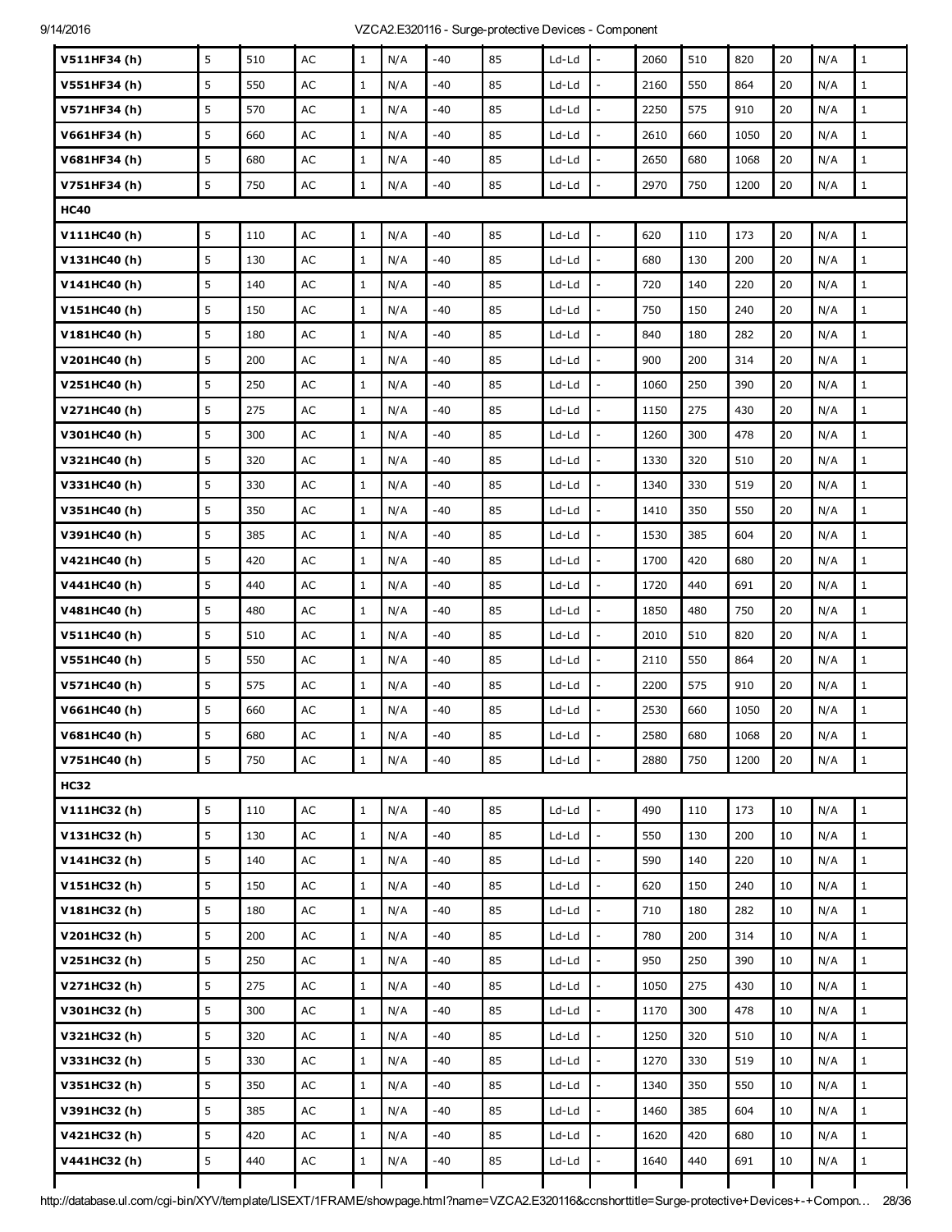| | | | | | | | | | | | | | | | | |
|---|---|---|---|---|---|---|---|---|---|---|---|---|---|---|---|---|
| **V511HF34 (h)** | 5 | 510 | AC | 1 | N/A | -40 | 85 | Ld-Ld | - | 2060 | 510 | 820 | 20 | N/A | 1 |
| **V551HF34 (h)** | 5 | 550 | AC | 1 | N/A | -40 | 85 | Ld-Ld | - | 2160 | 550 | 864 | 20 | N/A | 1 |
| **V571HF34 (h)** | 5 | 570 | AC | 1 | N/A | -40 | 85 | Ld-Ld | - | 2250 | 575 | 910 | 20 | N/A | 1 |
| **V661HF34 (h)** | 5 | 660 | AC | 1 | N/A | -40 | 85 | Ld-Ld | - | 2610 | 660 | 1050 | 20 | N/A | 1 |
| **V681HF34 (h)** | 5 | 680 | AC | 1 | N/A | -40 | 85 | Ld-Ld | - | 2650 | 680 | 1068 | 20 | N/A | 1 |
| **V751HF34 (h)** | 5 | 750 | AC | 1 | N/A | -40 | 85 | Ld-Ld | - | 2970 | 750 | 1200 | 20 | N/A | 1 |
| **HC40** | | | | | | | | | | | | | | | |
| **V111HC40 (h)** | 5 | 110 | AC | 1 | N/A | -40 | 85 | Ld-Ld | - | 620 | 110 | 173 | 20 | N/A | 1 |
| **V131HC40 (h)** | 5 | 130 | AC | 1 | N/A | -40 | 85 | Ld-Ld | - | 680 | 130 | 200 | 20 | N/A | 1 |
| **V141HC40 (h)** | 5 | 140 | AC | 1 | N/A | -40 | 85 | Ld-Ld | - | 720 | 140 | 220 | 20 | N/A | 1 |
| **V151HC40 (h)** | 5 | 150 | AC | 1 | N/A | -40 | 85 | Ld-Ld | - | 750 | 150 | 240 | 20 | N/A | 1 |
| **V181HC40 (h)** | 5 | 180 | AC | 1 | N/A | -40 | 85 | Ld-Ld | - | 840 | 180 | 282 | 20 | N/A | 1 |
| **V201HC40 (h)** | 5 | 200 | AC | 1 | N/A | -40 | 85 | Ld-Ld | - | 900 | 200 | 314 | 20 | N/A | 1 |
| **V251HC40 (h)** | 5 | 250 | AC | 1 | N/A | -40 | 85 | Ld-Ld | - | 1060 | 250 | 390 | 20 | N/A | 1 |
| **V271HC40 (h)** | 5 | 275 | AC | 1 | N/A | -40 | 85 | Ld-Ld | - | 1150 | 275 | 430 | 20 | N/A | 1 |
| **V301HC40 (h)** | 5 | 300 | AC | 1 | N/A | -40 | 85 | Ld-Ld | - | 1260 | 300 | 478 | 20 | N/A | 1 |
| **V321HC40 (h)** | 5 | 320 | AC | 1 | N/A | -40 | 85 | Ld-Ld | - | 1330 | 320 | 510 | 20 | N/A | 1 |
| **V331HC40 (h)** | 5 | 330 | AC | 1 | N/A | -40 | 85 | Ld-Ld | - | 1340 | 330 | 519 | 20 | N/A | 1 |
| **V351HC40 (h)** | 5 | 350 | AC | 1 | N/A | -40 | 85 | Ld-Ld | - | 1410 | 350 | 550 | 20 | N/A | 1 |
| **V391HC40 (h)** | 5 | 385 | AC | 1 | N/A | -40 | 85 | Ld-Ld | - | 1530 | 385 | 604 | 20 | N/A | 1 |
| **V421HC40 (h)** | 5 | 420 | AC | 1 | N/A | -40 | 85 | Ld-Ld | - | 1700 | 420 | 680 | 20 | N/A | 1 |
| **V441HC40 (h)** | 5 | 440 | AC | 1 | N/A | -40 | 85 | Ld-Ld | - | 1720 | 440 | 691 | 20 | N/A | 1 |
| **V481HC40 (h)** | 5 | 480 | AC | 1 | N/A | -40 | 85 | Ld-Ld | - | 1850 | 480 | 750 | 20 | N/A | 1 |
| **V511HC40 (h)** | 5 | 510 | AC | 1 | N/A | -40 | 85 | Ld-Ld | - | 2010 | 510 | 820 | 20 | N/A | 1 |
| **V551HC40 (h)** | 5 | 550 | AC | 1 | N/A | -40 | 85 | Ld-Ld | - | 2110 | 550 | 864 | 20 | N/A | 1 |
| **V571HC40 (h)** | 5 | 575 | AC | 1 | N/A | -40 | 85 | Ld-Ld | - | 2200 | 575 | 910 | 20 | N/A | 1 |
| **V661HC40 (h)** | 5 | 660 | AC | 1 | N/A | -40 | 85 | Ld-Ld | - | 2530 | 660 | 1050 | 20 | N/A | 1 |
| **V681HC40 (h)** | 5 | 680 | AC | 1 | N/A | -40 | 85 | Ld-Ld | - | 2580 | 680 | 1068 | 20 | N/A | 1 |
| **V751HC40 (h)** | 5 | 750 | AC | 1 | N/A | -40 | 85 | Ld-Ld | - | 2880 | 750 | 1200 | 20 | N/A | 1 |
| **HC32** | | | | | | | | | | | | | | | |
| **V111HC32 (h)** | 5 | 110 | AC | 1 | N/A | -40 | 85 | Ld-Ld | - | 490 | 110 | 173 | 10 | N/A | 1 |
| **V131HC32 (h)** | 5 | 130 | AC | 1 | N/A | -40 | 85 | Ld-Ld | - | 550 | 130 | 200 | 10 | N/A | 1 |
| **V141HC32 (h)** | 5 | 140 | AC | 1 | N/A | -40 | 85 | Ld-Ld | - | 590 | 140 | 220 | 10 | N/A | 1 |
| **V151HC32 (h)** | 5 | 150 | AC | 1 | N/A | -40 | 85 | Ld-Ld | - | 620 | 150 | 240 | 10 | N/A | 1 |
| **V181HC32 (h)** | 5 | 180 | AC | 1 | N/A | -40 | 85 | Ld-Ld | - | 710 | 180 | 282 | 10 | N/A | 1 |
| **V201HC32 (h)** | 5 | 200 | AC | 1 | N/A | -40 | 85 | Ld-Ld | - | 780 | 200 | 314 | 10 | N/A | 1 |
| **V251HC32 (h)** | 5 | 250 | AC | 1 | N/A | -40 | 85 | Ld-Ld | - | 950 | 250 | 390 | 10 | N/A | 1 |
| **V271HC32 (h)** | 5 | 275 | AC | 1 | N/A | -40 | 85 | Ld-Ld | - | 1050 | 275 | 430 | 10 | N/A | 1 |
| **V301HC32 (h)** | 5 | 300 | AC | 1 | N/A | -40 | 85 | Ld-Ld | - | 1170 | 300 | 478 | 10 | N/A | 1 |
| **V321HC32 (h)** | 5 | 320 | AC | 1 | N/A | -40 | 85 | Ld-Ld | - | 1250 | 320 | 510 | 10 | N/A | 1 |
| **V331HC32 (h)** | 5 | 330 | AC | 1 | N/A | -40 | 85 | Ld-Ld | - | 1270 | 330 | 519 | 10 | N/A | 1 |
| **V351HC32 (h)** | 5 | 350 | AC | 1 | N/A | -40 | 85 | Ld-Ld | - | 1340 | 350 | 550 | 10 | N/A | 1 |
| **V391HC32 (h)** | 5 | 385 | AC | 1 | N/A | -40 | 85 | Ld-Ld | - | 1460 | 385 | 604 | 10 | N/A | 1 |
| **V421HC32 (h)** | 5 | 420 | AC | 1 | N/A | -40 | 85 | Ld-Ld | - | 1620 | 420 | 680 | 10 | N/A | 1 |
| **V441HC32 (h)** | 5 | 440 | AC | 1 | N/A | -40 | 85 | Ld-Ld | - | 1640 | 440 | 691 | 10 | N/A | 1 |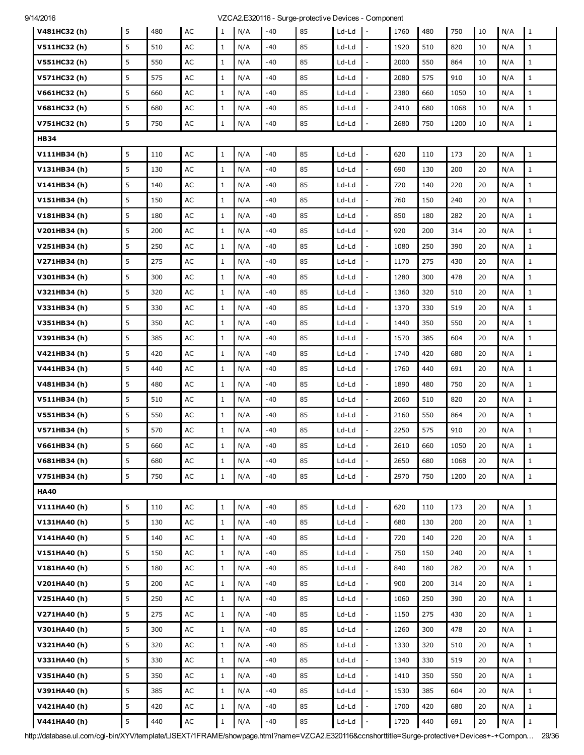| | | | | | | | | | | | | | | | | |
|---|---|---|---|---|---|---|---|---|---|---|---|---|---|---|---|---|
| **V481HC32 (h)** | 5 | 480 | AC | 1 | N/A | -40 | 85 | Ld-Ld | - | 1760 | 480 | 750 | 10 | N/A | 1 |
| **V511HC32 (h)** | 5 | 510 | AC | 1 | N/A | -40 | 85 | Ld-Ld | - | 1920 | 510 | 820 | 10 | N/A | 1 |
| **V551HC32 (h)** | 5 | 550 | AC | 1 | N/A | -40 | 85 | Ld-Ld | - | 2000 | 550 | 864 | 10 | N/A | 1 |
| **V571HC32 (h)** | 5 | 575 | AC | 1 | N/A | -40 | 85 | Ld-Ld | - | 2080 | 575 | 910 | 10 | N/A | 1 |
| **V661HC32 (h)** | 5 | 660 | AC | 1 | N/A | -40 | 85 | Ld-Ld | - | 2380 | 660 | 1050 | 10 | N/A | 1 |
| **V681HC32 (h)** | 5 | 680 | AC | 1 | N/A | -40 | 85 | Ld-Ld | - | 2410 | 680 | 1068 | 10 | N/A | 1 |
| **V751HC32 (h)** | 5 | 750 | AC | 1 | N/A | -40 | 85 | Ld-Ld | - | 2680 | 750 | 1200 | 10 | N/A | 1 |
| **HB34** | | | | | | | | | | | | | | | |
| **V111HB34 (h)** | 5 | 110 | AC | 1 | N/A | -40 | 85 | Ld-Ld | - | 620 | 110 | 173 | 20 | N/A | 1 |
| **V131HB34 (h)** | 5 | 130 | AC | 1 | N/A | -40 | 85 | Ld-Ld | - | 690 | 130 | 200 | 20 | N/A | 1 |
| **V141HB34 (h)** | 5 | 140 | AC | 1 | N/A | -40 | 85 | Ld-Ld | - | 720 | 140 | 220 | 20 | N/A | 1 |
| **V151HB34 (h)** | 5 | 150 | AC | 1 | N/A | -40 | 85 | Ld-Ld | - | 760 | 150 | 240 | 20 | N/A | 1 |
| **V181HB34 (h)** | 5 | 180 | AC | 1 | N/A | -40 | 85 | Ld-Ld | - | 850 | 180 | 282 | 20 | N/A | 1 |
| **V201HB34 (h)** | 5 | 200 | AC | 1 | N/A | -40 | 85 | Ld-Ld | - | 920 | 200 | 314 | 20 | N/A | 1 |
| **V251HB34 (h)** | 5 | 250 | AC | 1 | N/A | -40 | 85 | Ld-Ld | - | 1080 | 250 | 390 | 20 | N/A | 1 |
| **V271HB34 (h)** | 5 | 275 | AC | 1 | N/A | -40 | 85 | Ld-Ld | - | 1170 | 275 | 430 | 20 | N/A | 1 |
| **V301HB34 (h)** | 5 | 300 | AC | 1 | N/A | -40 | 85 | Ld-Ld | - | 1280 | 300 | 478 | 20 | N/A | 1 |
| **V321HB34 (h)** | 5 | 320 | AC | 1 | N/A | -40 | 85 | Ld-Ld | - | 1360 | 320 | 510 | 20 | N/A | 1 |
| **V331HB34 (h)** | 5 | 330 | AC | 1 | N/A | -40 | 85 | Ld-Ld | - | 1370 | 330 | 519 | 20 | N/A | 1 |
| **V351HB34 (h)** | 5 | 350 | AC | 1 | N/A | -40 | 85 | Ld-Ld | - | 1440 | 350 | 550 | 20 | N/A | 1 |
| **V391HB34 (h)** | 5 | 385 | AC | 1 | N/A | -40 | 85 | Ld-Ld | - | 1570 | 385 | 604 | 20 | N/A | 1 |
| **V421HB34 (h)** | 5 | 420 | AC | 1 | N/A | -40 | 85 | Ld-Ld | - | 1740 | 420 | 680 | 20 | N/A | 1 |
| **V441HB34 (h)** | 5 | 440 | AC | 1 | N/A | -40 | 85 | Ld-Ld | - | 1760 | 440 | 691 | 20 | N/A | 1 |
| **V481HB34 (h)** | 5 | 480 | AC | 1 | N/A | -40 | 85 | Ld-Ld | - | 1890 | 480 | 750 | 20 | N/A | 1 |
| **V511HB34 (h)** | 5 | 510 | AC | 1 | N/A | -40 | 85 | Ld-Ld | - | 2060 | 510 | 820 | 20 | N/A | 1 |
| **V551HB34 (h)** | 5 | 550 | AC | 1 | N/A | -40 | 85 | Ld-Ld | - | 2160 | 550 | 864 | 20 | N/A | 1 |
| **V571HB34 (h)** | 5 | 570 | AC | 1 | N/A | -40 | 85 | Ld-Ld | - | 2250 | 575 | 910 | 20 | N/A | 1 |
| **V661HB34 (h)** | 5 | 660 | AC | 1 | N/A | -40 | 85 | Ld-Ld | - | 2610 | 660 | 1050 | 20 | N/A | 1 |
| **V681HB34 (h)** | 5 | 680 | AC | 1 | N/A | -40 | 85 | Ld-Ld | - | 2650 | 680 | 1068 | 20 | N/A | 1 |
| **V751HB34 (h)** | 5 | 750 | AC | 1 | N/A | -40 | 85 | Ld-Ld | - | 2970 | 750 | 1200 | 20 | N/A | 1 |
| **HA40** | | | | | | | | | | | | | | | |
| **V111HA40 (h)** | 5 | 110 | AC | 1 | N/A | -40 | 85 | Ld-Ld | - | 620 | 110 | 173 | 20 | N/A | 1 |
| **V131HA40 (h)** | 5 | 130 | AC | 1 | N/A | -40 | 85 | Ld-Ld | - | 680 | 130 | 200 | 20 | N/A | 1 |
| **V141HA40 (h)** | 5 | 140 | AC | 1 | N/A | -40 | 85 | Ld-Ld | - | 720 | 140 | 220 | 20 | N/A | 1 |
| **V151HA40 (h)** | 5 | 150 | AC | 1 | N/A | -40 | 85 | Ld-Ld | - | 750 | 150 | 240 | 20 | N/A | 1 |
| **V181HA40 (h)** | 5 | 180 | AC | 1 | N/A | -40 | 85 | Ld-Ld | - | 840 | 180 | 282 | 20 | N/A | 1 |
| **V201HA40 (h)** | 5 | 200 | AC | 1 | N/A | -40 | 85 | Ld-Ld | - | 900 | 200 | 314 | 20 | N/A | 1 |
| **V251HA40 (h)** | 5 | 250 | AC | 1 | N/A | -40 | 85 | Ld-Ld | - | 1060 | 250 | 390 | 20 | N/A | 1 |
| **V271HA40 (h)** | 5 | 275 | AC | 1 | N/A | -40 | 85 | Ld-Ld | - | 1150 | 275 | 430 | 20 | N/A | 1 |
| **V301HA40 (h)** | 5 | 300 | AC | 1 | N/A | -40 | 85 | Ld-Ld | - | 1260 | 300 | 478 | 20 | N/A | 1 |
| **V321HA40 (h)** | 5 | 320 | AC | 1 | N/A | -40 | 85 | Ld-Ld | - | 1330 | 320 | 510 | 20 | N/A | 1 |
| **V331HA40 (h)** | 5 | 330 | AC | 1 | N/A | -40 | 85 | Ld-Ld | - | 1340 | 330 | 519 | 20 | N/A | 1 |
| **V351HA40 (h)** | 5 | 350 | AC | 1 | N/A | -40 | 85 | Ld-Ld | - | 1410 | 350 | 550 | 20 | N/A | 1 |
| **V391HA40 (h)** | 5 | 385 | AC | 1 | N/A | -40 | 85 | Ld-Ld | - | 1530 | 385 | 604 | 20 | N/A | 1 |
| **V421HA40 (h)** | 5 | 420 | AC | 1 | N/A | -40 | 85 | Ld-Ld | - | 1700 | 420 | 680 | 20 | N/A | 1 |
| **V441HA40 (h)** | 5 | 440 | AC | 1 | N/A | -40 | 85 | Ld-Ld | - | 1720 | 440 | 691 | 20 | N/A | 1 |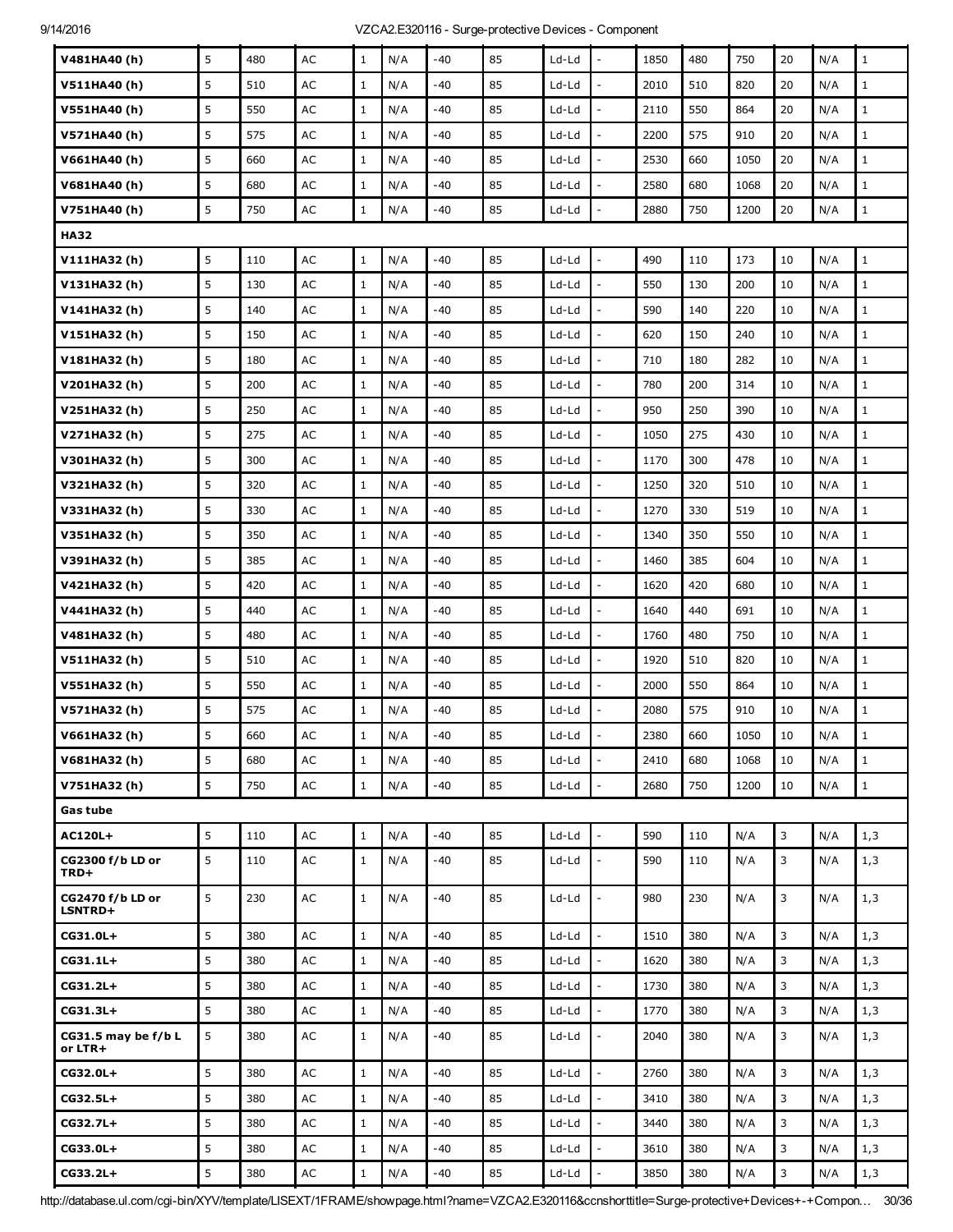| | | | | | | | | | | | | | | | |
|---|---|---|---|---|---|---|---|---|---|---|---|---|---|---|---|
| **V481HA40 (h)** | 5 | 480 | AC | 1 | N/A | -40 | 85 | Ld-Ld | - | 1850 | 480 | 750 | 20 | N/A | 1 |
| **V511HA40 (h)** | 5 | 510 | AC | 1 | N/A | -40 | 85 | Ld-Ld | - | 2010 | 510 | 820 | 20 | N/A | 1 |
| **V551HA40 (h)** | 5 | 550 | AC | 1 | N/A | -40 | 85 | Ld-Ld | - | 2110 | 550 | 864 | 20 | N/A | 1 |
| **V571HA40 (h)** | 5 | 575 | AC | 1 | N/A | -40 | 85 | Ld-Ld | - | 2200 | 575 | 910 | 20 | N/A | 1 |
| **V661HA40 (h)** | 5 | 660 | AC | 1 | N/A | -40 | 85 | Ld-Ld | - | 2530 | 660 | 1050 | 20 | N/A | 1 |
| **V681HA40 (h)** | 5 | 680 | AC | 1 | N/A | -40 | 85 | Ld-Ld | - | 2580 | 680 | 1068 | 20 | N/A | 1 |
| **V751HA40 (h)** | 5 | 750 | AC | 1 | N/A | -40 | 85 | Ld-Ld | - | 2880 | 750 | 1200 | 20 | N/A | 1 |
| **HA32** | | | | | | | | | | | | | | | |
| **V111HA32 (h)** | 5 | 110 | AC | 1 | N/A | -40 | 85 | Ld-Ld | - | 490 | 110 | 173 | 10 | N/A | 1 |
| **V131HA32 (h)** | 5 | 130 | AC | 1 | N/A | -40 | 85 | Ld-Ld | - | 550 | 130 | 200 | 10 | N/A | 1 |
| **V141HA32 (h)** | 5 | 140 | AC | 1 | N/A | -40 | 85 | Ld-Ld | - | 590 | 140 | 220 | 10 | N/A | 1 |
| **V151HA32 (h)** | 5 | 150 | AC | 1 | N/A | -40 | 85 | Ld-Ld | - | 620 | 150 | 240 | 10 | N/A | 1 |
| **V181HA32 (h)** | 5 | 180 | AC | 1 | N/A | -40 | 85 | Ld-Ld | - | 710 | 180 | 282 | 10 | N/A | 1 |
| **V201HA32 (h)** | 5 | 200 | AC | 1 | N/A | -40 | 85 | Ld-Ld | - | 780 | 200 | 314 | 10 | N/A | 1 |
| **V251HA32 (h)** | 5 | 250 | AC | 1 | N/A | -40 | 85 | Ld-Ld | - | 950 | 250 | 390 | 10 | N/A | 1 |
| **V271HA32 (h)** | 5 | 275 | AC | 1 | N/A | -40 | 85 | Ld-Ld | - | 1050 | 275 | 430 | 10 | N/A | 1 |
| **V301HA32 (h)** | 5 | 300 | AC | 1 | N/A | -40 | 85 | Ld-Ld | - | 1170 | 300 | 478 | 10 | N/A | 1 |
| **V321HA32 (h)** | 5 | 320 | AC | 1 | N/A | -40 | 85 | Ld-Ld | - | 1250 | 320 | 510 | 10 | N/A | 1 |
| **V331HA32 (h)** | 5 | 330 | AC | 1 | N/A | -40 | 85 | Ld-Ld | - | 1270 | 330 | 519 | 10 | N/A | 1 |
| **V351HA32 (h)** | 5 | 350 | AC | 1 | N/A | -40 | 85 | Ld-Ld | - | 1340 | 350 | 550 | 10 | N/A | 1 |
| **V391HA32 (h)** | 5 | 385 | AC | 1 | N/A | -40 | 85 | Ld-Ld | - | 1460 | 385 | 604 | 10 | N/A | 1 |
| **V421HA32 (h)** | 5 | 420 | AC | 1 | N/A | -40 | 85 | Ld-Ld | - | 1620 | 420 | 680 | 10 | N/A | 1 |
| **V441HA32 (h)** | 5 | 440 | AC | 1 | N/A | -40 | 85 | Ld-Ld | - | 1640 | 440 | 691 | 10 | N/A | 1 |
| **V481HA32 (h)** | 5 | 480 | AC | 1 | N/A | -40 | 85 | Ld-Ld | - | 1760 | 480 | 750 | 10 | N/A | 1 |
| **V511HA32 (h)** | 5 | 510 | AC | 1 | N/A | -40 | 85 | Ld-Ld | - | 1920 | 510 | 820 | 10 | N/A | 1 |
| **V551HA32 (h)** | 5 | 550 | AC | 1 | N/A | -40 | 85 | Ld-Ld | - | 2000 | 550 | 864 | 10 | N/A | 1 |
| **V571HA32 (h)** | 5 | 575 | AC | 1 | N/A | -40 | 85 | Ld-Ld | - | 2080 | 575 | 910 | 10 | N/A | 1 |
| **V661HA32 (h)** | 5 | 660 | AC | 1 | N/A | -40 | 85 | Ld-Ld | - | 2380 | 660 | 1050 | 10 | N/A | 1 |
| **V681HA32 (h)** | 5 | 680 | AC | 1 | N/A | -40 | 85 | Ld-Ld | - | 2410 | 680 | 1068 | 10 | N/A | 1 |
| **V751HA32 (h)** | 5 | 750 | AC | 1 | N/A | -40 | 85 | Ld-Ld | - | 2680 | 750 | 1200 | 10 | N/A | 1 |
| **Gas tube** | | | | | | | | | | | | | | | |
| **AC120L+** | 5 | 110 | AC | 1 | N/A | -40 | 85 | Ld-Ld | - | 590 | 110 | N/A | 3 | N/A | 1,3 |
| **CG2300 f/b LD or TRD+** | 5 | 110 | AC | 1 | N/A | -40 | 85 | Ld-Ld | - | 590 | 110 | N/A | 3 | N/A | 1,3 |
| **CG2470 f/b LD or LSNTRD+** | 5 | 230 | AC | 1 | N/A | -40 | 85 | Ld-Ld | - | 980 | 230 | N/A | 3 | N/A | 1,3 |
| **CG31.0L+** | 5 | 380 | AC | 1 | N/A | -40 | 85 | Ld-Ld | - | 1510 | 380 | N/A | 3 | N/A | 1,3 |
| **CG31.1L+** | 5 | 380 | AC | 1 | N/A | -40 | 85 | Ld-Ld | - | 1620 | 380 | N/A | 3 | N/A | 1,3 |
| **CG31.2L+** | 5 | 380 | AC | 1 | N/A | -40 | 85 | Ld-Ld | - | 1730 | 380 | N/A | 3 | N/A | 1,3 |
| **CG31.3L+** | 5 | 380 | AC | 1 | N/A | -40 | 85 | Ld-Ld | - | 1770 | 380 | N/A | 3 | N/A | 1,3 |
| **CG31.5 may be f/b L or LTR+** | 5 | 380 | AC | 1 | N/A | -40 | 85 | Ld-Ld | - | 2040 | 380 | N/A | 3 | N/A | 1,3 |
| **CG32.0L+** | 5 | 380 | AC | 1 | N/A | -40 | 85 | Ld-Ld | - | 2760 | 380 | N/A | 3 | N/A | 1,3 |
| **CG32.5L+** | 5 | 380 | AC | 1 | N/A | -40 | 85 | Ld-Ld | - | 3410 | 380 | N/A | 3 | N/A | 1,3 |
| **CG32.7L+** | 5 | 380 | AC | 1 | N/A | -40 | 85 | Ld-Ld | - | 3440 | 380 | N/A | 3 | N/A | 1,3 |
| **CG33.0L+** | 5 | 380 | AC | 1 | N/A | -40 | 85 | Ld-Ld | - | 3610 | 380 | N/A | 3 | N/A | 1,3 |
| **CG33.2L+** | 5 | 380 | AC | 1 | N/A | -40 | 85 | Ld-Ld | - | 3850 | 380 | N/A | 3 | N/A | 1,3 |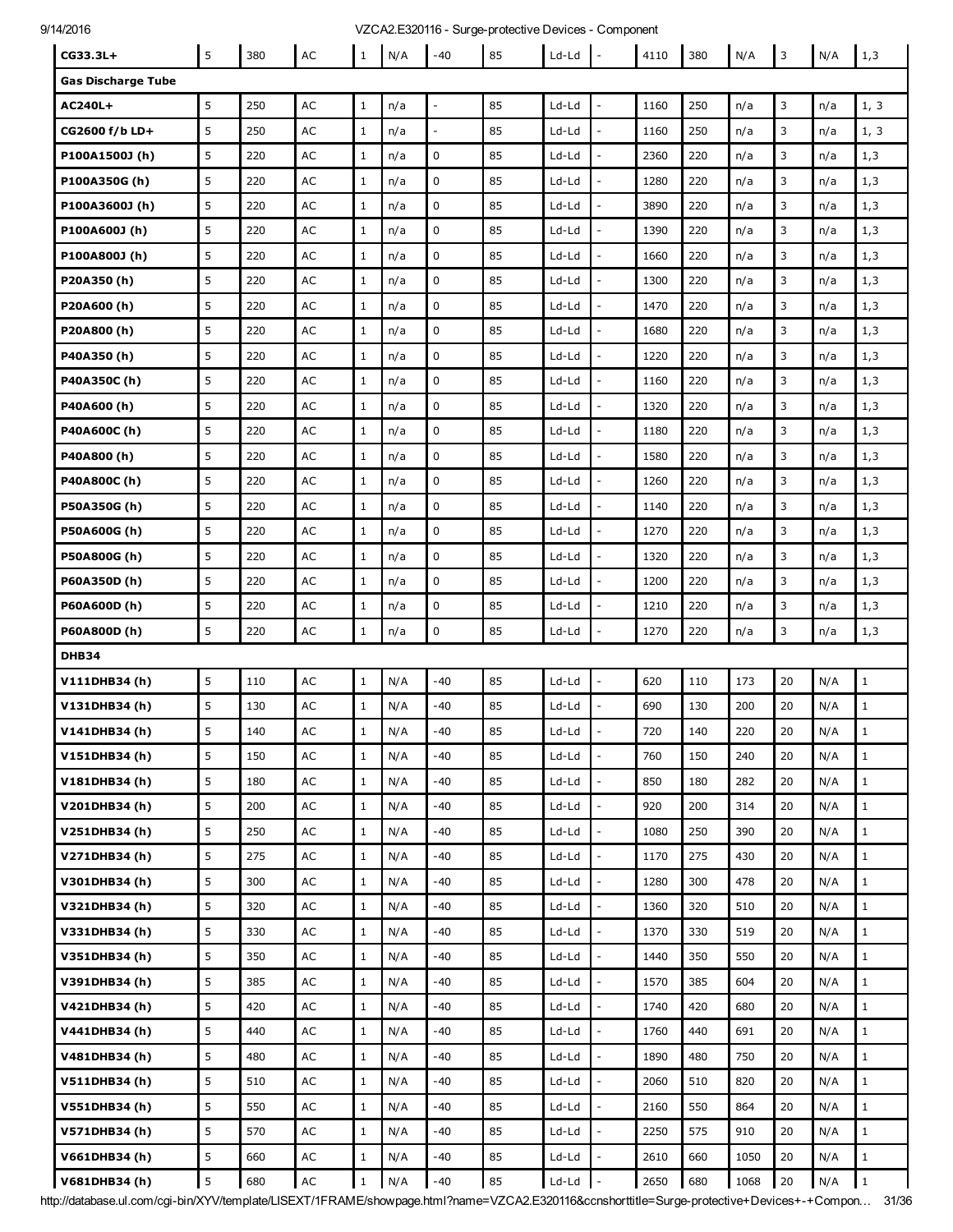| | | | | | | | | | | | | | | | |
|---|---|---|---|---|---|---|---|---|---|---|---|---|---|---|---|
| **CG33.3L+** | 5 | 380 | AC | 1 | N/A | -40 | 85 | Ld-Ld | - | 4110 | 380 | N/A | 3 | N/A | 1,3 |
| **Gas Discharge Tube** | | | | | | | | | | | | | | | |
| **AC240L+** | 5 | 250 | AC | 1 | n/a | - | 85 | Ld-Ld | - | 1160 | 250 | n/a | 3 | n/a | 1, 3 |
| **CG2600 f/b LD+** | 5 | 250 | AC | 1 | n/a | - | 85 | Ld-Ld | - | 1160 | 250 | n/a | 3 | n/a | 1, 3 |
| **P100A1500J (h)** | 5 | 220 | AC | 1 | n/a | 0 | 85 | Ld-Ld | - | 2360 | 220 | n/a | 3 | n/a | 1,3 |
| **P100A350G (h)** | 5 | 220 | AC | 1 | n/a | 0 | 85 | Ld-Ld | - | 1280 | 220 | n/a | 3 | n/a | 1,3 |
| **P100A3600J (h)** | 5 | 220 | AC | 1 | n/a | 0 | 85 | Ld-Ld | - | 3890 | 220 | n/a | 3 | n/a | 1,3 |
| **P100A600J (h)** | 5 | 220 | AC | 1 | n/a | 0 | 85 | Ld-Ld | - | 1390 | 220 | n/a | 3 | n/a | 1,3 |
| **P100A800J (h)** | 5 | 220 | AC | 1 | n/a | 0 | 85 | Ld-Ld | - | 1660 | 220 | n/a | 3 | n/a | 1,3 |
| **P20A350 (h)** | 5 | 220 | AC | 1 | n/a | 0 | 85 | Ld-Ld | - | 1300 | 220 | n/a | 3 | n/a | 1,3 |
| **P20A600 (h)** | 5 | 220 | AC | 1 | n/a | 0 | 85 | Ld-Ld | - | 1470 | 220 | n/a | 3 | n/a | 1,3 |
| **P20A800 (h)** | 5 | 220 | AC | 1 | n/a | 0 | 85 | Ld-Ld | - | 1680 | 220 | n/a | 3 | n/a | 1,3 |
| **P40A350 (h)** | 5 | 220 | AC | 1 | n/a | 0 | 85 | Ld-Ld | - | 1220 | 220 | n/a | 3 | n/a | 1,3 |
| **P40A350C (h)** | 5 | 220 | AC | 1 | n/a | 0 | 85 | Ld-Ld | - | 1160 | 220 | n/a | 3 | n/a | 1,3 |
| **P40A600 (h)** | 5 | 220 | AC | 1 | n/a | 0 | 85 | Ld-Ld | - | 1320 | 220 | n/a | 3 | n/a | 1,3 |
| **P40A600C (h)** | 5 | 220 | AC | 1 | n/a | 0 | 85 | Ld-Ld | - | 1180 | 220 | n/a | 3 | n/a | 1,3 |
| **P40A800 (h)** | 5 | 220 | AC | 1 | n/a | 0 | 85 | Ld-Ld | - | 1580 | 220 | n/a | 3 | n/a | 1,3 |
| **P40A800C (h)** | 5 | 220 | AC | 1 | n/a | 0 | 85 | Ld-Ld | - | 1260 | 220 | n/a | 3 | n/a | 1,3 |
| **P50A350G (h)** | 5 | 220 | AC | 1 | n/a | 0 | 85 | Ld-Ld | - | 1140 | 220 | n/a | 3 | n/a | 1,3 |
| **P50A600G (h)** | 5 | 220 | AC | 1 | n/a | 0 | 85 | Ld-Ld | - | 1270 | 220 | n/a | 3 | n/a | 1,3 |
| **P50A800G (h)** | 5 | 220 | AC | 1 | n/a | 0 | 85 | Ld-Ld | - | 1320 | 220 | n/a | 3 | n/a | 1,3 |
| **P60A350D (h)** | 5 | 220 | AC | 1 | n/a | 0 | 85 | Ld-Ld | - | 1200 | 220 | n/a | 3 | n/a | 1,3 |
| **P60A600D (h)** | 5 | 220 | AC | 1 | n/a | 0 | 85 | Ld-Ld | - | 1210 | 220 | n/a | 3 | n/a | 1,3 |
| **P60A800D (h)** | 5 | 220 | AC | 1 | n/a | 0 | 85 | Ld-Ld | - | 1270 | 220 | n/a | 3 | n/a | 1,3 |
| **DHB34** | | | | | | | | | | | | | | | |
| **V111DHB34 (h)** | 5 | 110 | AC | 1 | N/A | -40 | 85 | Ld-Ld | - | 620 | 110 | 173 | 20 | N/A | 1 |
| **V131DHB34 (h)** | 5 | 130 | AC | 1 | N/A | -40 | 85 | Ld-Ld | - | 690 | 130 | 200 | 20 | N/A | 1 |
| **V141DHB34 (h)** | 5 | 140 | AC | 1 | N/A | -40 | 85 | Ld-Ld | - | 720 | 140 | 220 | 20 | N/A | 1 |
| **V151DHB34 (h)** | 5 | 150 | AC | 1 | N/A | -40 | 85 | Ld-Ld | - | 760 | 150 | 240 | 20 | N/A | 1 |
| **V181DHB34 (h)** | 5 | 180 | AC | 1 | N/A | -40 | 85 | Ld-Ld | - | 850 | 180 | 282 | 20 | N/A | 1 |
| **V201DHB34 (h)** | 5 | 200 | AC | 1 | N/A | -40 | 85 | Ld-Ld | - | 920 | 200 | 314 | 20 | N/A | 1 |
| **V251DHB34 (h)** | 5 | 250 | AC | 1 | N/A | -40 | 85 | Ld-Ld | - | 1080 | 250 | 390 | 20 | N/A | 1 |
| **V271DHB34 (h)** | 5 | 275 | AC | 1 | N/A | -40 | 85 | Ld-Ld | - | 1170 | 275 | 430 | 20 | N/A | 1 |
| **V301DHB34 (h)** | 5 | 300 | AC | 1 | N/A | -40 | 85 | Ld-Ld | - | 1280 | 300 | 478 | 20 | N/A | 1 |
| **V321DHB34 (h)** | 5 | 320 | AC | 1 | N/A | -40 | 85 | Ld-Ld | - | 1360 | 320 | 510 | 20 | N/A | 1 |
| **V331DHB34 (h)** | 5 | 330 | AC | 1 | N/A | -40 | 85 | Ld-Ld | - | 1370 | 330 | 519 | 20 | N/A | 1 |
| **V351DHB34 (h)** | 5 | 350 | AC | 1 | N/A | -40 | 85 | Ld-Ld | - | 1440 | 350 | 550 | 20 | N/A | 1 |
| **V391DHB34 (h)** | 5 | 385 | AC | 1 | N/A | -40 | 85 | Ld-Ld | - | 1570 | 385 | 604 | 20 | N/A | 1 |
| **V421DHB34 (h)** | 5 | 420 | AC | 1 | N/A | -40 | 85 | Ld-Ld | - | 1740 | 420 | 680 | 20 | N/A | 1 |
| **V441DHB34 (h)** | 5 | 440 | AC | 1 | N/A | -40 | 85 | Ld-Ld | - | 1760 | 440 | 691 | 20 | N/A | 1 |
| **V481DHB34 (h)** | 5 | 480 | AC | 1 | N/A | -40 | 85 | Ld-Ld | - | 1890 | 480 | 750 | 20 | N/A | 1 |
| **V511DHB34 (h)** | 5 | 510 | AC | 1 | N/A | -40 | 85 | Ld-Ld | - | 2060 | 510 | 820 | 20 | N/A | 1 |
| **V551DHB34 (h)** | 5 | 550 | AC | 1 | N/A | -40 | 85 | Ld-Ld | - | 2160 | 550 | 864 | 20 | N/A | 1 |
| **V571DHB34 (h)** | 5 | 570 | AC | 1 | N/A | -40 | 85 | Ld-Ld | - | 2250 | 575 | 910 | 20 | N/A | 1 |
| **V661DHB34 (h)** | 5 | 660 | AC | 1 | N/A | -40 | 85 | Ld-Ld | - | 2610 | 660 | 1050 | 20 | N/A | 1 |
| **V681DHB34 (h)** | 5 | 680 | AC | 1 | N/A | -40 | 85 | Ld-Ld | - | 2650 | 680 | 1068 | 20 | N/A | 1 |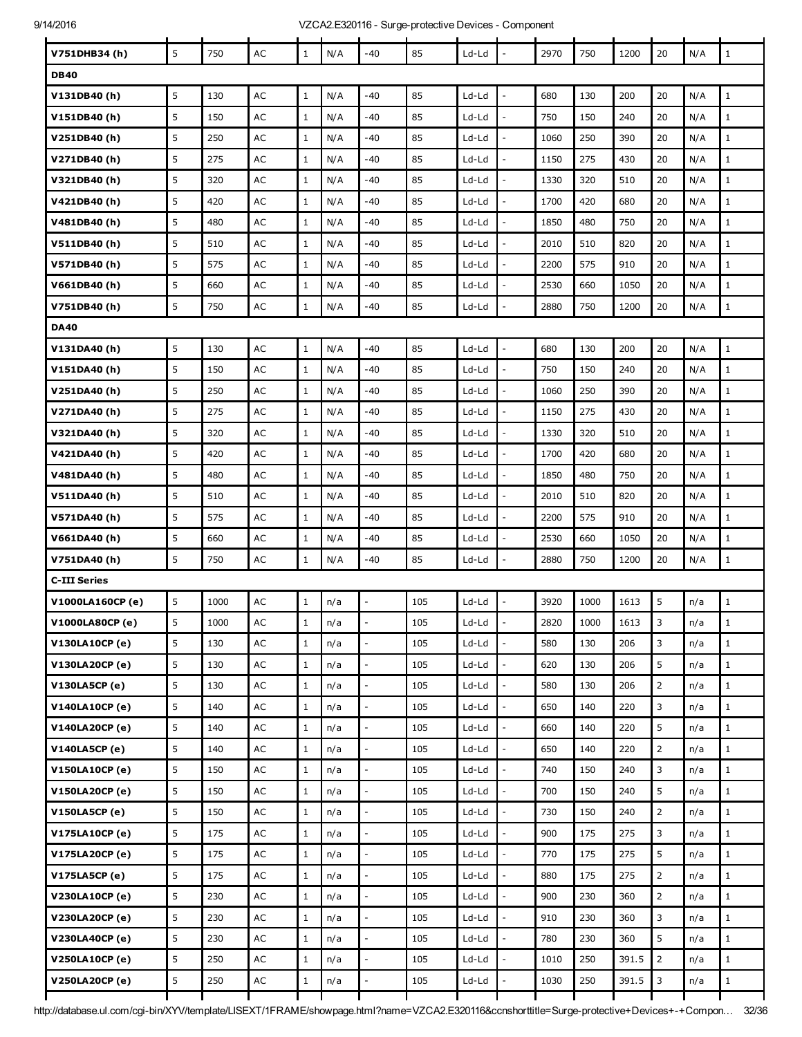| V751DHB34 (h) | 5 | 750 | AC | 1 | N/A | -40 | 85 | Ld-Ld | - | 2970 | 750 | 1200 | 20 | N/A | 1 |
|---|---|---|---|---|---|---|---|---|---|---|---|---|---|---|---|
| **DB40** | | | | | | | | | | | | | | | |
| V131DB40 (h) | 5 | 130 | AC | 1 | N/A | -40 | 85 | Ld-Ld | - | 680 | 130 | 200 | 20 | N/A | 1 |
| V151DB40 (h) | 5 | 150 | AC | 1 | N/A | -40 | 85 | Ld-Ld | - | 750 | 150 | 240 | 20 | N/A | 1 |
| V251DB40 (h) | 5 | 250 | AC | 1 | N/A | -40 | 85 | Ld-Ld | - | 1060 | 250 | 390 | 20 | N/A | 1 |
| V271DB40 (h) | 5 | 275 | AC | 1 | N/A | -40 | 85 | Ld-Ld | - | 1150 | 275 | 430 | 20 | N/A | 1 |
| V321DB40 (h) | 5 | 320 | AC | 1 | N/A | -40 | 85 | Ld-Ld | - | 1330 | 320 | 510 | 20 | N/A | 1 |
| V421DB40 (h) | 5 | 420 | AC | 1 | N/A | -40 | 85 | Ld-Ld | - | 1700 | 420 | 680 | 20 | N/A | 1 |
| V481DB40 (h) | 5 | 480 | AC | 1 | N/A | -40 | 85 | Ld-Ld | - | 1850 | 480 | 750 | 20 | N/A | 1 |
| V511DB40 (h) | 5 | 510 | AC | 1 | N/A | -40 | 85 | Ld-Ld | - | 2010 | 510 | 820 | 20 | N/A | 1 |
| V571DB40 (h) | 5 | 575 | AC | 1 | N/A | -40 | 85 | Ld-Ld | - | 2200 | 575 | 910 | 20 | N/A | 1 |
| V661DB40 (h) | 5 | 660 | AC | 1 | N/A | -40 | 85 | Ld-Ld | - | 2530 | 660 | 1050 | 20 | N/A | 1 |
| V751DB40 (h) | 5 | 750 | AC | 1 | N/A | -40 | 85 | Ld-Ld | - | 2880 | 750 | 1200 | 20 | N/A | 1 |
| **DA40** | | | | | | | | | | | | | | | |
| V131DA40 (h) | 5 | 130 | AC | 1 | N/A | -40 | 85 | Ld-Ld | - | 680 | 130 | 200 | 20 | N/A | 1 |
| V151DA40 (h) | 5 | 150 | AC | 1 | N/A | -40 | 85 | Ld-Ld | - | 750 | 150 | 240 | 20 | N/A | 1 |
| V251DA40 (h) | 5 | 250 | AC | 1 | N/A | -40 | 85 | Ld-Ld | - | 1060 | 250 | 390 | 20 | N/A | 1 |
| V271DA40 (h) | 5 | 275 | AC | 1 | N/A | -40 | 85 | Ld-Ld | - | 1150 | 275 | 430 | 20 | N/A | 1 |
| V321DA40 (h) | 5 | 320 | AC | 1 | N/A | -40 | 85 | Ld-Ld | - | 1330 | 320 | 510 | 20 | N/A | 1 |
| V421DA40 (h) | 5 | 420 | AC | 1 | N/A | -40 | 85 | Ld-Ld | - | 1700 | 420 | 680 | 20 | N/A | 1 |
| V481DA40 (h) | 5 | 480 | AC | 1 | N/A | -40 | 85 | Ld-Ld | - | 1850 | 480 | 750 | 20 | N/A | 1 |
| V511DA40 (h) | 5 | 510 | AC | 1 | N/A | -40 | 85 | Ld-Ld | - | 2010 | 510 | 820 | 20 | N/A | 1 |
| V571DA40 (h) | 5 | 575 | AC | 1 | N/A | -40 | 85 | Ld-Ld | - | 2200 | 575 | 910 | 20 | N/A | 1 |
| V661DA40 (h) | 5 | 660 | AC | 1 | N/A | -40 | 85 | Ld-Ld | - | 2530 | 660 | 1050 | 20 | N/A | 1 |
| V751DA40 (h) | 5 | 750 | AC | 1 | N/A | -40 | 85 | Ld-Ld | - | 2880 | 750 | 1200 | 20 | N/A | 1 |
| **C-III Series** | | | | | | | | | | | | | | | |
| V1000LA160CP (e) | 5 | 1000 | AC | 1 | n/a | - | 105 | Ld-Ld | - | 3920 | 1000 | 1613 | 5 | n/a | 1 |
| V1000LA80CP (e) | 5 | 1000 | AC | 1 | n/a | - | 105 | Ld-Ld | - | 2820 | 1000 | 1613 | 3 | n/a | 1 |
| V130LA10CP (e) | 5 | 130 | AC | 1 | n/a | - | 105 | Ld-Ld | - | 580 | 130 | 206 | 3 | n/a | 1 |
| V130LA20CP (e) | 5 | 130 | AC | 1 | n/a | - | 105 | Ld-Ld | - | 620 | 130 | 206 | 5 | n/a | 1 |
| V130LA5CP (e) | 5 | 130 | AC | 1 | n/a | - | 105 | Ld-Ld | - | 580 | 130 | 206 | 2 | n/a | 1 |
| V140LA10CP (e) | 5 | 140 | AC | 1 | n/a | - | 105 | Ld-Ld | - | 650 | 140 | 220 | 3 | n/a | 1 |
| V140LA20CP (e) | 5 | 140 | AC | 1 | n/a | - | 105 | Ld-Ld | - | 660 | 140 | 220 | 5 | n/a | 1 |
| V140LA5CP (e) | 5 | 140 | AC | 1 | n/a | - | 105 | Ld-Ld | - | 650 | 140 | 220 | 2 | n/a | 1 |
| V150LA10CP (e) | 5 | 150 | AC | 1 | n/a | - | 105 | Ld-Ld | - | 740 | 150 | 240 | 3 | n/a | 1 |
| V150LA20CP (e) | 5 | 150 | AC | 1 | n/a | - | 105 | Ld-Ld | - | 700 | 150 | 240 | 5 | n/a | 1 |
| V150LA5CP (e) | 5 | 150 | AC | 1 | n/a | - | 105 | Ld-Ld | - | 730 | 150 | 240 | 2 | n/a | 1 |
| V175LA10CP (e) | 5 | 175 | AC | 1 | n/a | - | 105 | Ld-Ld | - | 900 | 175 | 275 | 3 | n/a | 1 |
| V175LA20CP (e) | 5 | 175 | AC | 1 | n/a | - | 105 | Ld-Ld | - | 770 | 175 | 275 | 5 | n/a | 1 |
| V175LA5CP (e) | 5 | 175 | AC | 1 | n/a | - | 105 | Ld-Ld | - | 880 | 175 | 275 | 2 | n/a | 1 |
| V230LA10CP (e) | 5 | 230 | AC | 1 | n/a | - | 105 | Ld-Ld | - | 900 | 230 | 360 | 2 | n/a | 1 |
| V230LA20CP (e) | 5 | 230 | AC | 1 | n/a | - | 105 | Ld-Ld | - | 910 | 230 | 360 | 3 | n/a | 1 |
| V230LA40CP (e) | 5 | 230 | AC | 1 | n/a | - | 105 | Ld-Ld | - | 780 | 230 | 360 | 5 | n/a | 1 |
| V250LA10CP (e) | 5 | 250 | AC | 1 | n/a | - | 105 | Ld-Ld | - | 1010 | 250 | 391.5 | 2 | n/a | 1 |
| V250LA20CP (e) | 5 | 250 | AC | 1 | n/a | - | 105 | Ld-Ld | - | 1030 | 250 | 391.5 | 3 | n/a | 1 |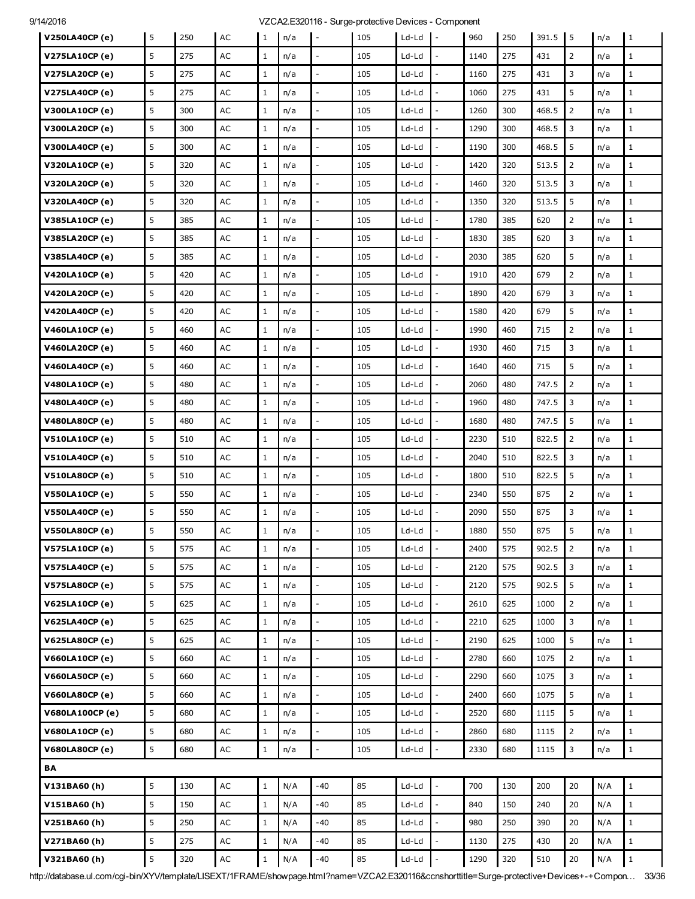| | | | | | | | | | | | | | | | |
|---|---|---|---|---|---|---|---|---|---|---|---|---|---|---|---|
| **V250LA40CP (e)** | 5 | 250 | AC | 1 | n/a | - | 105 | Ld-Ld | - | 960 | 250 | 391.5 | 5 | n/a | 1 |
| **V275LA10CP (e)** | 5 | 275 | AC | 1 | n/a | - | 105 | Ld-Ld | - | 1140 | 275 | 431 | 2 | n/a | 1 |
| **V275LA20CP (e)** | 5 | 275 | AC | 1 | n/a | - | 105 | Ld-Ld | - | 1160 | 275 | 431 | 3 | n/a | 1 |
| **V275LA40CP (e)** | 5 | 275 | AC | 1 | n/a | - | 105 | Ld-Ld | - | 1060 | 275 | 431 | 5 | n/a | 1 |
| **V300LA10CP (e)** | 5 | 300 | AC | 1 | n/a | - | 105 | Ld-Ld | - | 1260 | 300 | 468.5 | 2 | n/a | 1 |
| **V300LA20CP (e)** | 5 | 300 | AC | 1 | n/a | - | 105 | Ld-Ld | - | 1290 | 300 | 468.5 | 3 | n/a | 1 |
| **V300LA40CP (e)** | 5 | 300 | AC | 1 | n/a | - | 105 | Ld-Ld | - | 1190 | 300 | 468.5 | 5 | n/a | 1 |
| **V320LA10CP (e)** | 5 | 320 | AC | 1 | n/a | - | 105 | Ld-Ld | - | 1420 | 320 | 513.5 | 2 | n/a | 1 |
| **V320LA20CP (e)** | 5 | 320 | AC | 1 | n/a | - | 105 | Ld-Ld | - | 1460 | 320 | 513.5 | 3 | n/a | 1 |
| **V320LA40CP (e)** | 5 | 320 | AC | 1 | n/a | - | 105 | Ld-Ld | - | 1350 | 320 | 513.5 | 5 | n/a | 1 |
| **V385LA10CP (e)** | 5 | 385 | AC | 1 | n/a | - | 105 | Ld-Ld | - | 1780 | 385 | 620 | 2 | n/a | 1 |
| **V385LA20CP (e)** | 5 | 385 | AC | 1 | n/a | - | 105 | Ld-Ld | - | 1830 | 385 | 620 | 3 | n/a | 1 |
| **V385LA40CP (e)** | 5 | 385 | AC | 1 | n/a | - | 105 | Ld-Ld | - | 2030 | 385 | 620 | 5 | n/a | 1 |
| **V420LA10CP (e)** | 5 | 420 | AC | 1 | n/a | - | 105 | Ld-Ld | - | 1910 | 420 | 679 | 2 | n/a | 1 |
| **V420LA20CP (e)** | 5 | 420 | AC | 1 | n/a | - | 105 | Ld-Ld | - | 1890 | 420 | 679 | 3 | n/a | 1 |
| **V420LA40CP (e)** | 5 | 420 | AC | 1 | n/a | - | 105 | Ld-Ld | - | 1580 | 420 | 679 | 5 | n/a | 1 |
| **V460LA10CP (e)** | 5 | 460 | AC | 1 | n/a | - | 105 | Ld-Ld | - | 1990 | 460 | 715 | 2 | n/a | 1 |
| **V460LA20CP (e)** | 5 | 460 | AC | 1 | n/a | - | 105 | Ld-Ld | - | 1930 | 460 | 715 | 3 | n/a | 1 |
| **V460LA40CP (e)** | 5 | 460 | AC | 1 | n/a | - | 105 | Ld-Ld | - | 1640 | 460 | 715 | 5 | n/a | 1 |
| **V480LA10CP (e)** | 5 | 480 | AC | 1 | n/a | - | 105 | Ld-Ld | - | 2060 | 480 | 747.5 | 2 | n/a | 1 |
| **V480LA40CP (e)** | 5 | 480 | AC | 1 | n/a | - | 105 | Ld-Ld | - | 1960 | 480 | 747.5 | 3 | n/a | 1 |
| **V480LA80CP (e)** | 5 | 480 | AC | 1 | n/a | - | 105 | Ld-Ld | - | 1680 | 480 | 747.5 | 5 | n/a | 1 |
| **V510LA10CP (e)** | 5 | 510 | AC | 1 | n/a | - | 105 | Ld-Ld | - | 2230 | 510 | 822.5 | 2 | n/a | 1 |
| **V510LA40CP (e)** | 5 | 510 | AC | 1 | n/a | - | 105 | Ld-Ld | - | 2040 | 510 | 822.5 | 3 | n/a | 1 |
| **V510LA80CP (e)** | 5 | 510 | AC | 1 | n/a | - | 105 | Ld-Ld | - | 1800 | 510 | 822.5 | 5 | n/a | 1 |
| **V550LA10CP (e)** | 5 | 550 | AC | 1 | n/a | - | 105 | Ld-Ld | - | 2340 | 550 | 875 | 2 | n/a | 1 |
| **V550LA40CP (e)** | 5 | 550 | AC | 1 | n/a | - | 105 | Ld-Ld | - | 2090 | 550 | 875 | 3 | n/a | 1 |
| **V550LA80CP (e)** | 5 | 550 | AC | 1 | n/a | - | 105 | Ld-Ld | - | 1880 | 550 | 875 | 5 | n/a | 1 |
| **V575LA10CP (e)** | 5 | 575 | AC | 1 | n/a | - | 105 | Ld-Ld | - | 2400 | 575 | 902.5 | 2 | n/a | 1 |
| **V575LA40CP (e)** | 5 | 575 | AC | 1 | n/a | - | 105 | Ld-Ld | - | 2120 | 575 | 902.5 | 3 | n/a | 1 |
| **V575LA80CP (e)** | 5 | 575 | AC | 1 | n/a | - | 105 | Ld-Ld | - | 2120 | 575 | 902.5 | 5 | n/a | 1 |
| **V625LA10CP (e)** | 5 | 625 | AC | 1 | n/a | - | 105 | Ld-Ld | - | 2610 | 625 | 1000 | 2 | n/a | 1 |
| **V625LA40CP (e)** | 5 | 625 | AC | 1 | n/a | - | 105 | Ld-Ld | - | 2210 | 625 | 1000 | 3 | n/a | 1 |
| **V625LA80CP (e)** | 5 | 625 | AC | 1 | n/a | - | 105 | Ld-Ld | - | 2190 | 625 | 1000 | 5 | n/a | 1 |
| **V660LA10CP (e)** | 5 | 660 | AC | 1 | n/a | - | 105 | Ld-Ld | - | 2780 | 660 | 1075 | 2 | n/a | 1 |
| **V660LA50CP (e)** | 5 | 660 | AC | 1 | n/a | - | 105 | Ld-Ld | - | 2290 | 660 | 1075 | 3 | n/a | 1 |
| **V660LA80CP (e)** | 5 | 660 | AC | 1 | n/a | - | 105 | Ld-Ld | - | 2400 | 660 | 1075 | 5 | n/a | 1 |
| **V680LA100CP (e)** | 5 | 680 | AC | 1 | n/a | - | 105 | Ld-Ld | - | 2520 | 680 | 1115 | 5 | n/a | 1 |
| **V680LA10CP (e)** | 5 | 680 | AC | 1 | n/a | - | 105 | Ld-Ld | - | 2860 | 680 | 1115 | 2 | n/a | 1 |
| **V680LA80CP (e)** | 5 | 680 | AC | 1 | n/a | - | 105 | Ld-Ld | - | 2330 | 680 | 1115 | 3 | n/a | 1 |
| **BA** | | | | | | | | | | | | | | | |
| **V131BA60 (h)** | 5 | 130 | AC | 1 | N/A | -40 | 85 | Ld-Ld | - | 700 | 130 | 200 | 20 | N/A | 1 |
| **V151BA60 (h)** | 5 | 150 | AC | 1 | N/A | -40 | 85 | Ld-Ld | - | 840 | 150 | 240 | 20 | N/A | 1 |
| **V251BA60 (h)** | 5 | 250 | AC | 1 | N/A | -40 | 85 | Ld-Ld | - | 980 | 250 | 390 | 20 | N/A | 1 |
| **V271BA60 (h)** | 5 | 275 | AC | 1 | N/A | -40 | 85 | Ld-Ld | - | 1130 | 275 | 430 | 20 | N/A | 1 |
| **V321BA60 (h)** | 5 | 320 | AC | 1 | N/A | -40 | 85 | Ld-Ld | - | 1290 | 320 | 510 | 20 | N/A | 1 |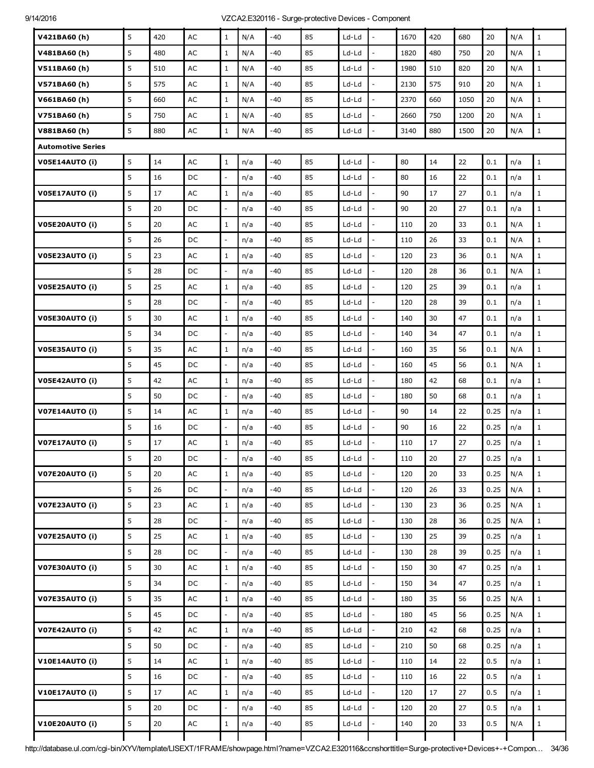| | | | | | | | | | | | | | | | |
|---|---|---|---|---|---|---|---|---|---|---|---|---|---|---|---|
| **V421BA60 (h)** | 5 | 420 | AC | 1 | N/A | -40 | 85 | Ld-Ld | - | 1670 | 420 | 680 | 20 | N/A | 1 |
| **V481BA60 (h)** | 5 | 480 | AC | 1 | N/A | -40 | 85 | Ld-Ld | - | 1820 | 480 | 750 | 20 | N/A | 1 |
| **V511BA60 (h)** | 5 | 510 | AC | 1 | N/A | -40 | 85 | Ld-Ld | - | 1980 | 510 | 820 | 20 | N/A | 1 |
| **V571BA60 (h)** | 5 | 575 | AC | 1 | N/A | -40 | 85 | Ld-Ld | - | 2130 | 575 | 910 | 20 | N/A | 1 |
| **V661BA60 (h)** | 5 | 660 | AC | 1 | N/A | -40 | 85 | Ld-Ld | - | 2370 | 660 | 1050 | 20 | N/A | 1 |
| **V751BA60 (h)** | 5 | 750 | AC | 1 | N/A | -40 | 85 | Ld-Ld | - | 2660 | 750 | 1200 | 20 | N/A | 1 |
| **V881BA60 (h)** | 5 | 880 | AC | 1 | N/A | -40 | 85 | Ld-Ld | - | 3140 | 880 | 1500 | 20 | N/A | 1 |
| **Automotive Series** | | | | | | | | | | | | | | | |
| **V05E14AUTO (i)** | 5 | 14 | AC | 1 | n/a | -40 | 85 | Ld-Ld | - | 80 | 14 | 22 | 0.1 | n/a | 1 |
| | 5 | 16 | DC | - | n/a | -40 | 85 | Ld-Ld | - | 80 | 16 | 22 | 0.1 | n/a | 1 |
| **V05E17AUTO (i)** | 5 | 17 | AC | 1 | n/a | -40 | 85 | Ld-Ld | - | 90 | 17 | 27 | 0.1 | n/a | 1 |
| | 5 | 20 | DC | - | n/a | -40 | 85 | Ld-Ld | - | 90 | 20 | 27 | 0.1 | n/a | 1 |
| **V05E20AUTO (i)** | 5 | 20 | AC | 1 | n/a | -40 | 85 | Ld-Ld | - | 110 | 20 | 33 | 0.1 | N/A | 1 |
| | 5 | 26 | DC | - | n/a | -40 | 85 | Ld-Ld | - | 110 | 26 | 33 | 0.1 | N/A | 1 |
| **V05E23AUTO (i)** | 5 | 23 | AC | 1 | n/a | -40 | 85 | Ld-Ld | - | 120 | 23 | 36 | 0.1 | N/A | 1 |
| | 5 | 28 | DC | - | n/a | -40 | 85 | Ld-Ld | - | 120 | 28 | 36 | 0.1 | N/A | 1 |
| **V05E25AUTO (i)** | 5 | 25 | AC | 1 | n/a | -40 | 85 | Ld-Ld | - | 120 | 25 | 39 | 0.1 | n/a | 1 |
| | 5 | 28 | DC | - | n/a | -40 | 85 | Ld-Ld | - | 120 | 28 | 39 | 0.1 | n/a | 1 |
| **V05E30AUTO (i)** | 5 | 30 | AC | 1 | n/a | -40 | 85 | Ld-Ld | - | 140 | 30 | 47 | 0.1 | n/a | 1 |
| | 5 | 34 | DC | - | n/a | -40 | 85 | Ld-Ld | - | 140 | 34 | 47 | 0.1 | n/a | 1 |
| **V05E35AUTO (i)** | 5 | 35 | AC | 1 | n/a | -40 | 85 | Ld-Ld | - | 160 | 35 | 56 | 0.1 | N/A | 1 |
| | 5 | 45 | DC | - | n/a | -40 | 85 | Ld-Ld | - | 160 | 45 | 56 | 0.1 | N/A | 1 |
| **V05E42AUTO (i)** | 5 | 42 | AC | 1 | n/a | -40 | 85 | Ld-Ld | - | 180 | 42 | 68 | 0.1 | n/a | 1 |
| | 5 | 50 | DC | - | n/a | -40 | 85 | Ld-Ld | - | 180 | 50 | 68 | 0.1 | n/a | 1 |
| **V07E14AUTO (i)** | 5 | 14 | AC | 1 | n/a | -40 | 85 | Ld-Ld | - | 90 | 14 | 22 | 0.25 | n/a | 1 |
| | 5 | 16 | DC | - | n/a | -40 | 85 | Ld-Ld | - | 90 | 16 | 22 | 0.25 | n/a | 1 |
| **V07E17AUTO (i)** | 5 | 17 | AC | 1 | n/a | -40 | 85 | Ld-Ld | - | 110 | 17 | 27 | 0.25 | n/a | 1 |
| | 5 | 20 | DC | - | n/a | -40 | 85 | Ld-Ld | - | 110 | 20 | 27 | 0.25 | n/a | 1 |
| **V07E20AUTO (i)** | 5 | 20 | AC | 1 | n/a | -40 | 85 | Ld-Ld | - | 120 | 20 | 33 | 0.25 | N/A | 1 |
| | 5 | 26 | DC | - | n/a | -40 | 85 | Ld-Ld | - | 120 | 26 | 33 | 0.25 | N/A | 1 |
| **V07E23AUTO (i)** | 5 | 23 | AC | 1 | n/a | -40 | 85 | Ld-Ld | - | 130 | 23 | 36 | 0.25 | N/A | 1 |
| | 5 | 28 | DC | - | n/a | -40 | 85 | Ld-Ld | - | 130 | 28 | 36 | 0.25 | N/A | 1 |
| **V07E25AUTO (i)** | 5 | 25 | AC | 1 | n/a | -40 | 85 | Ld-Ld | - | 130 | 25 | 39 | 0.25 | n/a | 1 |
| | 5 | 28 | DC | - | n/a | -40 | 85 | Ld-Ld | - | 130 | 28 | 39 | 0.25 | n/a | 1 |
| **V07E30AUTO (i)** | 5 | 30 | AC | 1 | n/a | -40 | 85 | Ld-Ld | - | 150 | 30 | 47 | 0.25 | n/a | 1 |
| | 5 | 34 | DC | - | n/a | -40 | 85 | Ld-Ld | - | 150 | 34 | 47 | 0.25 | n/a | 1 |
| **V07E35AUTO (i)** | 5 | 35 | AC | 1 | n/a | -40 | 85 | Ld-Ld | - | 180 | 35 | 56 | 0.25 | N/A | 1 |
| | 5 | 45 | DC | - | n/a | -40 | 85 | Ld-Ld | - | 180 | 45 | 56 | 0.25 | N/A | 1 |
| **V07E42AUTO (i)** | 5 | 42 | AC | 1 | n/a | -40 | 85 | Ld-Ld | - | 210 | 42 | 68 | 0.25 | n/a | 1 |
| | 5 | 50 | DC | - | n/a | -40 | 85 | Ld-Ld | - | 210 | 50 | 68 | 0.25 | n/a | 1 |
| **V10E14AUTO (i)** | 5 | 14 | AC | 1 | n/a | -40 | 85 | Ld-Ld | - | 110 | 14 | 22 | 0.5 | n/a | 1 |
| | 5 | 16 | DC | - | n/a | -40 | 85 | Ld-Ld | - | 110 | 16 | 22 | 0.5 | n/a | 1 |
| **V10E17AUTO (i)** | 5 | 17 | AC | 1 | n/a | -40 | 85 | Ld-Ld | - | 120 | 17 | 27 | 0.5 | n/a | 1 |
| | 5 | 20 | DC | - | n/a | -40 | 85 | Ld-Ld | - | 120 | 20 | 27 | 0.5 | n/a | 1 |
| **V10E20AUTO (i)** | 5 | 20 | AC | 1 | n/a | -40 | 85 | Ld-Ld | - | 140 | 20 | 33 | 0.5 | N/A | 1 |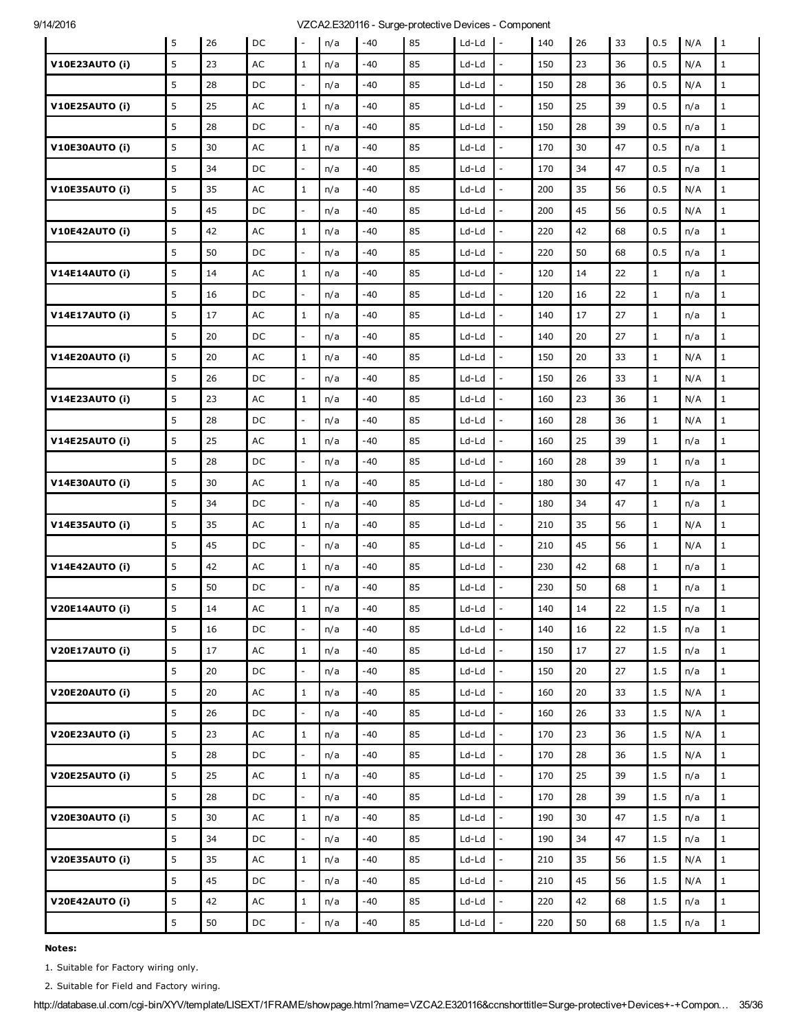| | | | | | | | | | | | | | | | |
|---|---|---|---|---|---|---|---|---|---|---|---|---|---|---|---|
| | 5 | 26 | DC | - | n/a | -40 | 85 | Ld-Ld | - | 140 | 26 | 33 | 0.5 | N/A | 1 |
| **V10E23AUTO (i)** | 5 | 23 | AC | 1 | n/a | -40 | 85 | Ld-Ld | - | 150 | 23 | 36 | 0.5 | N/A | 1 |
| | 5 | 28 | DC | - | n/a | -40 | 85 | Ld-Ld | - | 150 | 28 | 36 | 0.5 | N/A | 1 |
| **V10E25AUTO (i)** | 5 | 25 | AC | 1 | n/a | -40 | 85 | Ld-Ld | - | 150 | 25 | 39 | 0.5 | n/a | 1 |
| | 5 | 28 | DC | - | n/a | -40 | 85 | Ld-Ld | - | 150 | 28 | 39 | 0.5 | n/a | 1 |
| **V10E30AUTO (i)** | 5 | 30 | AC | 1 | n/a | -40 | 85 | Ld-Ld | - | 170 | 30 | 47 | 0.5 | n/a | 1 |
| | 5 | 34 | DC | - | n/a | -40 | 85 | Ld-Ld | - | 170 | 34 | 47 | 0.5 | n/a | 1 |
| **V10E35AUTO (i)** | 5 | 35 | AC | 1 | n/a | -40 | 85 | Ld-Ld | - | 200 | 35 | 56 | 0.5 | N/A | 1 |
| | 5 | 45 | DC | - | n/a | -40 | 85 | Ld-Ld | - | 200 | 45 | 56 | 0.5 | N/A | 1 |
| **V10E42AUTO (i)** | 5 | 42 | AC | 1 | n/a | -40 | 85 | Ld-Ld | - | 220 | 42 | 68 | 0.5 | n/a | 1 |
| | 5 | 50 | DC | - | n/a | -40 | 85 | Ld-Ld | - | 220 | 50 | 68 | 0.5 | n/a | 1 |
| **V14E14AUTO (i)** | 5 | 14 | AC | 1 | n/a | -40 | 85 | Ld-Ld | - | 120 | 14 | 22 | 1 | n/a | 1 |
| | 5 | 16 | DC | - | n/a | -40 | 85 | Ld-Ld | - | 120 | 16 | 22 | 1 | n/a | 1 |
| **V14E17AUTO (i)** | 5 | 17 | AC | 1 | n/a | -40 | 85 | Ld-Ld | - | 140 | 17 | 27 | 1 | n/a | 1 |
| | 5 | 20 | DC | - | n/a | -40 | 85 | Ld-Ld | - | 140 | 20 | 27 | 1 | n/a | 1 |
| **V14E20AUTO (i)** | 5 | 20 | AC | 1 | n/a | -40 | 85 | Ld-Ld | - | 150 | 20 | 33 | 1 | N/A | 1 |
| | 5 | 26 | DC | - | n/a | -40 | 85 | Ld-Ld | - | 150 | 26 | 33 | 1 | N/A | 1 |
| **V14E23AUTO (i)** | 5 | 23 | AC | 1 | n/a | -40 | 85 | Ld-Ld | - | 160 | 23 | 36 | 1 | N/A | 1 |
| | 5 | 28 | DC | - | n/a | -40 | 85 | Ld-Ld | - | 160 | 28 | 36 | 1 | N/A | 1 |
| **V14E25AUTO (i)** | 5 | 25 | AC | 1 | n/a | -40 | 85 | Ld-Ld | - | 160 | 25 | 39 | 1 | n/a | 1 |
| | 5 | 28 | DC | - | n/a | -40 | 85 | Ld-Ld | - | 160 | 28 | 39 | 1 | n/a | 1 |
| **V14E30AUTO (i)** | 5 | 30 | AC | 1 | n/a | -40 | 85 | Ld-Ld | - | 180 | 30 | 47 | 1 | n/a | 1 |
| | 5 | 34 | DC | - | n/a | -40 | 85 | Ld-Ld | - | 180 | 34 | 47 | 1 | n/a | 1 |
| **V14E35AUTO (i)** | 5 | 35 | AC | 1 | n/a | -40 | 85 | Ld-Ld | - | 210 | 35 | 56 | 1 | N/A | 1 |
| | 5 | 45 | DC | - | n/a | -40 | 85 | Ld-Ld | - | 210 | 45 | 56 | 1 | N/A | 1 |
| **V14E42AUTO (i)** | 5 | 42 | AC | 1 | n/a | -40 | 85 | Ld-Ld | - | 230 | 42 | 68 | 1 | n/a | 1 |
| | 5 | 50 | DC | - | n/a | -40 | 85 | Ld-Ld | - | 230 | 50 | 68 | 1 | n/a | 1 |
| **V20E14AUTO (i)** | 5 | 14 | AC | 1 | n/a | -40 | 85 | Ld-Ld | - | 140 | 14 | 22 | 1.5 | n/a | 1 |
| | 5 | 16 | DC | - | n/a | -40 | 85 | Ld-Ld | - | 140 | 16 | 22 | 1.5 | n/a | 1 |
| **V20E17AUTO (i)** | 5 | 17 | AC | 1 | n/a | -40 | 85 | Ld-Ld | - | 150 | 17 | 27 | 1.5 | n/a | 1 |
| | 5 | 20 | DC | - | n/a | -40 | 85 | Ld-Ld | - | 150 | 20 | 27 | 1.5 | n/a | 1 |
| **V20E20AUTO (i)** | 5 | 20 | AC | 1 | n/a | -40 | 85 | Ld-Ld | - | 160 | 20 | 33 | 1.5 | N/A | 1 |
| | 5 | 26 | DC | - | n/a | -40 | 85 | Ld-Ld | - | 160 | 26 | 33 | 1.5 | N/A | 1 |
| **V20E23AUTO (i)** | 5 | 23 | AC | 1 | n/a | -40 | 85 | Ld-Ld | - | 170 | 23 | 36 | 1.5 | N/A | 1 |
| | 5 | 28 | DC | - | n/a | -40 | 85 | Ld-Ld | - | 170 | 28 | 36 | 1.5 | N/A | 1 |
| **V20E25AUTO (i)** | 5 | 25 | AC | 1 | n/a | -40 | 85 | Ld-Ld | - | 170 | 25 | 39 | 1.5 | n/a | 1 |
| | 5 | 28 | DC | - | n/a | -40 | 85 | Ld-Ld | - | 170 | 28 | 39 | 1.5 | n/a | 1 |
| **V20E30AUTO (i)** | 5 | 30 | AC | 1 | n/a | -40 | 85 | Ld-Ld | - | 190 | 30 | 47 | 1.5 | n/a | 1 |
| | 5 | 34 | DC | - | n/a | -40 | 85 | Ld-Ld | - | 190 | 34 | 47 | 1.5 | n/a | 1 |
| **V20E35AUTO (i)** | 5 | 35 | AC | 1 | n/a | -40 | 85 | Ld-Ld | - | 210 | 35 | 56 | 1.5 | N/A | 1 |
| | 5 | 45 | DC | - | n/a | -40 | 85 | Ld-Ld | - | 210 | 45 | 56 | 1.5 | N/A | 1 |
| **V20E42AUTO (i)** | 5 | 42 | AC | 1 | n/a | -40 | 85 | Ld-Ld | - | 220 | 42 | 68 | 1.5 | n/a | 1 |
| | 5 | 50 | DC | - | n/a | -40 | 85 | Ld-Ld | - | 220 | 50 | 68 | 1.5 | n/a | 1 |

**Notes:**

1. Suitable for Factory wiring only.

2. Suitable for Field and Factory wiring.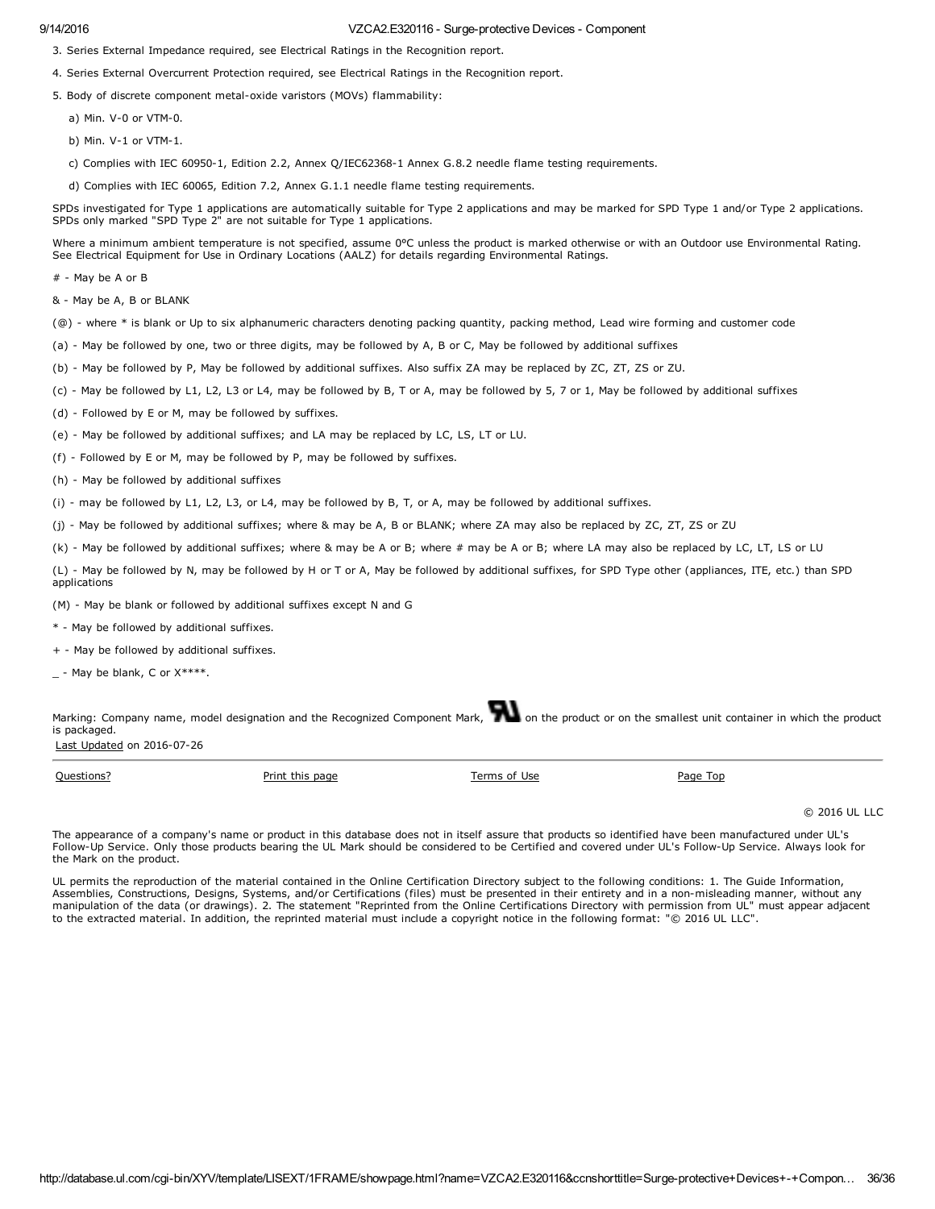3. Series External Impedance required, see Electrical Ratings in the Recognition report.

4. Series External Overcurrent Protection required, see Electrical Ratings in the Recognition report.

5. Body of discrete component metal-oxide varistors (MOVs) flammability:

   a) Min. V-0 or VTM-0.

   b) Min. V-1 or VTM-1.

   c) Complies with IEC 60950-1, Edition 2.2, Annex Q/IEC62368-1 Annex G.8.2 needle flame testing requirements.

   d) Complies with IEC 60065, Edition 7.2, Annex G.1.1 needle flame testing requirements.

SPDs investigated for Type 1 applications are automatically suitable for Type 2 applications and may be marked for SPD Type 1 and/or Type 2 applications. SPDs only marked "SPD Type 2" are not suitable for Type 1 applications.

Where a minimum ambient temperature is not specified, assume 0°C unless the product is marked otherwise or with an Outdoor use Environmental Rating. See Electrical Equipment for Use in Ordinary Locations (AALZ) for details regarding Environmental Ratings.

# - May be A or B

& - May be A, B or BLANK

(@) - where * is blank or Up to six alphanumeric characters denoting packing quantity, packing method, Lead wire forming and customer code

(a) - May be followed by one, two or three digits, may be followed by A, B or C, May be followed by additional suffixes

(b) - May be followed by P, May be followed by additional suffixes. Also suffix ZA may be replaced by ZC, ZT, ZS or ZU.

(c) - May be followed by L1, L2, L3 or L4, may be followed by B, T or A, may be followed by 5, 7 or 1, May be followed by additional suffixes

(d) - Followed by E or M, may be followed by suffixes.

(e) - May be followed by additional suffixes; and LA may be replaced by LC, LS, LT or LU.

(f) - Followed by E or M, may be followed by P, may be followed by suffixes.

(h) - May be followed by additional suffixes

(i) - may be followed by L1, L2, L3, or L4, may be followed by B, T, or A, may be followed by additional suffixes.

(j) - May be followed by additional suffixes; where & may be A, B or BLANK; where ZA may also be replaced by ZC, ZT, ZS or ZU

(k) - May be followed by additional suffixes; where & may be A or B; where # may be A or B; where LA may also be replaced by LC, LT, LS or LU

(L) - May be followed by N, may be followed by H or T or A, May be followed by additional suffixes, for SPD Type other (appliances, ITE, etc.) than SPD applications

(M) - May be blank or followed by additional suffixes except N and G

* - May be followed by additional suffixes.

+ - May be followed by additional suffixes.

_ - May be blank, C or X****.

Marking: Company name, model designation and the Recognized Component Mark, on the product or on the smallest unit container in which the product is packaged.

Last Updated on 2016-07-26

Questions? Print this page Terms of Use Page Top

© 2016 UL LLC

The appearance of a company's name or product in this database does not in itself assure that products so identified have been manufactured under UL's Follow-Up Service. Only those products bearing the UL Mark should be considered to be Certified and covered under UL's Follow-Up Service. Always look for the Mark on the product.

UL permits the reproduction of the material contained in the Online Certification Directory subject to the following conditions: 1. The Guide Information, Assemblies, Constructions, Designs, Systems, and/or Certifications (files) must be presented in their entirety and in a non-misleading manner, without any manipulation of the data (or drawings). 2. The statement "Reprinted from the Online Certifications Directory with permission from UL" must appear adjacent to the extracted material. In addition, the reprinted material must include a copyright notice in the following format: "© 2016 UL LLC".